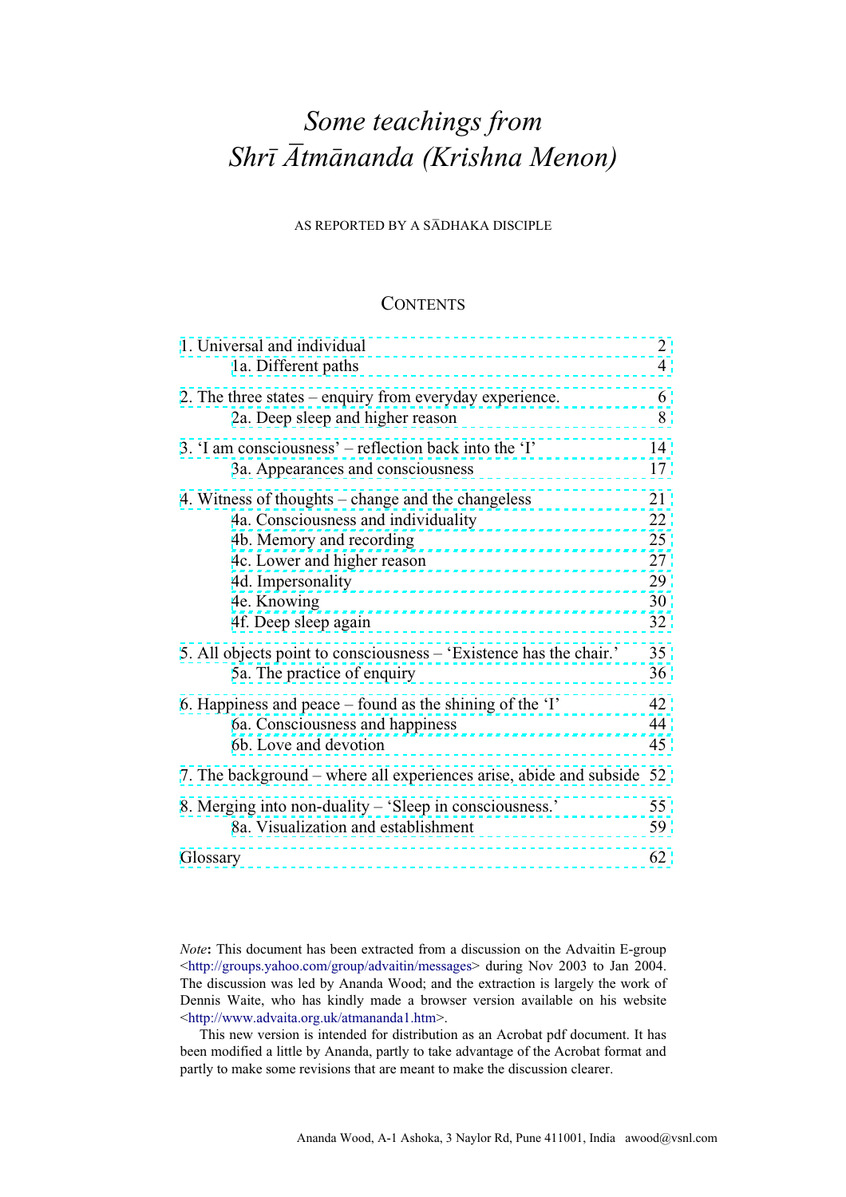# *Some teachings from Shrī Ātmānanda (Krishna Menon)*

AS REPORTED BY A SĀDHAKA DISCIPLE

## CONTENTS

| | |
|---|---|
| 1. Universal and individual | 2 |
| 1a. Different paths | 4 |
| 2. The three states – enquiry from everyday experience. | 6 |
| 2a. Deep sleep and higher reason | 8 |
| 3. 'I am consciousness' – reflection back into the 'I' | 14 |
| 3a. Appearances and consciousness | 17 |
| 4. Witness of thoughts – change and the changeless | 21 |
| 4a. Consciousness and individuality | 22 |
| 4b. Memory and recording | 25 |
| 4c. Lower and higher reason | 27 |
| 4d. Impersonality | 29 |
| 4e. Knowing | 30 |
| 4f. Deep sleep again | 32 |
| 5. All objects point to consciousness – 'Existence has the chair.' | 35 |
| 5a. The practice of enquiry | 36 |
| 6. Happiness and peace – found as the shining of the 'I' | 42 |
| 6a. Consciousness and happiness | 44 |
| 6b. Love and devotion | 45 |
| 7. The background – where all experiences arise, abide and subside | 52 |
| 8. Merging into non-duality – 'Sleep in consciousness.' | 55 |
| 8a. Visualization and establishment | 59 |
| Glossary | 62 |

*Note*: This document has been extracted from a discussion on the Advaitin E-group <http://groups.yahoo.com/group/advaitin/messages> during Nov 2003 to Jan 2004. The discussion was led by Ananda Wood; and the extraction is largely the work of Dennis Waite, who has kindly made a browser version available on his website <http://www.advaita.org.uk/atmananda1.htm>.

This new version is intended for distribution as an Acrobat pdf document. It has been modified a little by Ananda, partly to take advantage of the Acrobat format and partly to make some revisions that are meant to make the discussion clearer.

Ananda Wood, A-1 Ashoka, 3 Naylor Rd, Pune 411001, India awood@vsnl.com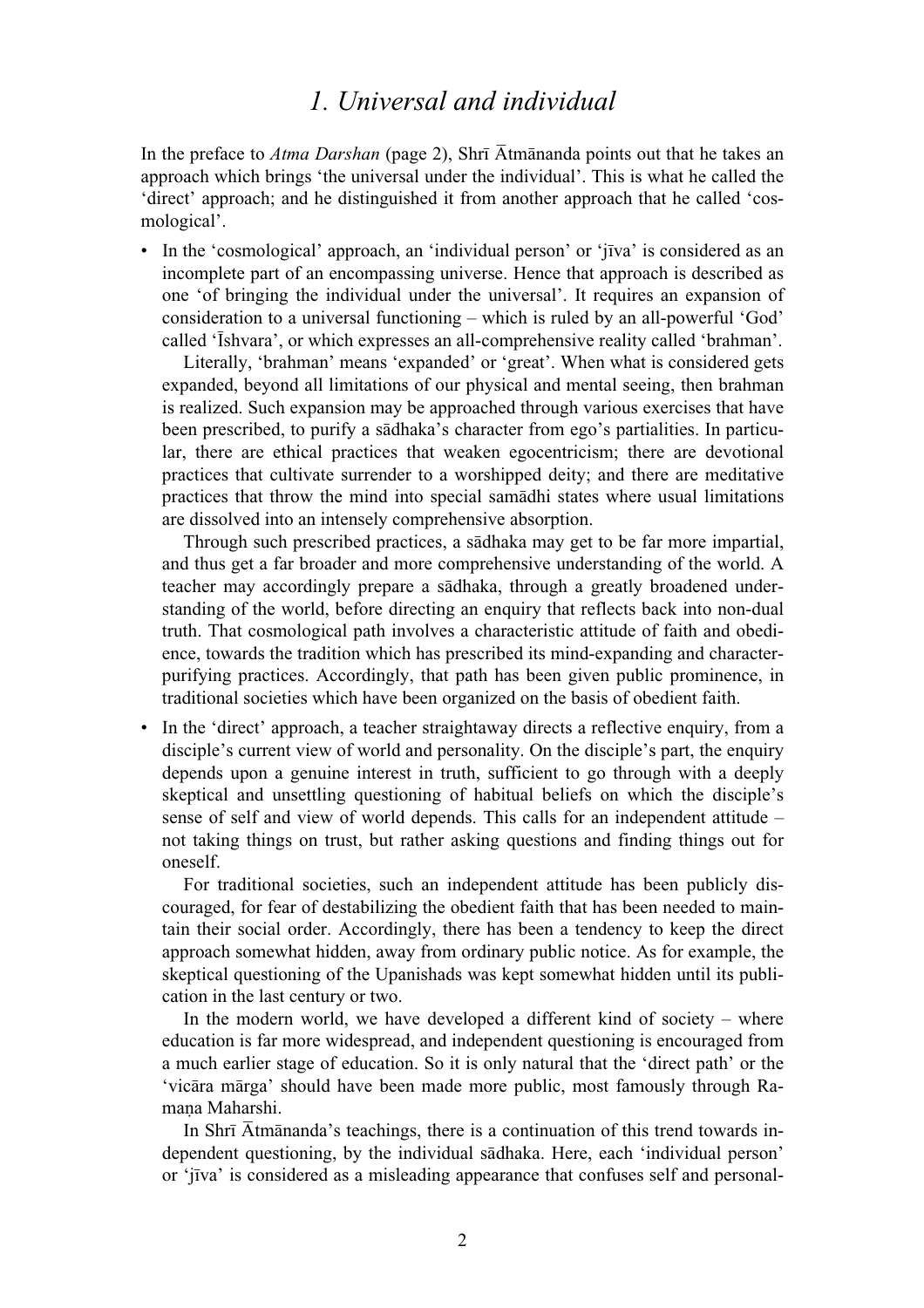# 1. Universal and individual

In the preface to *Atma Darshan* (page 2), Shrī Ātmānanda points out that he takes an approach which brings 'the universal under the individual'. This is what he called the 'direct' approach; and he distinguished it from another approach that he called 'cosmological'.

- In the 'cosmological' approach, an 'individual person' or 'jīva' is considered as an incomplete part of an encompassing universe. Hence that approach is described as one 'of bringing the individual under the universal'. It requires an expansion of consideration to a universal functioning – which is ruled by an all-powerful 'God' called 'Īshvara', or which expresses an all-comprehensive reality called 'brahman'.

  Literally, 'brahman' means 'expanded' or 'great'. When what is considered gets expanded, beyond all limitations of our physical and mental seeing, then brahman is realized. Such expansion may be approached through various exercises that have been prescribed, to purify a sādhaka's character from ego's partialities. In particular, there are ethical practices that weaken egocentricism; there are devotional practices that cultivate surrender to a worshipped deity; and there are meditative practices that throw the mind into special samādhi states where usual limitations are dissolved into an intensely comprehensive absorption.

  Through such prescribed practices, a sādhaka may get to be far more impartial, and thus get a far broader and more comprehensive understanding of the world. A teacher may accordingly prepare a sādhaka, through a greatly broadened understanding of the world, before directing an enquiry that reflects back into non-dual truth. That cosmological path involves a characteristic attitude of faith and obedience, towards the tradition which has prescribed its mind-expanding and character-purifying practices. Accordingly, that path has been given public prominence, in traditional societies which have been organized on the basis of obedient faith.

- In the 'direct' approach, a teacher straightaway directs a reflective enquiry, from a disciple's current view of world and personality. On the disciple's part, the enquiry depends upon a genuine interest in truth, sufficient to go through with a deeply skeptical and unsettling questioning of habitual beliefs on which the disciple's sense of self and view of world depends. This calls for an independent attitude – not taking things on trust, but rather asking questions and finding things out for oneself.

  For traditional societies, such an independent attitude has been publicly discouraged, for fear of destabilizing the obedient faith that has been needed to maintain their social order. Accordingly, there has been a tendency to keep the direct approach somewhat hidden, away from ordinary public notice. As for example, the skeptical questioning of the Upanishads was kept somewhat hidden until its publication in the last century or two.

  In the modern world, we have developed a different kind of society – where education is far more widespread, and independent questioning is encouraged from a much earlier stage of education. So it is only natural that the 'direct path' or the 'vicāra mārga' should have been made more public, most famously through Ramaṇa Maharshi.

  In Shrī Ātmānanda's teachings, there is a continuation of this trend towards independent questioning, by the individual sādhaka. Here, each 'individual person' or 'jīva' is considered as a misleading appearance that confuses self and personal-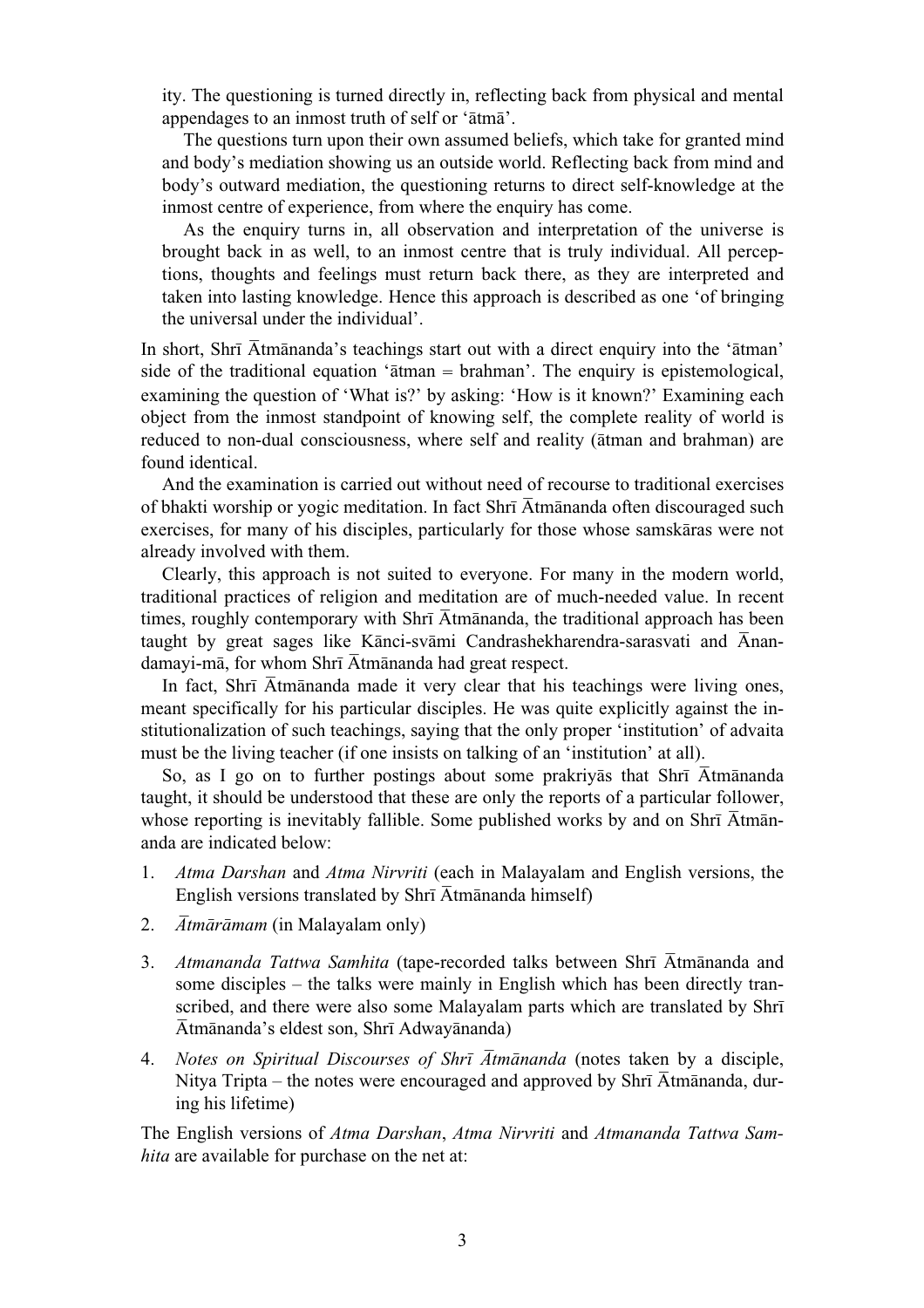ity. The questioning is turned directly in, reflecting back from physical and mental appendages to an inmost truth of self or 'ātmā'.

The questions turn upon their own assumed beliefs, which take for granted mind and body's mediation showing us an outside world. Reflecting back from mind and body's outward mediation, the questioning returns to direct self-knowledge at the inmost centre of experience, from where the enquiry has come.

As the enquiry turns in, all observation and interpretation of the universe is brought back in as well, to an inmost centre that is truly individual. All perceptions, thoughts and feelings must return back there, as they are interpreted and taken into lasting knowledge. Hence this approach is described as one 'of bringing the universal under the individual'.

In short, Shrī Ātmānanda's teachings start out with a direct enquiry into the 'ātman' side of the traditional equation 'ātman = brahman'. The enquiry is epistemological, examining the question of 'What is?' by asking: 'How is it known?' Examining each object from the inmost standpoint of knowing self, the complete reality of world is reduced to non-dual consciousness, where self and reality (ātman and brahman) are found identical.

And the examination is carried out without need of recourse to traditional exercises of bhakti worship or yogic meditation. In fact Shrī Ātmānanda often discouraged such exercises, for many of his disciples, particularly for those whose samskāras were not already involved with them.

Clearly, this approach is not suited to everyone. For many in the modern world, traditional practices of religion and meditation are of much-needed value. In recent times, roughly contemporary with Shrī Ātmānanda, the traditional approach has been taught by great sages like Kānci-svāmi Candrashekharendra-sarasvati and Ānandamayi-mā, for whom Shrī Ātmānanda had great respect.

In fact, Shrī Ātmānanda made it very clear that his teachings were living ones, meant specifically for his particular disciples. He was quite explicitly against the institutionalization of such teachings, saying that the only proper 'institution' of advaita must be the living teacher (if one insists on talking of an 'institution' at all).

So, as I go on to further postings about some prakriyās that Shrī Ātmānanda taught, it should be understood that these are only the reports of a particular follower, whose reporting is inevitably fallible. Some published works by and on Shrī Ātmānanda are indicated below:

1. *Atma Darshan* and *Atma Nirvriti* (each in Malayalam and English versions, the English versions translated by Shrī Ātmānanda himself)
2. *Ātmārāmam* (in Malayalam only)
3. *Atmananda Tattwa Samhita* (tape-recorded talks between Shrī Ātmānanda and some disciples – the talks were mainly in English which has been directly transcribed, and there were also some Malayalam parts which are translated by Shrī Ātmānanda's eldest son, Shrī Adwayānanda)
4. *Notes on Spiritual Discourses of Shrī Ātmānanda* (notes taken by a disciple, Nitya Tripta – the notes were encouraged and approved by Shrī Ātmānanda, during his lifetime)

The English versions of *Atma Darshan*, *Atma Nirvriti* and *Atmananda Tattwa Samhita* are available for purchase on the net at: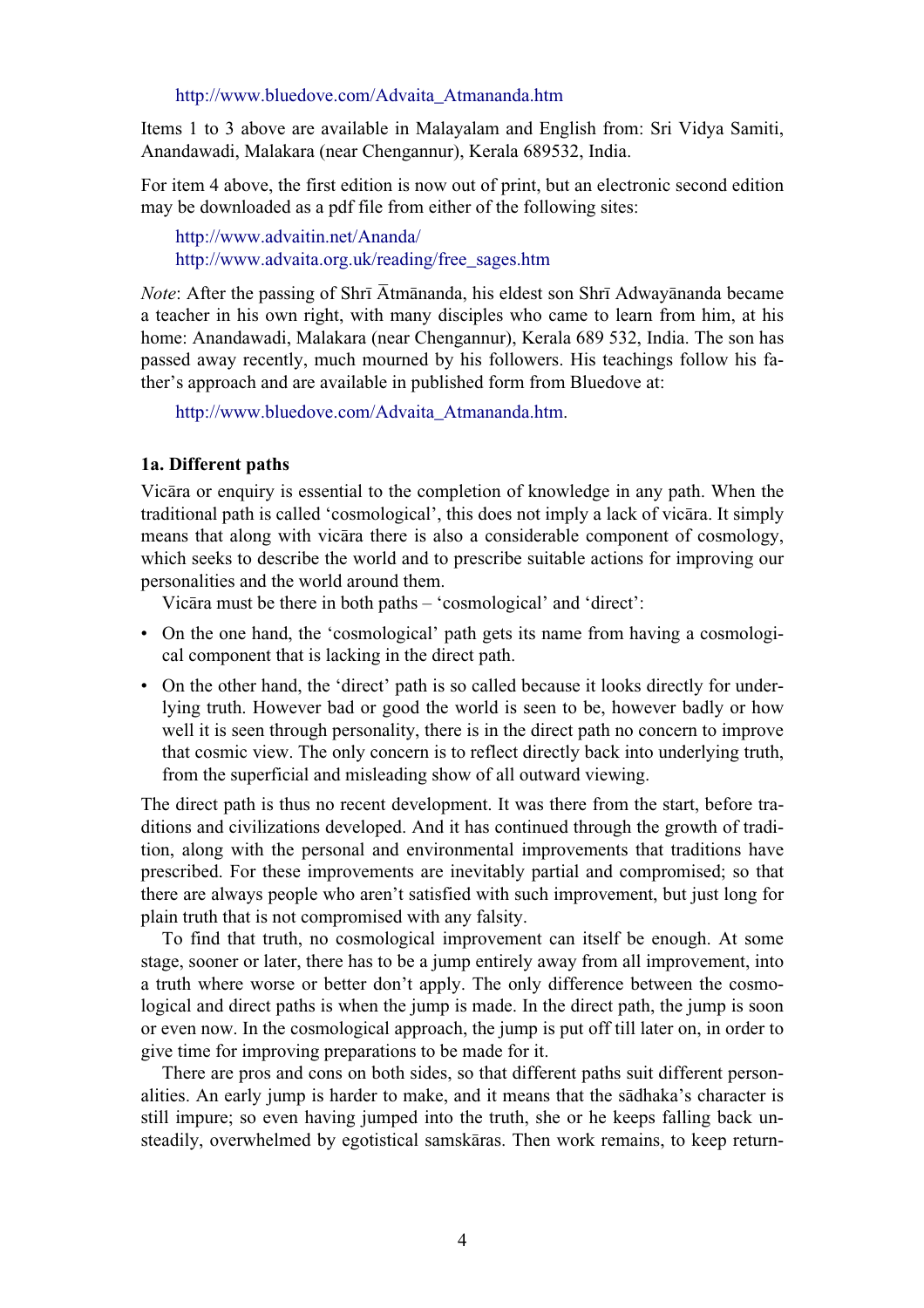http://www.bluedove.com/Advaita_Atmananda.htm

Items 1 to 3 above are available in Malayalam and English from: Sri Vidya Samiti, Anandawadi, Malakara (near Chengannur), Kerala 689532, India.

For item 4 above, the first edition is now out of print, but an electronic second edition may be downloaded as a pdf file from either of the following sites:

http://www.advaitin.net/Ananda/
http://www.advaita.org.uk/reading/free_sages.htm

*Note*: After the passing of Shrī Ātmānanda, his eldest son Shrī Adwayānanda became a teacher in his own right, with many disciples who came to learn from him, at his home: Anandawadi, Malakara (near Chengannur), Kerala 689 532, India. The son has passed away recently, much mourned by his followers. His teachings follow his father's approach and are available in published form from Bluedove at:

http://www.bluedove.com/Advaita_Atmananda.htm.

### 1a. Different paths

Vicāra or enquiry is essential to the completion of knowledge in any path. When the traditional path is called 'cosmological', this does not imply a lack of vicāra. It simply means that along with vicāra there is also a considerable component of cosmology, which seeks to describe the world and to prescribe suitable actions for improving our personalities and the world around them.

Vicāra must be there in both paths – 'cosmological' and 'direct':

- On the one hand, the 'cosmological' path gets its name from having a cosmological component that is lacking in the direct path.
- On the other hand, the 'direct' path is so called because it looks directly for underlying truth. However bad or good the world is seen to be, however badly or how well it is seen through personality, there is in the direct path no concern to improve that cosmic view. The only concern is to reflect directly back into underlying truth, from the superficial and misleading show of all outward viewing.

The direct path is thus no recent development. It was there from the start, before traditions and civilizations developed. And it has continued through the growth of tradition, along with the personal and environmental improvements that traditions have prescribed. For these improvements are inevitably partial and compromised; so that there are always people who aren't satisfied with such improvement, but just long for plain truth that is not compromised with any falsity.

To find that truth, no cosmological improvement can itself be enough. At some stage, sooner or later, there has to be a jump entirely away from all improvement, into a truth where worse or better don't apply. The only difference between the cosmological and direct paths is when the jump is made. In the direct path, the jump is soon or even now. In the cosmological approach, the jump is put off till later on, in order to give time for improving preparations to be made for it.

There are pros and cons on both sides, so that different paths suit different personalities. An early jump is harder to make, and it means that the sādhaka's character is still impure; so even having jumped into the truth, she or he keeps falling back unsteadily, overwhelmed by egotistical samskāras. Then work remains, to keep return-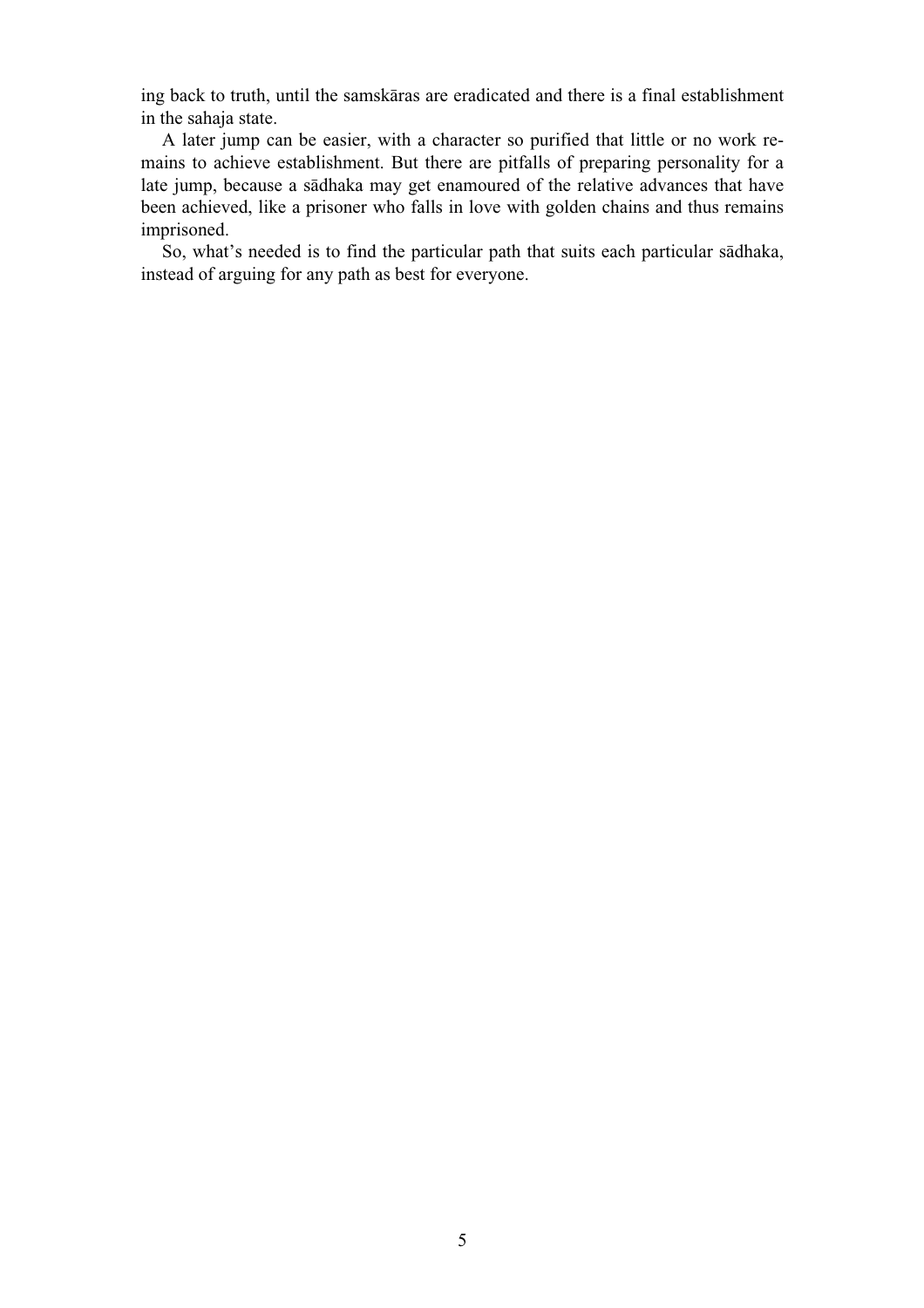ing back to truth, until the samskāras are eradicated and there is a final establishment in the sahaja state.

A later jump can be easier, with a character so purified that little or no work remains to achieve establishment. But there are pitfalls of preparing personality for a late jump, because a sādhaka may get enamoured of the relative advances that have been achieved, like a prisoner who falls in love with golden chains and thus remains imprisoned.

So, what's needed is to find the particular path that suits each particular sādhaka, instead of arguing for any path as best for everyone.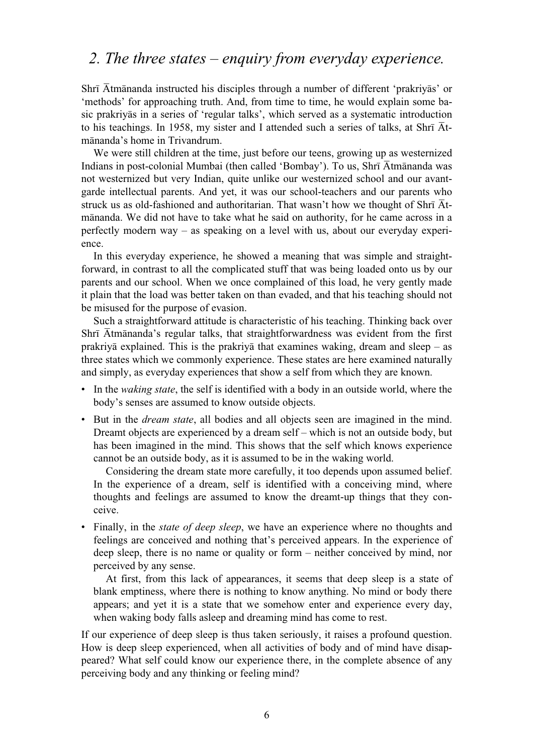## 2. The three states – enquiry from everyday experience.

Shrī Ātmānanda instructed his disciples through a number of different 'prakriyās' or 'methods' for approaching truth. And, from time to time, he would explain some basic prakriyās in a series of 'regular talks', which served as a systematic introduction to his teachings. In 1958, my sister and I attended such a series of talks, at Shrī Ātmānanda's home in Trivandrum.

We were still children at the time, just before our teens, growing up as westernized Indians in post-colonial Mumbai (then called 'Bombay'). To us, Shrī Ātmānanda was not westernized but very Indian, quite unlike our westernized school and our avant-garde intellectual parents. And yet, it was our school-teachers and our parents who struck us as old-fashioned and authoritarian. That wasn't how we thought of Shrī Ātmānanda. We did not have to take what he said on authority, for he came across in a perfectly modern way – as speaking on a level with us, about our everyday experience.

In this everyday experience, he showed a meaning that was simple and straightforward, in contrast to all the complicated stuff that was being loaded onto us by our parents and our school. When we once complained of this load, he very gently made it plain that the load was better taken on than evaded, and that his teaching should not be misused for the purpose of evasion.

Such a straightforward attitude is characteristic of his teaching. Thinking back over Shrī Ātmānanda's regular talks, that straightforwardness was evident from the first prakriyā explained. This is the prakriyā that examines waking, dream and sleep – as three states which we commonly experience. These states are here examined naturally and simply, as everyday experiences that show a self from which they are known.

- In the *waking state*, the self is identified with a body in an outside world, where the body's senses are assumed to know outside objects.
- But in the *dream state*, all bodies and all objects seen are imagined in the mind. Dreamt objects are experienced by a dream self – which is not an outside body, but has been imagined in the mind. This shows that the self which knows experience cannot be an outside body, as it is assumed to be in the waking world.

  Considering the dream state more carefully, it too depends upon assumed belief. In the experience of a dream, self is identified with a conceiving mind, where thoughts and feelings are assumed to know the dreamt-up things that they conceive.
- Finally, in the *state of deep sleep*, we have an experience where no thoughts and feelings are conceived and nothing that's perceived appears. In the experience of deep sleep, there is no name or quality or form – neither conceived by mind, nor perceived by any sense.

  At first, from this lack of appearances, it seems that deep sleep is a state of blank emptiness, where there is nothing to know anything. No mind or body there appears; and yet it is a state that we somehow enter and experience every day, when waking body falls asleep and dreaming mind has come to rest.

If our experience of deep sleep is thus taken seriously, it raises a profound question. How is deep sleep experienced, when all activities of body and of mind have disappeared? What self could know our experience there, in the complete absence of any perceiving body and any thinking or feeling mind?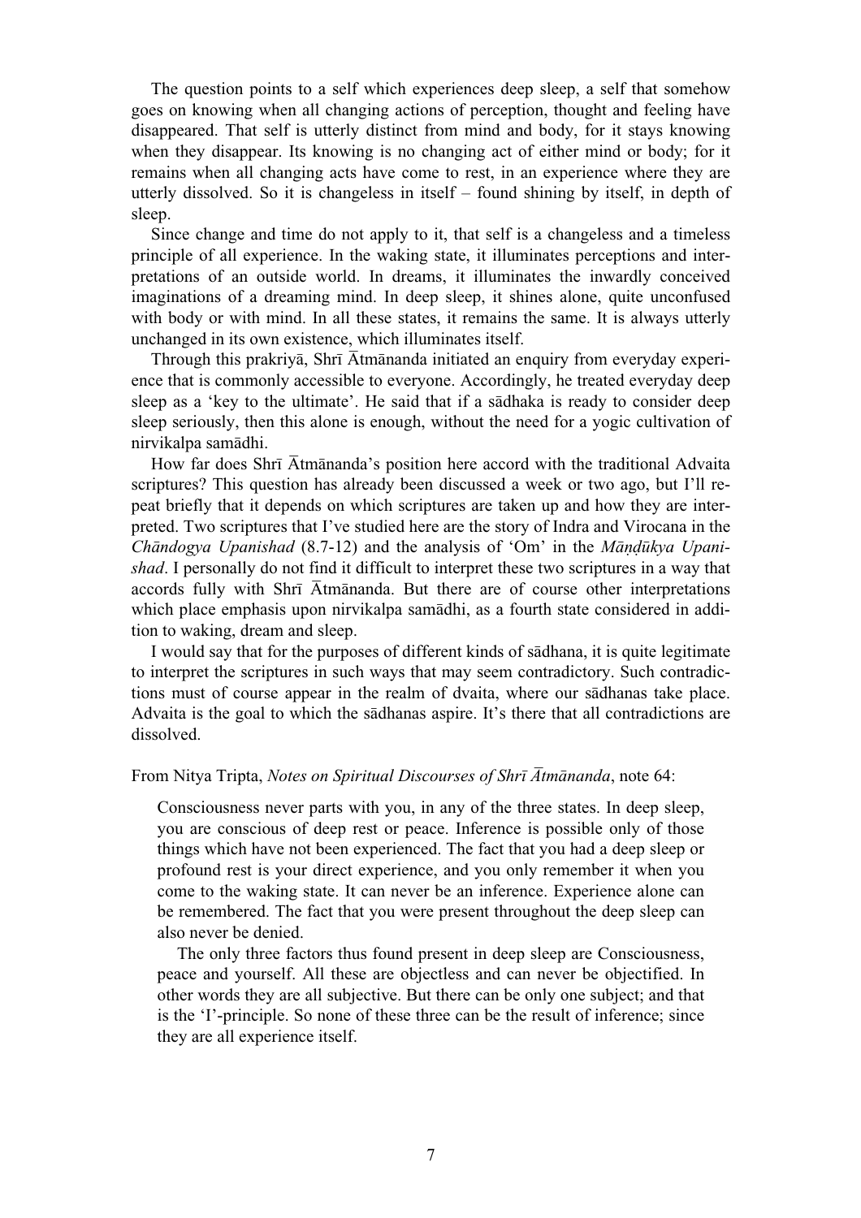The question points to a self which experiences deep sleep, a self that somehow goes on knowing when all changing actions of perception, thought and feeling have disappeared. That self is utterly distinct from mind and body, for it stays knowing when they disappear. Its knowing is no changing act of either mind or body; for it remains when all changing acts have come to rest, in an experience where they are utterly dissolved. So it is changeless in itself – found shining by itself, in depth of sleep.

Since change and time do not apply to it, that self is a changeless and a timeless principle of all experience. In the waking state, it illuminates perceptions and interpretations of an outside world. In dreams, it illuminates the inwardly conceived imaginations of a dreaming mind. In deep sleep, it shines alone, quite unconfused with body or with mind. In all these states, it remains the same. It is always utterly unchanged in its own existence, which illuminates itself.

Through this prakriyā, Shrī Ātmānanda initiated an enquiry from everyday experience that is commonly accessible to everyone. Accordingly, he treated everyday deep sleep as a 'key to the ultimate'. He said that if a sādhaka is ready to consider deep sleep seriously, then this alone is enough, without the need for a yogic cultivation of nirvikalpa samādhi.

How far does Shrī Ātmānanda's position here accord with the traditional Advaita scriptures? This question has already been discussed a week or two ago, but I'll repeat briefly that it depends on which scriptures are taken up and how they are interpreted. Two scriptures that I've studied here are the story of Indra and Virocana in the *Chāndogya Upanishad* (8.7-12) and the analysis of 'Om' in the *Māṇḍūkya Upanishad*. I personally do not find it difficult to interpret these two scriptures in a way that accords fully with Shrī Ātmānanda. But there are of course other interpretations which place emphasis upon nirvikalpa samādhi, as a fourth state considered in addition to waking, dream and sleep.

I would say that for the purposes of different kinds of sādhana, it is quite legitimate to interpret the scriptures in such ways that may seem contradictory. Such contradictions must of course appear in the realm of dvaita, where our sādhanas take place. Advaita is the goal to which the sādhanas aspire. It's there that all contradictions are dissolved.

From Nitya Tripta, *Notes on Spiritual Discourses of Shrī Ātmānanda*, note 64:

> Consciousness never parts with you, in any of the three states. In deep sleep, you are conscious of deep rest or peace. Inference is possible only of those things which have not been experienced. The fact that you had a deep sleep or profound rest is your direct experience, and you only remember it when you come to the waking state. It can never be an inference. Experience alone can be remembered. The fact that you were present throughout the deep sleep can also never be denied.
>
> The only three factors thus found present in deep sleep are Consciousness, peace and yourself. All these are objectless and can never be objectified. In other words they are all subjective. But there can be only one subject; and that is the 'I'-principle. So none of these three can be the result of inference; since they are all experience itself.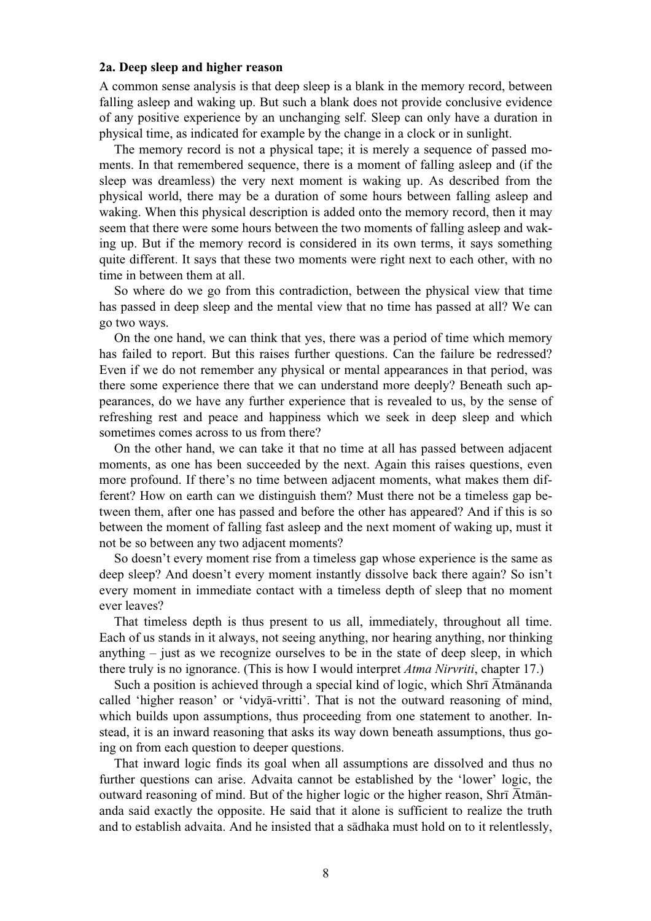**2a. Deep sleep and higher reason**

A common sense analysis is that deep sleep is a blank in the memory record, between falling asleep and waking up. But such a blank does not provide conclusive evidence of any positive experience by an unchanging self. Sleep can only have a duration in physical time, as indicated for example by the change in a clock or in sunlight.

The memory record is not a physical tape; it is merely a sequence of passed moments. In that remembered sequence, there is a moment of falling asleep and (if the sleep was dreamless) the very next moment is waking up. As described from the physical world, there may be a duration of some hours between falling asleep and waking. When this physical description is added onto the memory record, then it may seem that there were some hours between the two moments of falling asleep and waking up. But if the memory record is considered in its own terms, it says something quite different. It says that these two moments were right next to each other, with no time in between them at all.

So where do we go from this contradiction, between the physical view that time has passed in deep sleep and the mental view that no time has passed at all? We can go two ways.

On the one hand, we can think that yes, there was a period of time which memory has failed to report. But this raises further questions. Can the failure be redressed? Even if we do not remember any physical or mental appearances in that period, was there some experience there that we can understand more deeply? Beneath such appearances, do we have any further experience that is revealed to us, by the sense of refreshing rest and peace and happiness which we seek in deep sleep and which sometimes comes across to us from there?

On the other hand, we can take it that no time at all has passed between adjacent moments, as one has been succeeded by the next. Again this raises questions, even more profound. If there's no time between adjacent moments, what makes them different? How on earth can we distinguish them? Must there not be a timeless gap between them, after one has passed and before the other has appeared? And if this is so between the moment of falling fast asleep and the next moment of waking up, must it not be so between any two adjacent moments?

So doesn't every moment rise from a timeless gap whose experience is the same as deep sleep? And doesn't every moment instantly dissolve back there again? So isn't every moment in immediate contact with a timeless depth of sleep that no moment ever leaves?

That timeless depth is thus present to us all, immediately, throughout all time. Each of us stands in it always, not seeing anything, nor hearing anything, nor thinking anything – just as we recognize ourselves to be in the state of deep sleep, in which there truly is no ignorance. (This is how I would interpret *Atma Nirvriti*, chapter 17.)

Such a position is achieved through a special kind of logic, which Shrī Ātmānanda called 'higher reason' or 'vidyā-vritti'. That is not the outward reasoning of mind, which builds upon assumptions, thus proceeding from one statement to another. Instead, it is an inward reasoning that asks its way down beneath assumptions, thus going on from each question to deeper questions.

That inward logic finds its goal when all assumptions are dissolved and thus no further questions can arise. Advaita cannot be established by the 'lower' logic, the outward reasoning of mind. But of the higher logic or the higher reason, Shrī Ātmānanda said exactly the opposite. He said that it alone is sufficient to realize the truth and to establish advaita. And he insisted that a sādhaka must hold on to it relentlessly,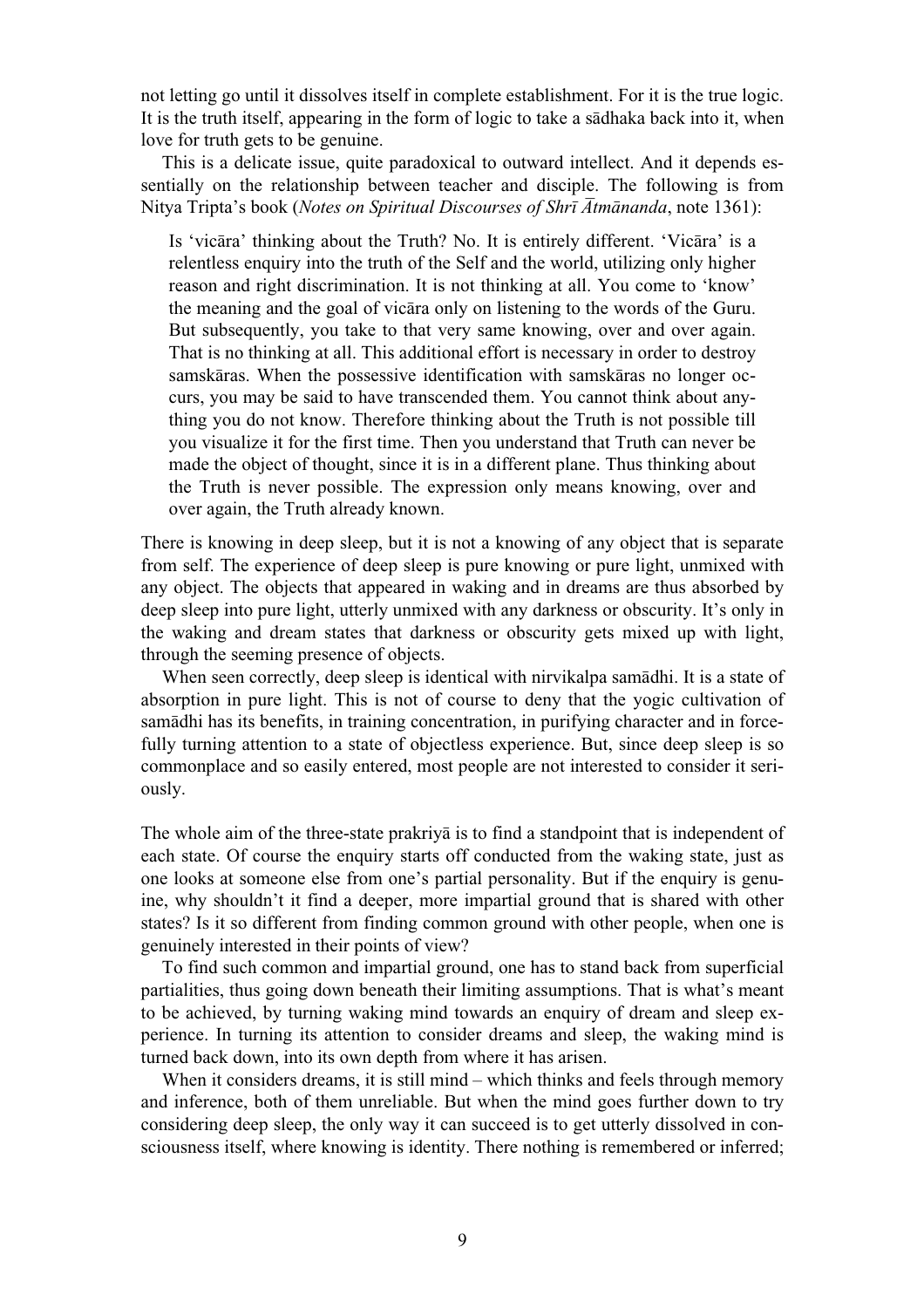not letting go until it dissolves itself in complete establishment. For it is the true logic. It is the truth itself, appearing in the form of logic to take a sādhaka back into it, when love for truth gets to be genuine.

This is a delicate issue, quite paradoxical to outward intellect. And it depends essentially on the relationship between teacher and disciple. The following is from Nitya Tripta's book (*Notes on Spiritual Discourses of Shrī Ātmānanda*, note 1361):

> Is 'vicāra' thinking about the Truth? No. It is entirely different. 'Vicāra' is a relentless enquiry into the truth of the Self and the world, utilizing only higher reason and right discrimination. It is not thinking at all. You come to 'know' the meaning and the goal of vicāra only on listening to the words of the Guru. But subsequently, you take to that very same knowing, over and over again. That is no thinking at all. This additional effort is necessary in order to destroy samskāras. When the possessive identification with samskāras no longer occurs, you may be said to have transcended them. You cannot think about anything you do not know. Therefore thinking about the Truth is not possible till you visualize it for the first time. Then you understand that Truth can never be made the object of thought, since it is in a different plane. Thus thinking about the Truth is never possible. The expression only means knowing, over and over again, the Truth already known.

There is knowing in deep sleep, but it is not a knowing of any object that is separate from self. The experience of deep sleep is pure knowing or pure light, unmixed with any object. The objects that appeared in waking and in dreams are thus absorbed by deep sleep into pure light, utterly unmixed with any darkness or obscurity. It's only in the waking and dream states that darkness or obscurity gets mixed up with light, through the seeming presence of objects.

When seen correctly, deep sleep is identical with nirvikalpa samādhi. It is a state of absorption in pure light. This is not of course to deny that the yogic cultivation of samādhi has its benefits, in training concentration, in purifying character and in forcefully turning attention to a state of objectless experience. But, since deep sleep is so commonplace and so easily entered, most people are not interested to consider it seriously.

The whole aim of the three-state prakriyā is to find a standpoint that is independent of each state. Of course the enquiry starts off conducted from the waking state, just as one looks at someone else from one's partial personality. But if the enquiry is genuine, why shouldn't it find a deeper, more impartial ground that is shared with other states? Is it so different from finding common ground with other people, when one is genuinely interested in their points of view?

To find such common and impartial ground, one has to stand back from superficial partialities, thus going down beneath their limiting assumptions. That is what's meant to be achieved, by turning waking mind towards an enquiry of dream and sleep experience. In turning its attention to consider dreams and sleep, the waking mind is turned back down, into its own depth from where it has arisen.

When it considers dreams, it is still mind – which thinks and feels through memory and inference, both of them unreliable. But when the mind goes further down to try considering deep sleep, the only way it can succeed is to get utterly dissolved in consciousness itself, where knowing is identity. There nothing is remembered or inferred;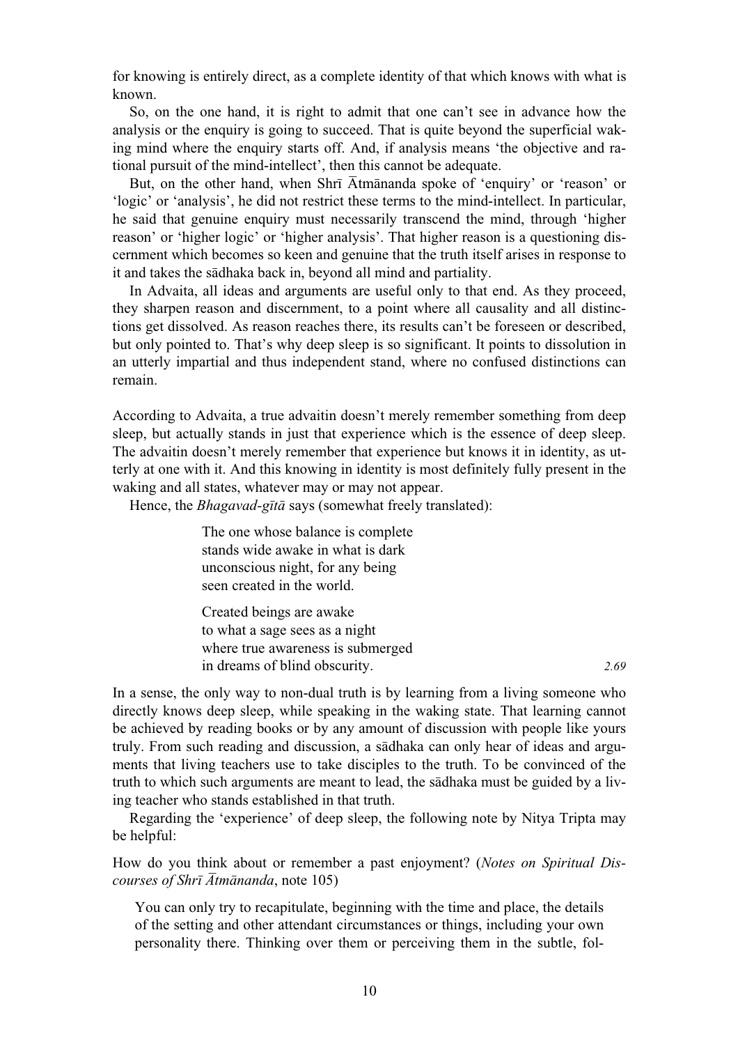for knowing is entirely direct, as a complete identity of that which knows with what is known.

So, on the one hand, it is right to admit that one can't see in advance how the analysis or the enquiry is going to succeed. That is quite beyond the superficial waking mind where the enquiry starts off. And, if analysis means 'the objective and rational pursuit of the mind-intellect', then this cannot be adequate.

But, on the other hand, when Shrī Ātmānanda spoke of 'enquiry' or 'reason' or 'logic' or 'analysis', he did not restrict these terms to the mind-intellect. In particular, he said that genuine enquiry must necessarily transcend the mind, through 'higher reason' or 'higher logic' or 'higher analysis'. That higher reason is a questioning discernment which becomes so keen and genuine that the truth itself arises in response to it and takes the sādhaka back in, beyond all mind and partiality.

In Advaita, all ideas and arguments are useful only to that end. As they proceed, they sharpen reason and discernment, to a point where all causality and all distinctions get dissolved. As reason reaches there, its results can't be foreseen or described, but only pointed to. That's why deep sleep is so significant. It points to dissolution in an utterly impartial and thus independent stand, where no confused distinctions can remain.

According to Advaita, a true advaitin doesn't merely remember something from deep sleep, but actually stands in just that experience which is the essence of deep sleep. The advaitin doesn't merely remember that experience but knows it in identity, as utterly at one with it. And this knowing in identity is most definitely fully present in the waking and all states, whatever may or may not appear.

Hence, the *Bhagavad-gītā* says (somewhat freely translated):

> The one whose balance is complete
> stands wide awake in what is dark
> unconscious night, for any being
> seen created in the world.
>
> Created beings are awake
> to what a sage sees as a night
> where true awareness is submerged
> in dreams of blind obscurity. *2.69*

In a sense, the only way to non-dual truth is by learning from a living someone who directly knows deep sleep, while speaking in the waking state. That learning cannot be achieved by reading books or by any amount of discussion with people like yours truly. From such reading and discussion, a sādhaka can only hear of ideas and arguments that living teachers use to take disciples to the truth. To be convinced of the truth to which such arguments are meant to lead, the sādhaka must be guided by a living teacher who stands established in that truth.

Regarding the 'experience' of deep sleep, the following note by Nitya Tripta may be helpful:

How do you think about or remember a past enjoyment? (*Notes on Spiritual Discourses of Shrī Ātmānanda*, note 105)

> You can only try to recapitulate, beginning with the time and place, the details of the setting and other attendant circumstances or things, including your own personality there. Thinking over them or perceiving them in the subtle, fol-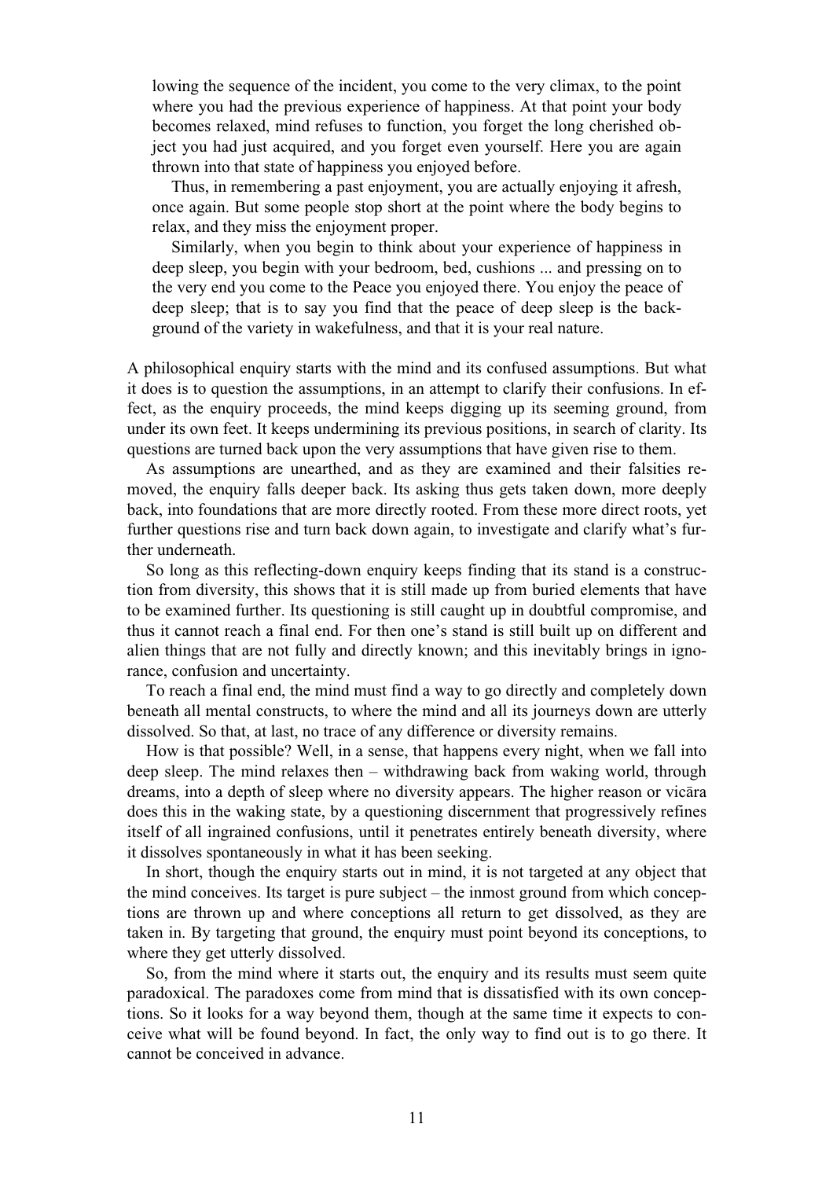> lowing the sequence of the incident, you come to the very climax, to the point where you had the previous experience of happiness. At that point your body becomes relaxed, mind refuses to function, you forget the long cherished object you had just acquired, and you forget even yourself. Here you are again thrown into that state of happiness you enjoyed before.
>
> Thus, in remembering a past enjoyment, you are actually enjoying it afresh, once again. But some people stop short at the point where the body begins to relax, and they miss the enjoyment proper.
>
> Similarly, when you begin to think about your experience of happiness in deep sleep, you begin with your bedroom, bed, cushions ... and pressing on to the very end you come to the Peace you enjoyed there. You enjoy the peace of deep sleep; that is to say you find that the peace of deep sleep is the background of the variety in wakefulness, and that it is your real nature.

A philosophical enquiry starts with the mind and its confused assumptions. But what it does is to question the assumptions, in an attempt to clarify their confusions. In effect, as the enquiry proceeds, the mind keeps digging up its seeming ground, from under its own feet. It keeps undermining its previous positions, in search of clarity. Its questions are turned back upon the very assumptions that have given rise to them.

As assumptions are unearthed, and as they are examined and their falsities removed, the enquiry falls deeper back. Its asking thus gets taken down, more deeply back, into foundations that are more directly rooted. From these more direct roots, yet further questions rise and turn back down again, to investigate and clarify what's further underneath.

So long as this reflecting-down enquiry keeps finding that its stand is a construction from diversity, this shows that it is still made up from buried elements that have to be examined further. Its questioning is still caught up in doubtful compromise, and thus it cannot reach a final end. For then one's stand is still built up on different and alien things that are not fully and directly known; and this inevitably brings in ignorance, confusion and uncertainty.

To reach a final end, the mind must find a way to go directly and completely down beneath all mental constructs, to where the mind and all its journeys down are utterly dissolved. So that, at last, no trace of any difference or diversity remains.

How is that possible? Well, in a sense, that happens every night, when we fall into deep sleep. The mind relaxes then – withdrawing back from waking world, through dreams, into a depth of sleep where no diversity appears. The higher reason or vicāra does this in the waking state, by a questioning discernment that progressively refines itself of all ingrained confusions, until it penetrates entirely beneath diversity, where it dissolves spontaneously in what it has been seeking.

In short, though the enquiry starts out in mind, it is not targeted at any object that the mind conceives. Its target is pure subject – the inmost ground from which conceptions are thrown up and where conceptions all return to get dissolved, as they are taken in. By targeting that ground, the enquiry must point beyond its conceptions, to where they get utterly dissolved.

So, from the mind where it starts out, the enquiry and its results must seem quite paradoxical. The paradoxes come from mind that is dissatisfied with its own conceptions. So it looks for a way beyond them, though at the same time it expects to conceive what will be found beyond. In fact, the only way to find out is to go there. It cannot be conceived in advance.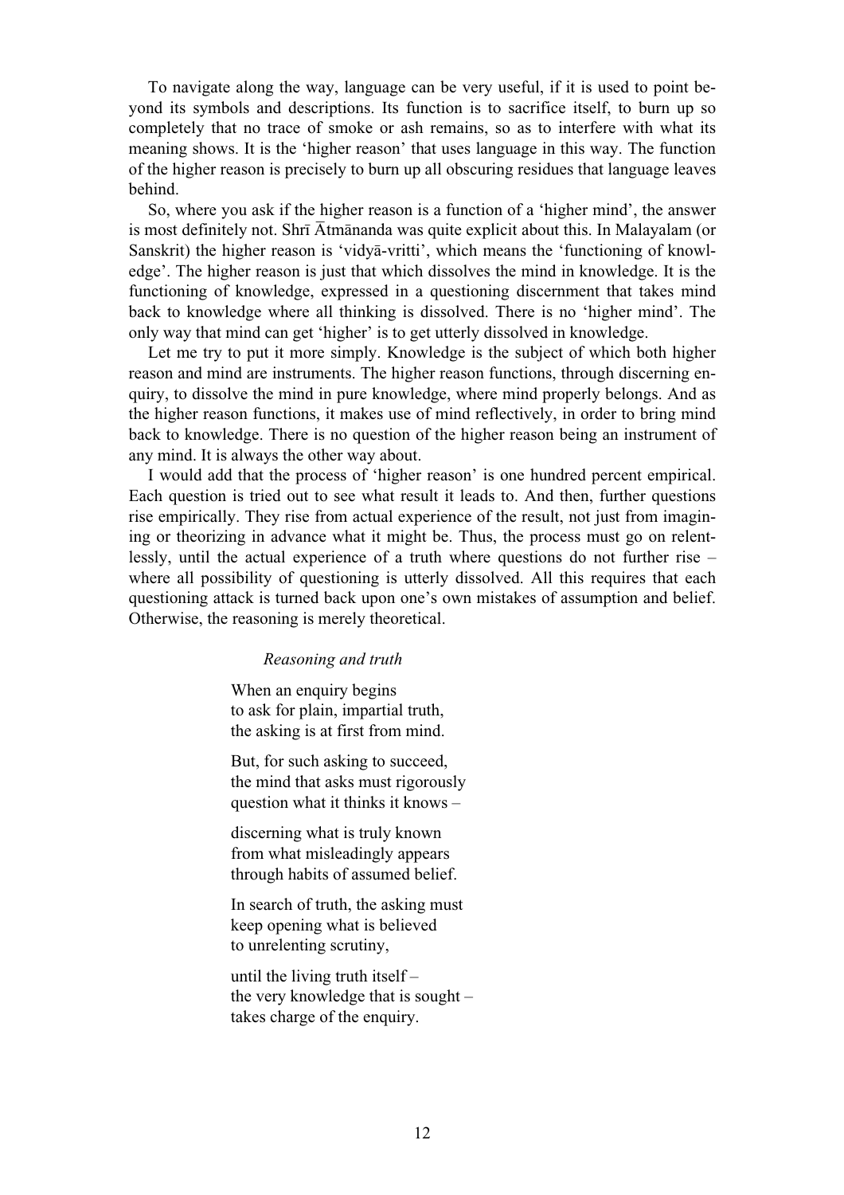To navigate along the way, language can be very useful, if it is used to point beyond its symbols and descriptions. Its function is to sacrifice itself, to burn up so completely that no trace of smoke or ash remains, so as to interfere with what its meaning shows. It is the 'higher reason' that uses language in this way. The function of the higher reason is precisely to burn up all obscuring residues that language leaves behind.

So, where you ask if the higher reason is a function of a 'higher mind', the answer is most definitely not. Shrī Ātmānanda was quite explicit about this. In Malayalam (or Sanskrit) the higher reason is 'vidyā-vritti', which means the 'functioning of knowledge'. The higher reason is just that which dissolves the mind in knowledge. It is the functioning of knowledge, expressed in a questioning discernment that takes mind back to knowledge where all thinking is dissolved. There is no 'higher mind'. The only way that mind can get 'higher' is to get utterly dissolved in knowledge.

Let me try to put it more simply. Knowledge is the subject of which both higher reason and mind are instruments. The higher reason functions, through discerning enquiry, to dissolve the mind in pure knowledge, where mind properly belongs. And as the higher reason functions, it makes use of mind reflectively, in order to bring mind back to knowledge. There is no question of the higher reason being an instrument of any mind. It is always the other way about.

I would add that the process of 'higher reason' is one hundred percent empirical. Each question is tried out to see what result it leads to. And then, further questions rise empirically. They rise from actual experience of the result, not just from imagining or theorizing in advance what it might be. Thus, the process must go on relentlessly, until the actual experience of a truth where questions do not further rise – where all possibility of questioning is utterly dissolved. All this requires that each questioning attack is turned back upon one's own mistakes of assumption and belief. Otherwise, the reasoning is merely theoretical.

*Reasoning and truth*

When an enquiry begins
to ask for plain, impartial truth,
the asking is at first from mind.

But, for such asking to succeed,
the mind that asks must rigorously
question what it thinks it knows –

discerning what is truly known
from what misleadingly appears
through habits of assumed belief.

In search of truth, the asking must
keep opening what is believed
to unrelenting scrutiny,

until the living truth itself –
the very knowledge that is sought –
takes charge of the enquiry.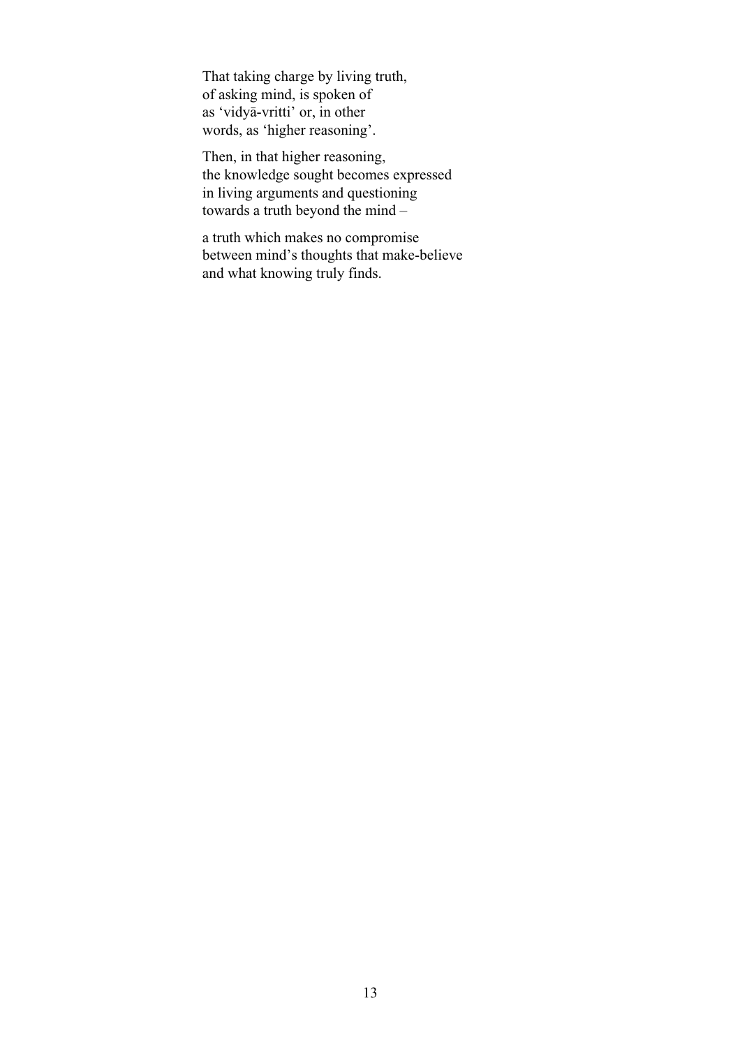That taking charge by living truth,  
of asking mind, is spoken of  
as 'vidyā-vritti' or, in other  
words, as 'higher reasoning'.

Then, in that higher reasoning,  
the knowledge sought becomes expressed  
in living arguments and questioning  
towards a truth beyond the mind –

a truth which makes no compromise  
between mind's thoughts that make-believe  
and what knowing truly finds.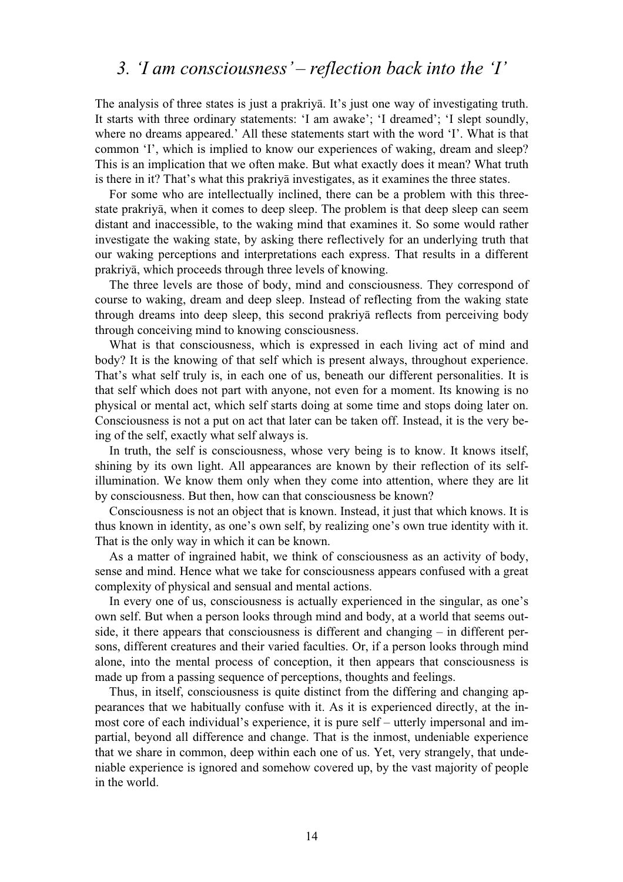# *3. 'I am consciousness' – reflection back into the 'I'*

The analysis of three states is just a prakriyā. It's just one way of investigating truth. It starts with three ordinary statements: 'I am awake'; 'I dreamed'; 'I slept soundly, where no dreams appeared.' All these statements start with the word 'I'. What is that common 'I', which is implied to know our experiences of waking, dream and sleep? This is an implication that we often make. But what exactly does it mean? What truth is there in it? That's what this prakriyā investigates, as it examines the three states.

For some who are intellectually inclined, there can be a problem with this three-state prakriyā, when it comes to deep sleep. The problem is that deep sleep can seem distant and inaccessible, to the waking mind that examines it. So some would rather investigate the waking state, by asking there reflectively for an underlying truth that our waking perceptions and interpretations each express. That results in a different prakriyā, which proceeds through three levels of knowing.

The three levels are those of body, mind and consciousness. They correspond of course to waking, dream and deep sleep. Instead of reflecting from the waking state through dreams into deep sleep, this second prakriyā reflects from perceiving body through conceiving mind to knowing consciousness.

What is that consciousness, which is expressed in each living act of mind and body? It is the knowing of that self which is present always, throughout experience. That's what self truly is, in each one of us, beneath our different personalities. It is that self which does not part with anyone, not even for a moment. Its knowing is no physical or mental act, which self starts doing at some time and stops doing later on. Consciousness is not a put on act that later can be taken off. Instead, it is the very being of the self, exactly what self always is.

In truth, the self is consciousness, whose very being is to know. It knows itself, shining by its own light. All appearances are known by their reflection of its self-illumination. We know them only when they come into attention, where they are lit by consciousness. But then, how can that consciousness be known?

Consciousness is not an object that is known. Instead, it just that which knows. It is thus known in identity, as one's own self, by realizing one's own true identity with it. That is the only way in which it can be known.

As a matter of ingrained habit, we think of consciousness as an activity of body, sense and mind. Hence what we take for consciousness appears confused with a great complexity of physical and sensual and mental actions.

In every one of us, consciousness is actually experienced in the singular, as one's own self. But when a person looks through mind and body, at a world that seems outside, it there appears that consciousness is different and changing – in different persons, different creatures and their varied faculties. Or, if a person looks through mind alone, into the mental process of conception, it then appears that consciousness is made up from a passing sequence of perceptions, thoughts and feelings.

Thus, in itself, consciousness is quite distinct from the differing and changing appearances that we habitually confuse with it. As it is experienced directly, at the inmost core of each individual's experience, it is pure self – utterly impersonal and impartial, beyond all difference and change. That is the inmost, undeniable experience that we share in common, deep within each one of us. Yet, very strangely, that undeniable experience is ignored and somehow covered up, by the vast majority of people in the world.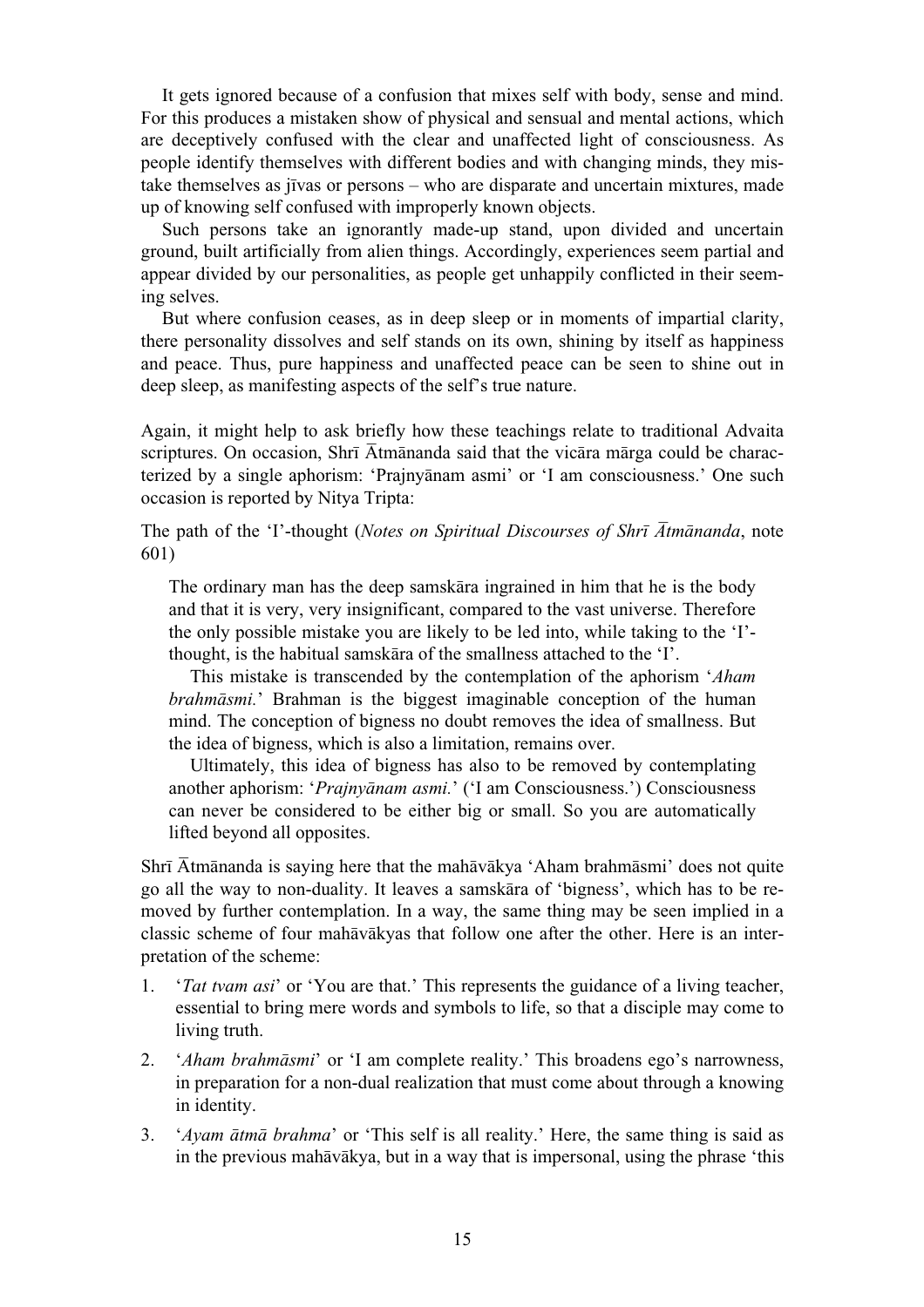It gets ignored because of a confusion that mixes self with body, sense and mind. For this produces a mistaken show of physical and sensual and mental actions, which are deceptively confused with the clear and unaffected light of consciousness. As people identify themselves with different bodies and with changing minds, they mistake themselves as jīvas or persons – who are disparate and uncertain mixtures, made up of knowing self confused with improperly known objects.

Such persons take an ignorantly made-up stand, upon divided and uncertain ground, built artificially from alien things. Accordingly, experiences seem partial and appear divided by our personalities, as people get unhappily conflicted in their seeming selves.

But where confusion ceases, as in deep sleep or in moments of impartial clarity, there personality dissolves and self stands on its own, shining by itself as happiness and peace. Thus, pure happiness and unaffected peace can be seen to shine out in deep sleep, as manifesting aspects of the self's true nature.

Again, it might help to ask briefly how these teachings relate to traditional Advaita scriptures. On occasion, Shrī Ātmānanda said that the vicāra mārga could be characterized by a single aphorism: 'Prajnyānam asmi' or 'I am consciousness.' One such occasion is reported by Nitya Tripta:

The path of the 'I'-thought (*Notes on Spiritual Discourses of Shrī Ātmānanda*, note 601)

> The ordinary man has the deep samskāra ingrained in him that he is the body and that it is very, very insignificant, compared to the vast universe. Therefore the only possible mistake you are likely to be led into, while taking to the 'I'-thought, is the habitual samskāra of the smallness attached to the 'I'.
>
> This mistake is transcended by the contemplation of the aphorism '*Aham brahmāsmi.*' Brahman is the biggest imaginable conception of the human mind. The conception of bigness no doubt removes the idea of smallness. But the idea of bigness, which is also a limitation, remains over.
>
> Ultimately, this idea of bigness has also to be removed by contemplating another aphorism: '*Prajnyānam asmi.*' ('I am Consciousness.') Consciousness can never be considered to be either big or small. So you are automatically lifted beyond all opposites.

Shrī Ātmānanda is saying here that the mahāvākya 'Aham brahmāsmi' does not quite go all the way to non-duality. It leaves a samskāra of 'bigness', which has to be removed by further contemplation. In a way, the same thing may be seen implied in a classic scheme of four mahāvākyas that follow one after the other. Here is an interpretation of the scheme:

1. '*Tat tvam asi*' or 'You are that.' This represents the guidance of a living teacher, essential to bring mere words and symbols to life, so that a disciple may come to living truth.
2. '*Aham brahmāsmi*' or 'I am complete reality.' This broadens ego's narrowness, in preparation for a non-dual realization that must come about through a knowing in identity.
3. '*Ayam ātmā brahma*' or 'This self is all reality.' Here, the same thing is said as in the previous mahāvākya, but in a way that is impersonal, using the phrase 'this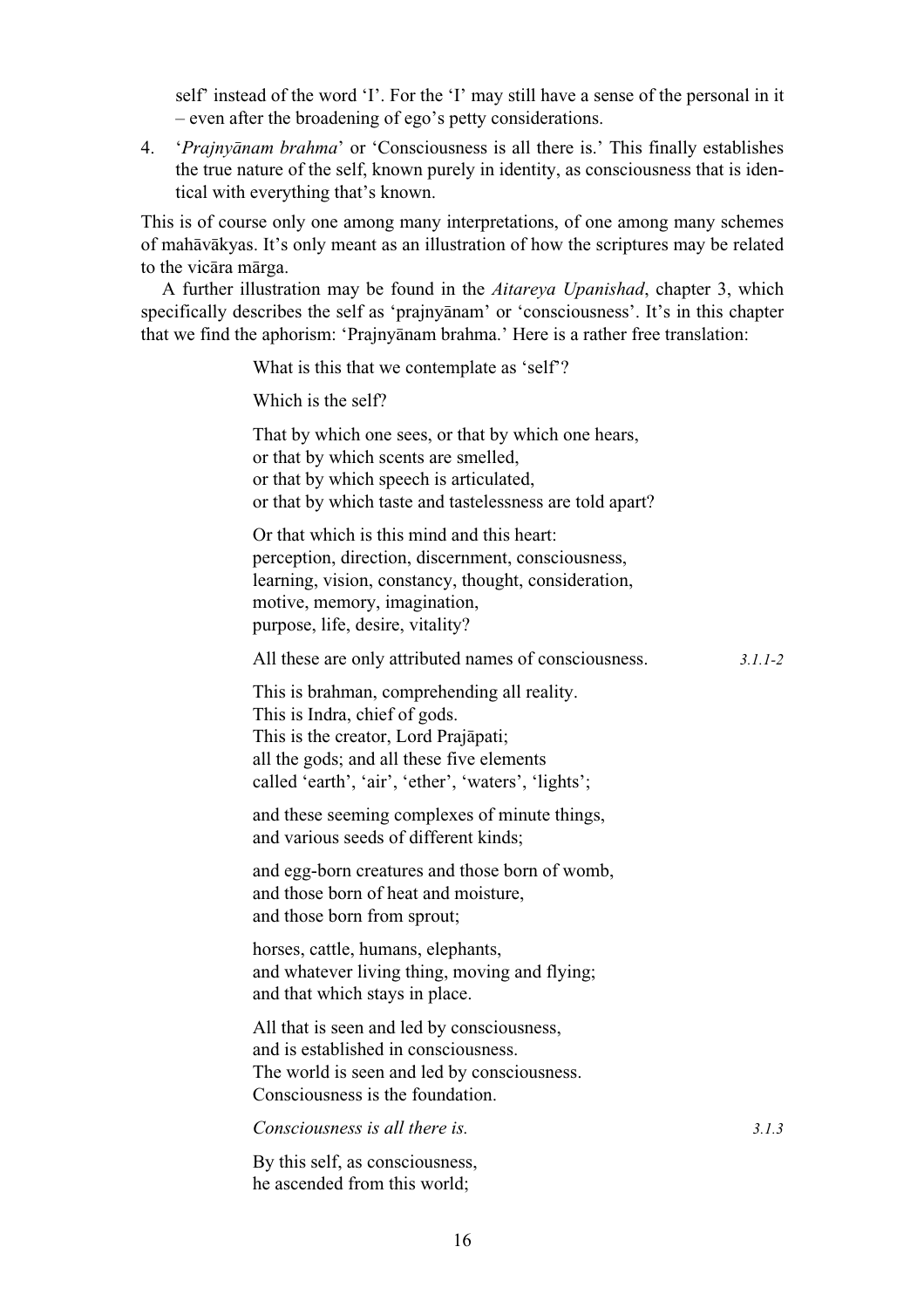self' instead of the word 'I'. For the 'I' may still have a sense of the personal in it – even after the broadening of ego's petty considerations.

4. '*Prajnyānam brahma*' or 'Consciousness is all there is.' This finally establishes the true nature of the self, known purely in identity, as consciousness that is identical with everything that's known.

This is of course only one among many interpretations, of one among many schemes of mahāvākyas. It's only meant as an illustration of how the scriptures may be related to the vicāra mārga.

A further illustration may be found in the *Aitareya Upanishad*, chapter 3, which specifically describes the self as 'prajnyānam' or 'consciousness'. It's in this chapter that we find the aphorism: 'Prajnyānam brahma.' Here is a rather free translation:

> What is this that we contemplate as 'self'?
>
> Which is the self?
>
> That by which one sees, or that by which one hears,
> or that by which scents are smelled,
> or that by which speech is articulated,
> or that by which taste and tastelessness are told apart?
>
> Or that which is this mind and this heart:
> perception, direction, discernment, consciousness,
> learning, vision, constancy, thought, consideration,
> motive, memory, imagination,
> purpose, life, desire, vitality?
>
> All these are only attributed names of consciousness. *3.1.1-2*
>
> This is brahman, comprehending all reality.
> This is Indra, chief of gods.
> This is the creator, Lord Prajāpati;
> all the gods; and all these five elements
> called 'earth', 'air', 'ether', 'waters', 'lights';
>
> and these seeming complexes of minute things,
> and various seeds of different kinds;
>
> and egg-born creatures and those born of womb,
> and those born of heat and moisture,
> and those born from sprout;
>
> horses, cattle, humans, elephants,
> and whatever living thing, moving and flying;
> and that which stays in place.
>
> All that is seen and led by consciousness,
> and is established in consciousness.
> The world is seen and led by consciousness.
> Consciousness is the foundation.
>
> *Consciousness is all there is.* *3.1.3*
>
> By this self, as consciousness,
> he ascended from this world;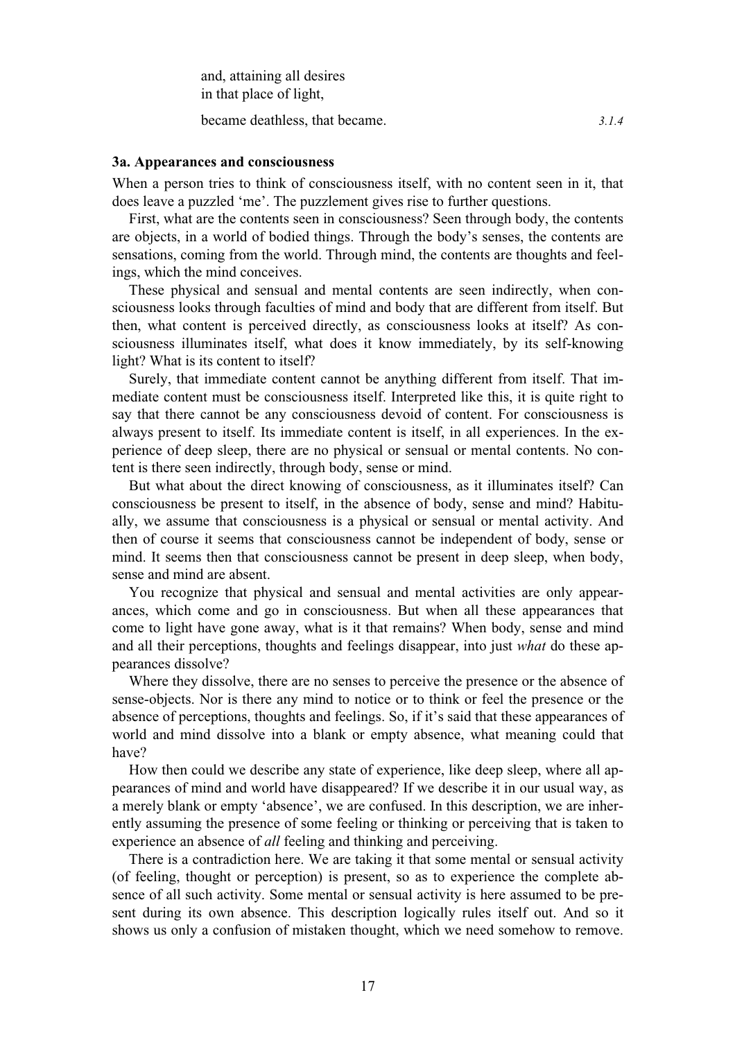and, attaining all desires
in that place of light,

became deathless, that became. *3.1.4*

### 3a. Appearances and consciousness

When a person tries to think of consciousness itself, with no content seen in it, that does leave a puzzled 'me'. The puzzlement gives rise to further questions.

First, what are the contents seen in consciousness? Seen through body, the contents are objects, in a world of bodied things. Through the body's senses, the contents are sensations, coming from the world. Through mind, the contents are thoughts and feelings, which the mind conceives.

These physical and sensual and mental contents are seen indirectly, when consciousness looks through faculties of mind and body that are different from itself. But then, what content is perceived directly, as consciousness looks at itself? As consciousness illuminates itself, what does it know immediately, by its self-knowing light? What is its content to itself?

Surely, that immediate content cannot be anything different from itself. That immediate content must be consciousness itself. Interpreted like this, it is quite right to say that there cannot be any consciousness devoid of content. For consciousness is always present to itself. Its immediate content is itself, in all experiences. In the experience of deep sleep, there are no physical or sensual or mental contents. No content is there seen indirectly, through body, sense or mind.

But what about the direct knowing of consciousness, as it illuminates itself? Can consciousness be present to itself, in the absence of body, sense and mind? Habitually, we assume that consciousness is a physical or sensual or mental activity. And then of course it seems that consciousness cannot be independent of body, sense or mind. It seems then that consciousness cannot be present in deep sleep, when body, sense and mind are absent.

You recognize that physical and sensual and mental activities are only appearances, which come and go in consciousness. But when all these appearances that come to light have gone away, what is it that remains? When body, sense and mind and all their perceptions, thoughts and feelings disappear, into just *what* do these appearances dissolve?

Where they dissolve, there are no senses to perceive the presence or the absence of sense-objects. Nor is there any mind to notice or to think or feel the presence or the absence of perceptions, thoughts and feelings. So, if it's said that these appearances of world and mind dissolve into a blank or empty absence, what meaning could that have?

How then could we describe any state of experience, like deep sleep, where all appearances of mind and world have disappeared? If we describe it in our usual way, as a merely blank or empty 'absence', we are confused. In this description, we are inherently assuming the presence of some feeling or thinking or perceiving that is taken to experience an absence of *all* feeling and thinking and perceiving.

There is a contradiction here. We are taking it that some mental or sensual activity (of feeling, thought or perception) is present, so as to experience the complete absence of all such activity. Some mental or sensual activity is here assumed to be present during its own absence. This description logically rules itself out. And so it shows us only a confusion of mistaken thought, which we need somehow to remove.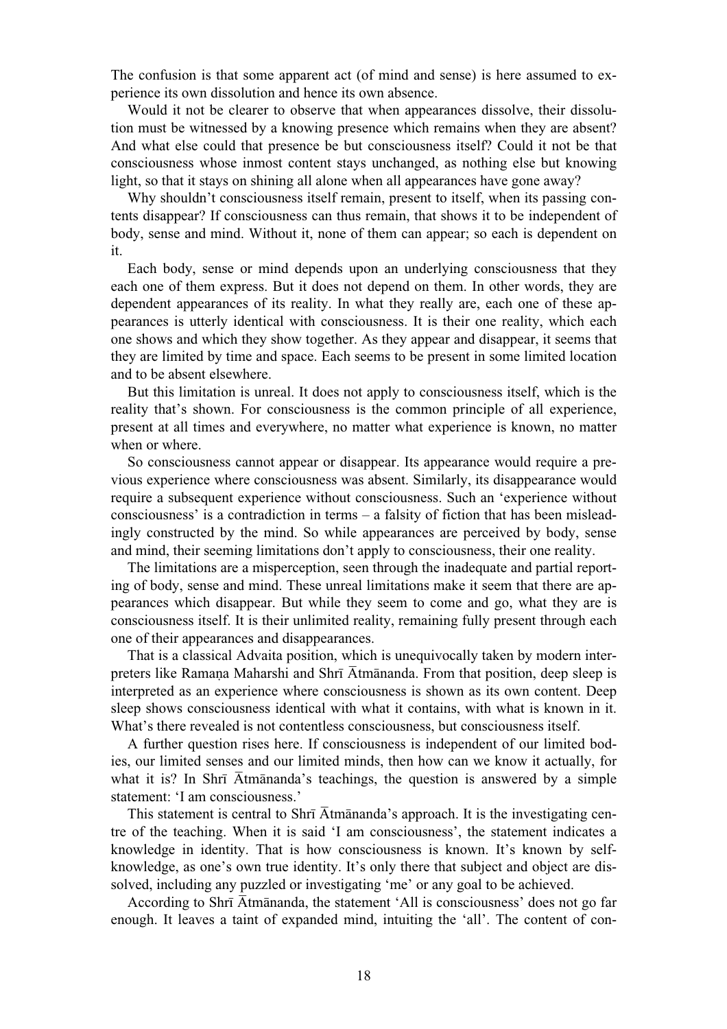The confusion is that some apparent act (of mind and sense) is here assumed to experience its own dissolution and hence its own absence.

Would it not be clearer to observe that when appearances dissolve, their dissolution must be witnessed by a knowing presence which remains when they are absent? And what else could that presence be but consciousness itself? Could it not be that consciousness whose inmost content stays unchanged, as nothing else but knowing light, so that it stays on shining all alone when all appearances have gone away?

Why shouldn't consciousness itself remain, present to itself, when its passing contents disappear? If consciousness can thus remain, that shows it to be independent of body, sense and mind. Without it, none of them can appear; so each is dependent on it.

Each body, sense or mind depends upon an underlying consciousness that they each one of them express. But it does not depend on them. In other words, they are dependent appearances of its reality. In what they really are, each one of these appearances is utterly identical with consciousness. It is their one reality, which each one shows and which they show together. As they appear and disappear, it seems that they are limited by time and space. Each seems to be present in some limited location and to be absent elsewhere.

But this limitation is unreal. It does not apply to consciousness itself, which is the reality that's shown. For consciousness is the common principle of all experience, present at all times and everywhere, no matter what experience is known, no matter when or where.

So consciousness cannot appear or disappear. Its appearance would require a previous experience where consciousness was absent. Similarly, its disappearance would require a subsequent experience without consciousness. Such an 'experience without consciousness' is a contradiction in terms – a falsity of fiction that has been misleadingly constructed by the mind. So while appearances are perceived by body, sense and mind, their seeming limitations don't apply to consciousness, their one reality.

The limitations are a misperception, seen through the inadequate and partial reporting of body, sense and mind. These unreal limitations make it seem that there are appearances which disappear. But while they seem to come and go, what they are is consciousness itself. It is their unlimited reality, remaining fully present through each one of their appearances and disappearances.

That is a classical Advaita position, which is unequivocally taken by modern interpreters like Ramaṇa Maharshi and Shrī Ātmānanda. From that position, deep sleep is interpreted as an experience where consciousness is shown as its own content. Deep sleep shows consciousness identical with what it contains, with what is known in it. What's there revealed is not contentless consciousness, but consciousness itself.

A further question rises here. If consciousness is independent of our limited bodies, our limited senses and our limited minds, then how can we know it actually, for what it is? In Shrī Ātmānanda's teachings, the question is answered by a simple statement: 'I am consciousness.'

This statement is central to Shrī Ātmānanda's approach. It is the investigating centre of the teaching. When it is said 'I am consciousness', the statement indicates a knowledge in identity. That is how consciousness is known. It's known by self-knowledge, as one's own true identity. It's only there that subject and object are dissolved, including any puzzled or investigating 'me' or any goal to be achieved.

According to Shrī Ātmānanda, the statement 'All is consciousness' does not go far enough. It leaves a taint of expanded mind, intuiting the 'all'. The content of con-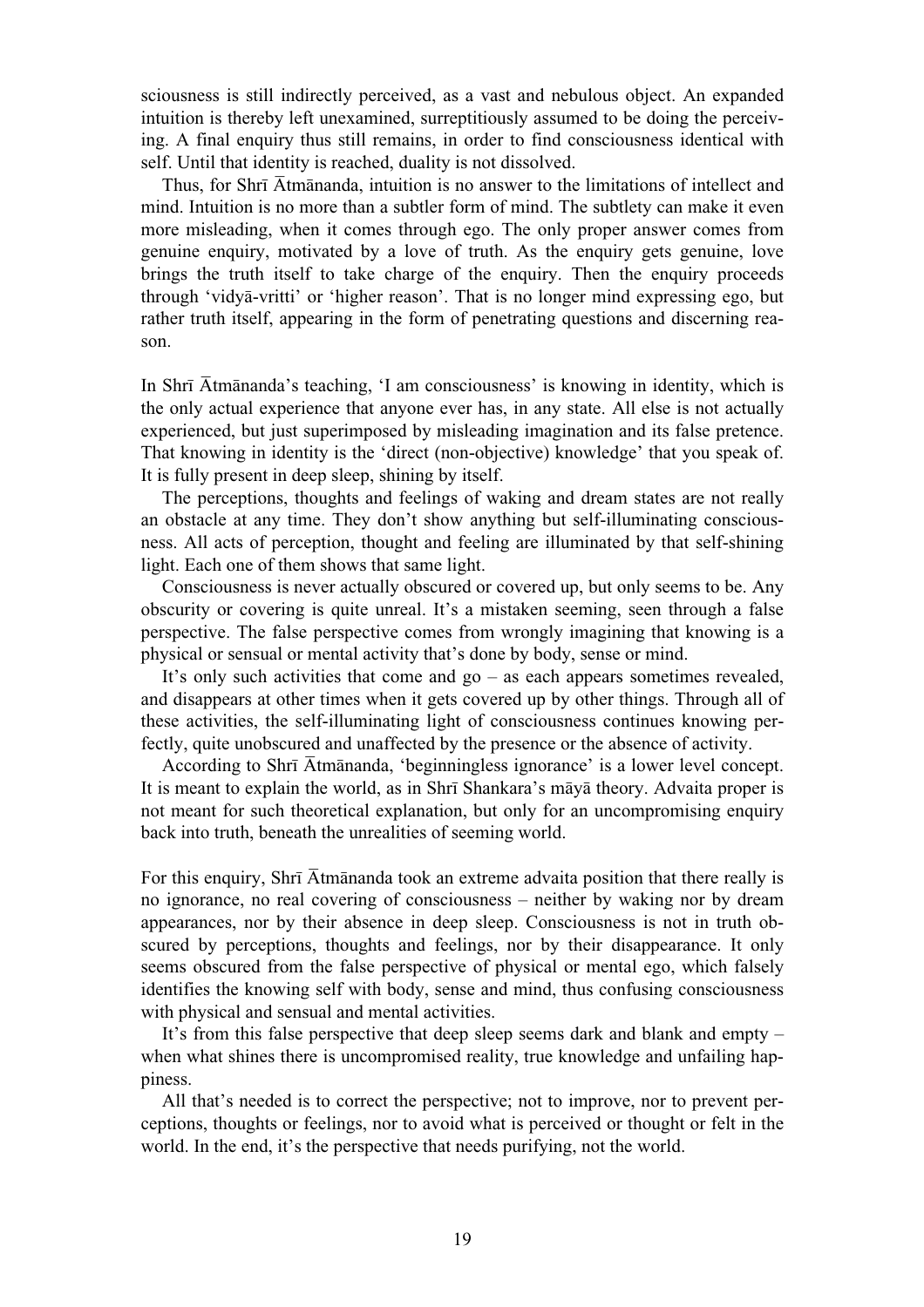sciousness is still indirectly perceived, as a vast and nebulous object. An expanded intuition is thereby left unexamined, surreptitiously assumed to be doing the perceiving. A final enquiry thus still remains, in order to find consciousness identical with self. Until that identity is reached, duality is not dissolved.

Thus, for Shrī Ātmānanda, intuition is no answer to the limitations of intellect and mind. Intuition is no more than a subtler form of mind. The subtlety can make it even more misleading, when it comes through ego. The only proper answer comes from genuine enquiry, motivated by a love of truth. As the enquiry gets genuine, love brings the truth itself to take charge of the enquiry. Then the enquiry proceeds through 'vidyā-vritti' or 'higher reason'. That is no longer mind expressing ego, but rather truth itself, appearing in the form of penetrating questions and discerning reason.

In Shrī Ātmānanda's teaching, 'I am consciousness' is knowing in identity, which is the only actual experience that anyone ever has, in any state. All else is not actually experienced, but just superimposed by misleading imagination and its false pretence. That knowing in identity is the 'direct (non-objective) knowledge' that you speak of. It is fully present in deep sleep, shining by itself.

The perceptions, thoughts and feelings of waking and dream states are not really an obstacle at any time. They don't show anything but self-illuminating consciousness. All acts of perception, thought and feeling are illuminated by that self-shining light. Each one of them shows that same light.

Consciousness is never actually obscured or covered up, but only seems to be. Any obscurity or covering is quite unreal. It's a mistaken seeming, seen through a false perspective. The false perspective comes from wrongly imagining that knowing is a physical or sensual or mental activity that's done by body, sense or mind.

It's only such activities that come and go – as each appears sometimes revealed, and disappears at other times when it gets covered up by other things. Through all of these activities, the self-illuminating light of consciousness continues knowing perfectly, quite unobscured and unaffected by the presence or the absence of activity.

According to Shrī Ātmānanda, 'beginningless ignorance' is a lower level concept. It is meant to explain the world, as in Shrī Shankara's māyā theory. Advaita proper is not meant for such theoretical explanation, but only for an uncompromising enquiry back into truth, beneath the unrealities of seeming world.

For this enquiry, Shrī Ātmānanda took an extreme advaita position that there really is no ignorance, no real covering of consciousness – neither by waking nor by dream appearances, nor by their absence in deep sleep. Consciousness is not in truth obscured by perceptions, thoughts and feelings, nor by their disappearance. It only seems obscured from the false perspective of physical or mental ego, which falsely identifies the knowing self with body, sense and mind, thus confusing consciousness with physical and sensual and mental activities.

It's from this false perspective that deep sleep seems dark and blank and empty – when what shines there is uncompromised reality, true knowledge and unfailing happiness.

All that's needed is to correct the perspective; not to improve, nor to prevent perceptions, thoughts or feelings, nor to avoid what is perceived or thought or felt in the world. In the end, it's the perspective that needs purifying, not the world.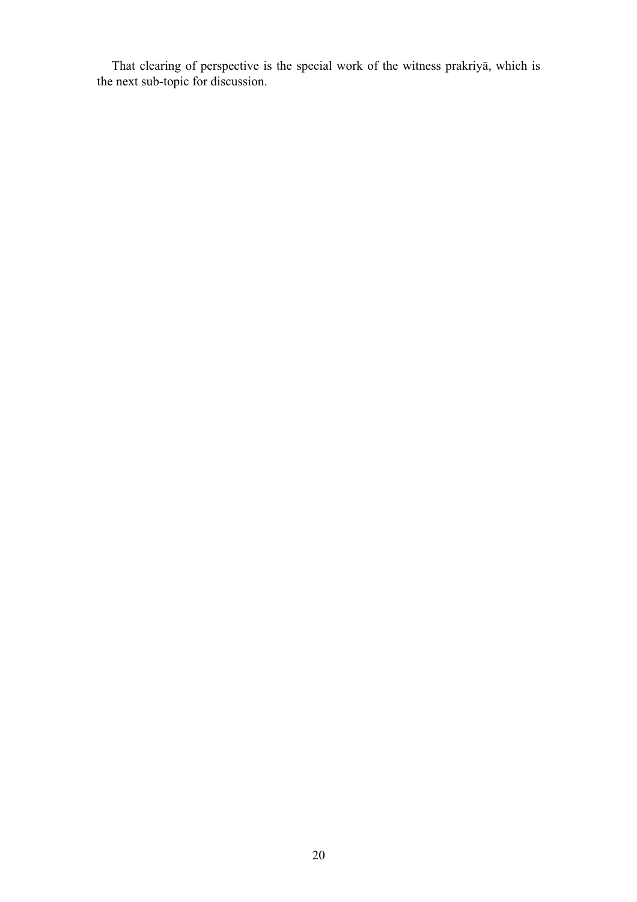That clearing of perspective is the special work of the witness prakriyā, which is the next sub-topic for discussion.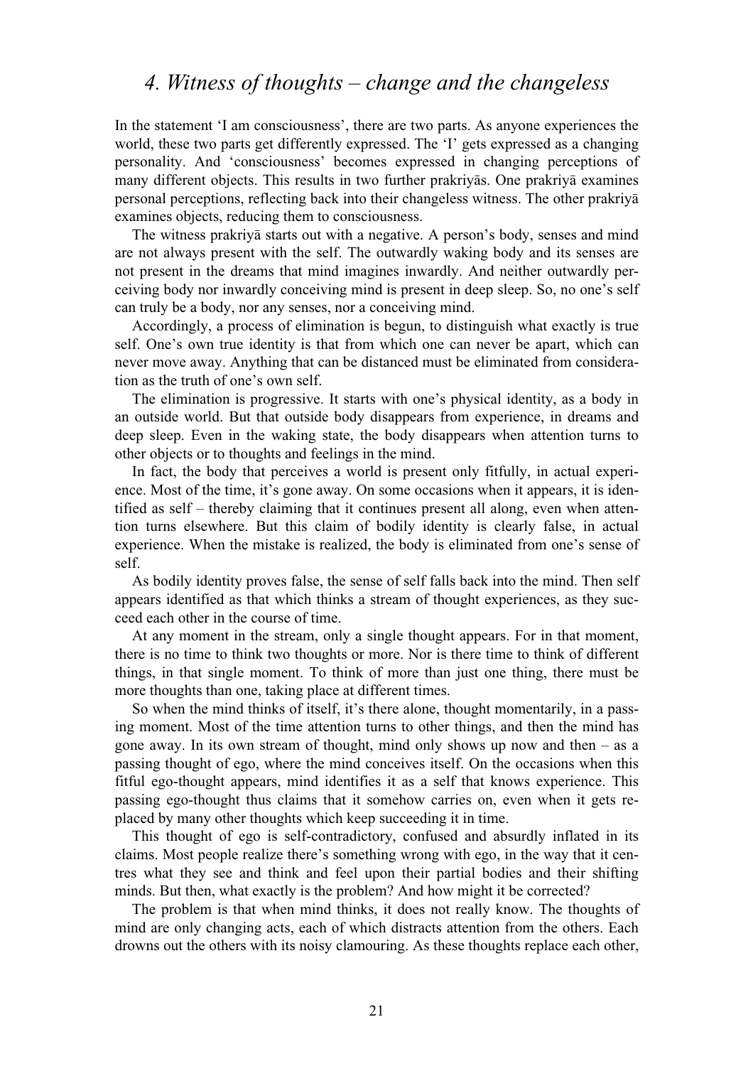# *4. Witness of thoughts – change and the changeless*

In the statement 'I am consciousness', there are two parts. As anyone experiences the world, these two parts get differently expressed. The 'I' gets expressed as a changing personality. And 'consciousness' becomes expressed in changing perceptions of many different objects. This results in two further prakriyās. One prakriyā examines personal perceptions, reflecting back into their changeless witness. The other prakriyā examines objects, reducing them to consciousness.

The witness prakriyā starts out with a negative. A person's body, senses and mind are not always present with the self. The outwardly waking body and its senses are not present in the dreams that mind imagines inwardly. And neither outwardly perceiving body nor inwardly conceiving mind is present in deep sleep. So, no one's self can truly be a body, nor any senses, nor a conceiving mind.

Accordingly, a process of elimination is begun, to distinguish what exactly is true self. One's own true identity is that from which one can never be apart, which can never move away. Anything that can be distanced must be eliminated from consideration as the truth of one's own self.

The elimination is progressive. It starts with one's physical identity, as a body in an outside world. But that outside body disappears from experience, in dreams and deep sleep. Even in the waking state, the body disappears when attention turns to other objects or to thoughts and feelings in the mind.

In fact, the body that perceives a world is present only fitfully, in actual experience. Most of the time, it's gone away. On some occasions when it appears, it is identified as self – thereby claiming that it continues present all along, even when attention turns elsewhere. But this claim of bodily identity is clearly false, in actual experience. When the mistake is realized, the body is eliminated from one's sense of self.

As bodily identity proves false, the sense of self falls back into the mind. Then self appears identified as that which thinks a stream of thought experiences, as they succeed each other in the course of time.

At any moment in the stream, only a single thought appears. For in that moment, there is no time to think two thoughts or more. Nor is there time to think of different things, in that single moment. To think of more than just one thing, there must be more thoughts than one, taking place at different times.

So when the mind thinks of itself, it's there alone, thought momentarily, in a passing moment. Most of the time attention turns to other things, and then the mind has gone away. In its own stream of thought, mind only shows up now and then – as a passing thought of ego, where the mind conceives itself. On the occasions when this fitful ego-thought appears, mind identifies it as a self that knows experience. This passing ego-thought thus claims that it somehow carries on, even when it gets replaced by many other thoughts which keep succeeding it in time.

This thought of ego is self-contradictory, confused and absurdly inflated in its claims. Most people realize there's something wrong with ego, in the way that it centres what they see and think and feel upon their partial bodies and their shifting minds. But then, what exactly is the problem? And how might it be corrected?

The problem is that when mind thinks, it does not really know. The thoughts of mind are only changing acts, each of which distracts attention from the others. Each drowns out the others with its noisy clamouring. As these thoughts replace each other,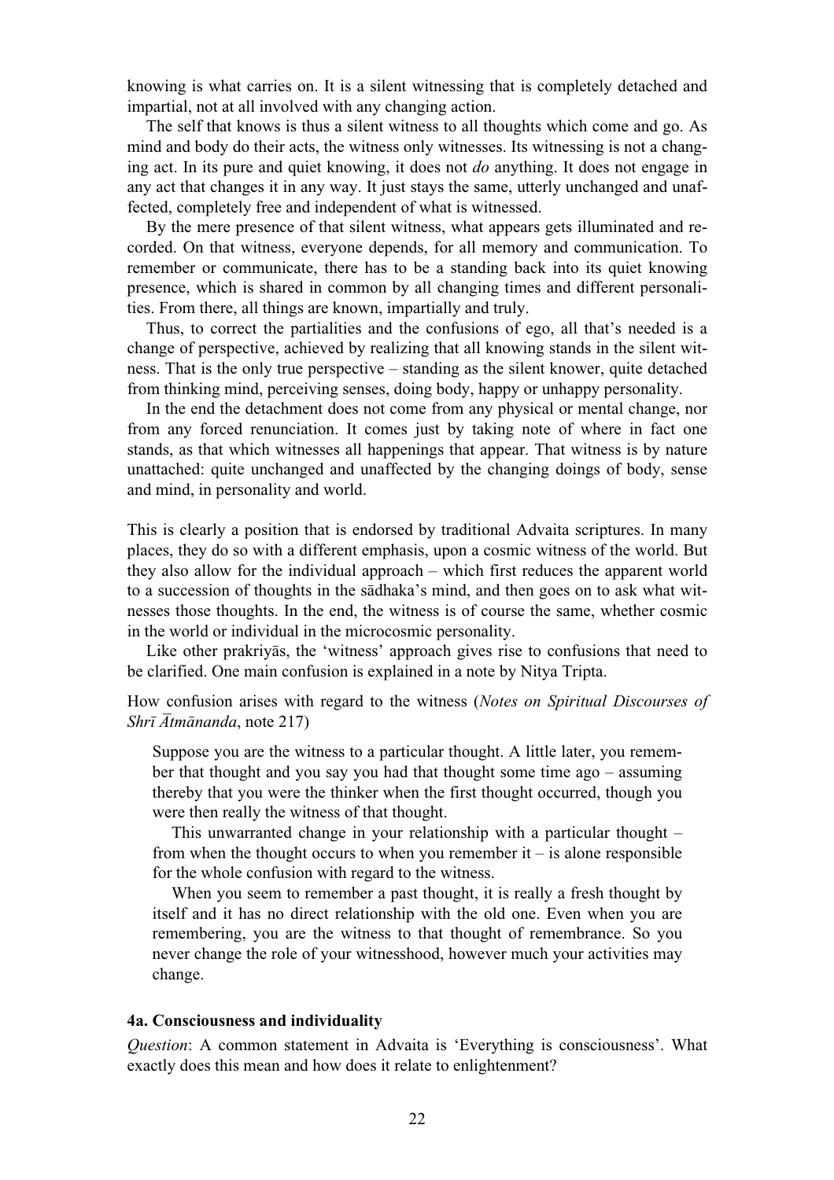knowing is what carries on. It is a silent witnessing that is completely detached and impartial, not at all involved with any changing action.

The self that knows is thus a silent witness to all thoughts which come and go. As mind and body do their acts, the witness only witnesses. Its witnessing is not a changing act. In its pure and quiet knowing, it does not *do* anything. It does not engage in any act that changes it in any way. It just stays the same, utterly unchanged and unaffected, completely free and independent of what is witnessed.

By the mere presence of that silent witness, what appears gets illuminated and recorded. On that witness, everyone depends, for all memory and communication. To remember or communicate, there has to be a standing back into its quiet knowing presence, which is shared in common by all changing times and different personalities. From there, all things are known, impartially and truly.

Thus, to correct the partialities and the confusions of ego, all that's needed is a change of perspective, achieved by realizing that all knowing stands in the silent witness. That is the only true perspective – standing as the silent knower, quite detached from thinking mind, perceiving senses, doing body, happy or unhappy personality.

In the end the detachment does not come from any physical or mental change, nor from any forced renunciation. It comes just by taking note of where in fact one stands, as that which witnesses all happenings that appear. That witness is by nature unattached: quite unchanged and unaffected by the changing doings of body, sense and mind, in personality and world.

This is clearly a position that is endorsed by traditional Advaita scriptures. In many places, they do so with a different emphasis, upon a cosmic witness of the world. But they also allow for the individual approach – which first reduces the apparent world to a succession of thoughts in the sādhaka's mind, and then goes on to ask what witnesses those thoughts. In the end, the witness is of course the same, whether cosmic in the world or individual in the microcosmic personality.

Like other prakriyās, the 'witness' approach gives rise to confusions that need to be clarified. One main confusion is explained in a note by Nitya Tripta.

How confusion arises with regard to the witness (*Notes on Spiritual Discourses of Shrī Ātmānanda*, note 217)

> Suppose you are the witness to a particular thought. A little later, you remember that thought and you say you had that thought some time ago – assuming thereby that you were the thinker when the first thought occurred, though you were then really the witness of that thought.
>
> This unwarranted change in your relationship with a particular thought – from when the thought occurs to when you remember it – is alone responsible for the whole confusion with regard to the witness.
>
> When you seem to remember a past thought, it is really a fresh thought by itself and it has no direct relationship with the old one. Even when you are remembering, you are the witness to that thought of remembrance. So you never change the role of your witnesshood, however much your activities may change.

#### 4a. Consciousness and individuality

*Question*: A common statement in Advaita is 'Everything is consciousness'. What exactly does this mean and how does it relate to enlightenment?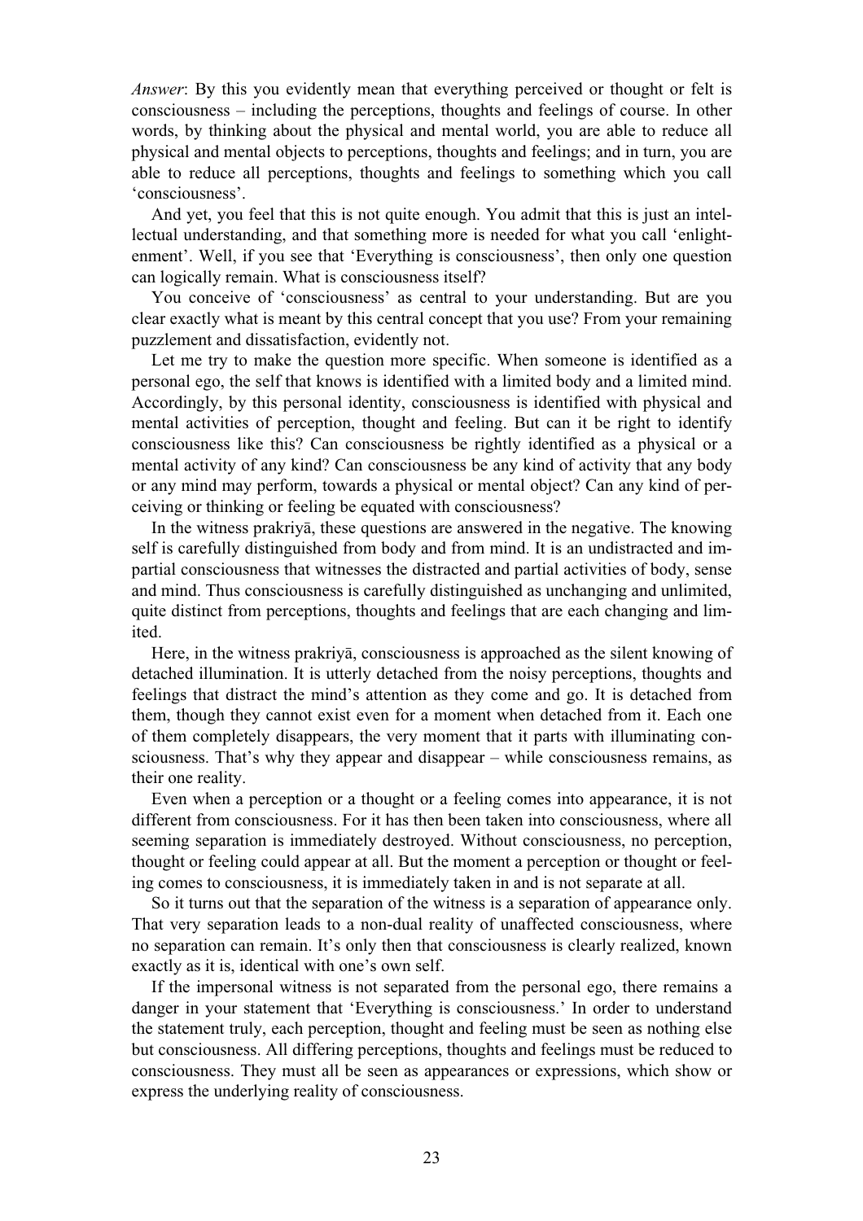*Answer*: By this you evidently mean that everything perceived or thought or felt is consciousness – including the perceptions, thoughts and feelings of course. In other words, by thinking about the physical and mental world, you are able to reduce all physical and mental objects to perceptions, thoughts and feelings; and in turn, you are able to reduce all perceptions, thoughts and feelings to something which you call 'consciousness'.

And yet, you feel that this is not quite enough. You admit that this is just an intellectual understanding, and that something more is needed for what you call 'enlightenment'. Well, if you see that 'Everything is consciousness', then only one question can logically remain. What is consciousness itself?

You conceive of 'consciousness' as central to your understanding. But are you clear exactly what is meant by this central concept that you use? From your remaining puzzlement and dissatisfaction, evidently not.

Let me try to make the question more specific. When someone is identified as a personal ego, the self that knows is identified with a limited body and a limited mind. Accordingly, by this personal identity, consciousness is identified with physical and mental activities of perception, thought and feeling. But can it be right to identify consciousness like this? Can consciousness be rightly identified as a physical or a mental activity of any kind? Can consciousness be any kind of activity that any body or any mind may perform, towards a physical or mental object? Can any kind of perceiving or thinking or feeling be equated with consciousness?

In the witness prakriyā, these questions are answered in the negative. The knowing self is carefully distinguished from body and from mind. It is an undistracted and impartial consciousness that witnesses the distracted and partial activities of body, sense and mind. Thus consciousness is carefully distinguished as unchanging and unlimited, quite distinct from perceptions, thoughts and feelings that are each changing and limited.

Here, in the witness prakriyā, consciousness is approached as the silent knowing of detached illumination. It is utterly detached from the noisy perceptions, thoughts and feelings that distract the mind's attention as they come and go. It is detached from them, though they cannot exist even for a moment when detached from it. Each one of them completely disappears, the very moment that it parts with illuminating consciousness. That's why they appear and disappear – while consciousness remains, as their one reality.

Even when a perception or a thought or a feeling comes into appearance, it is not different from consciousness. For it has then been taken into consciousness, where all seeming separation is immediately destroyed. Without consciousness, no perception, thought or feeling could appear at all. But the moment a perception or thought or feeling comes to consciousness, it is immediately taken in and is not separate at all.

So it turns out that the separation of the witness is a separation of appearance only. That very separation leads to a non-dual reality of unaffected consciousness, where no separation can remain. It's only then that consciousness is clearly realized, known exactly as it is, identical with one's own self.

If the impersonal witness is not separated from the personal ego, there remains a danger in your statement that 'Everything is consciousness.' In order to understand the statement truly, each perception, thought and feeling must be seen as nothing else but consciousness. All differing perceptions, thoughts and feelings must be reduced to consciousness. They must all be seen as appearances or expressions, which show or express the underlying reality of consciousness.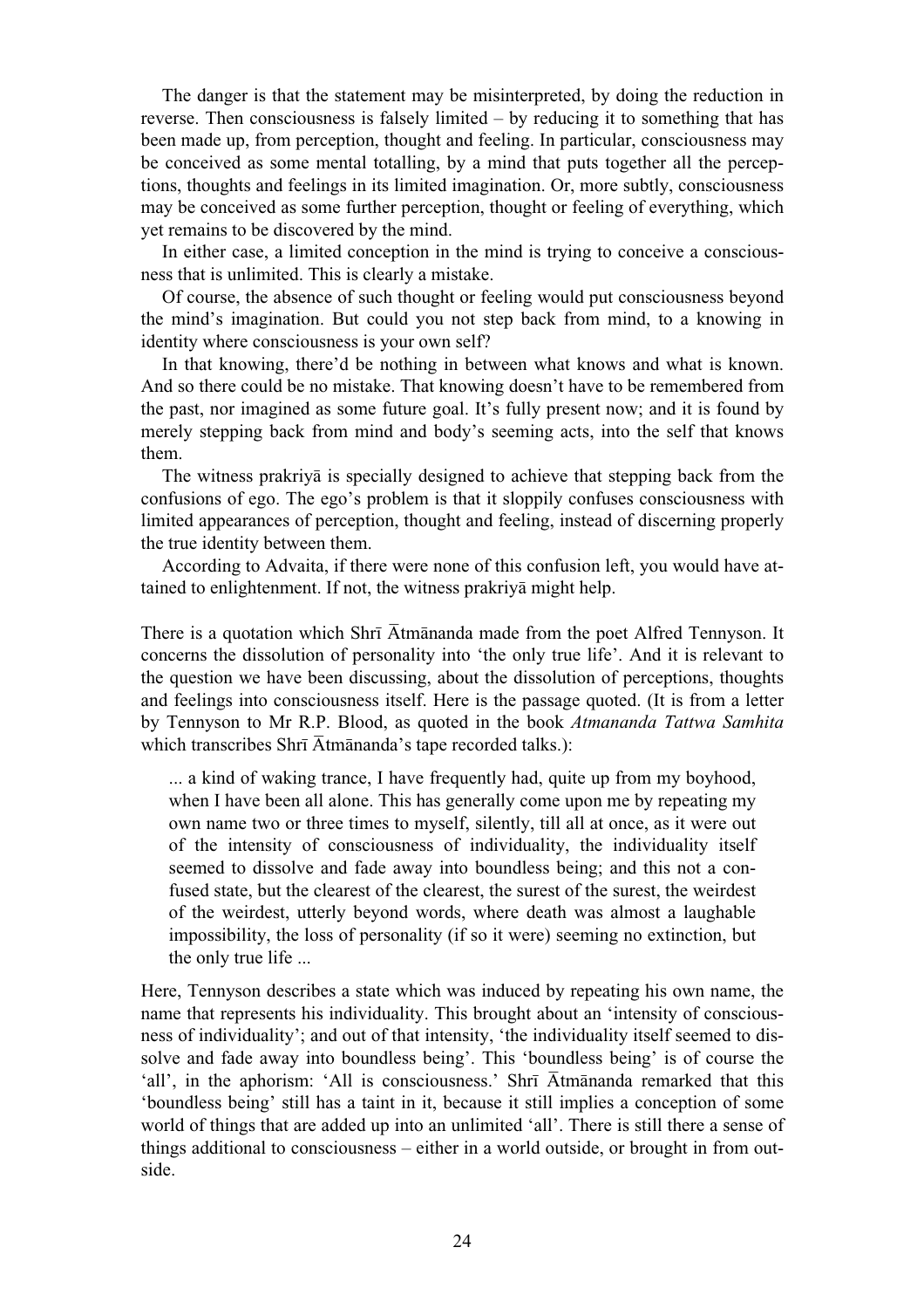The danger is that the statement may be misinterpreted, by doing the reduction in reverse. Then consciousness is falsely limited – by reducing it to something that has been made up, from perception, thought and feeling. In particular, consciousness may be conceived as some mental totalling, by a mind that puts together all the perceptions, thoughts and feelings in its limited imagination. Or, more subtly, consciousness may be conceived as some further perception, thought or feeling of everything, which yet remains to be discovered by the mind.

In either case, a limited conception in the mind is trying to conceive a consciousness that is unlimited. This is clearly a mistake.

Of course, the absence of such thought or feeling would put consciousness beyond the mind's imagination. But could you not step back from mind, to a knowing in identity where consciousness is your own self?

In that knowing, there'd be nothing in between what knows and what is known. And so there could be no mistake. That knowing doesn't have to be remembered from the past, nor imagined as some future goal. It's fully present now; and it is found by merely stepping back from mind and body's seeming acts, into the self that knows them.

The witness prakriyā is specially designed to achieve that stepping back from the confusions of ego. The ego's problem is that it sloppily confuses consciousness with limited appearances of perception, thought and feeling, instead of discerning properly the true identity between them.

According to Advaita, if there were none of this confusion left, you would have attained to enlightenment. If not, the witness prakriyā might help.

There is a quotation which Shrī Ātmānanda made from the poet Alfred Tennyson. It concerns the dissolution of personality into 'the only true life'. And it is relevant to the question we have been discussing, about the dissolution of perceptions, thoughts and feelings into consciousness itself. Here is the passage quoted. (It is from a letter by Tennyson to Mr R.P. Blood, as quoted in the book *Atmananda Tattwa Samhita* which transcribes Shrī Ātmānanda's tape recorded talks.):

> ... a kind of waking trance, I have frequently had, quite up from my boyhood, when I have been all alone. This has generally come upon me by repeating my own name two or three times to myself, silently, till all at once, as it were out of the intensity of consciousness of individuality, the individuality itself seemed to dissolve and fade away into boundless being; and this not a confused state, but the clearest of the clearest, the surest of the surest, the weirdest of the weirdest, utterly beyond words, where death was almost a laughable impossibility, the loss of personality (if so it were) seeming no extinction, but the only true life ...

Here, Tennyson describes a state which was induced by repeating his own name, the name that represents his individuality. This brought about an 'intensity of consciousness of individuality'; and out of that intensity, 'the individuality itself seemed to dissolve and fade away into boundless being'. This 'boundless being' is of course the 'all', in the aphorism: 'All is consciousness.' Shrī Ātmānanda remarked that this 'boundless being' still has a taint in it, because it still implies a conception of some world of things that are added up into an unlimited 'all'. There is still there a sense of things additional to consciousness – either in a world outside, or brought in from outside.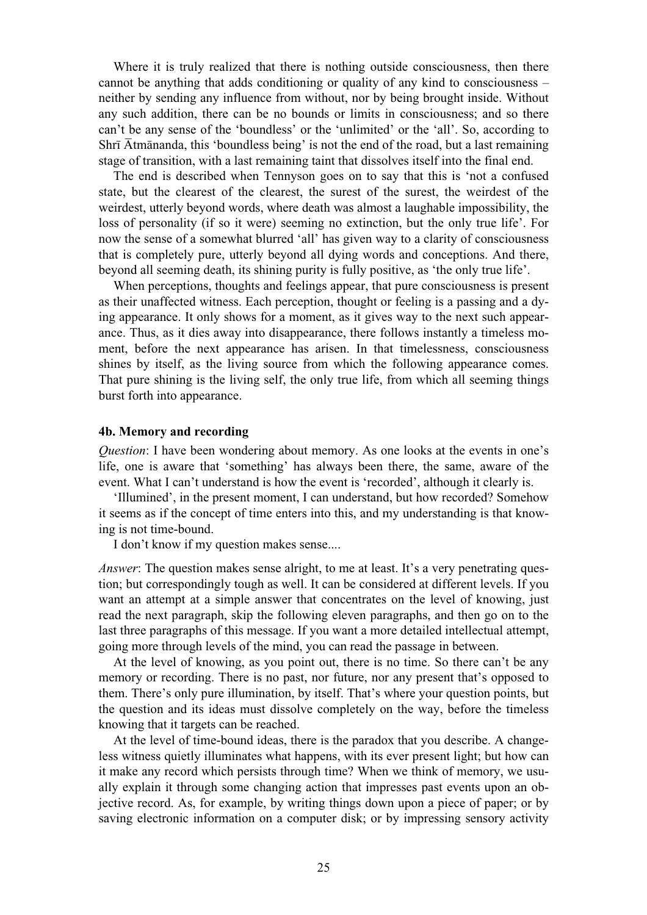Where it is truly realized that there is nothing outside consciousness, then there cannot be anything that adds conditioning or quality of any kind to consciousness – neither by sending any influence from without, nor by being brought inside. Without any such addition, there can be no bounds or limits in consciousness; and so there can't be any sense of the 'boundless' or the 'unlimited' or the 'all'. So, according to Shrī Ātmānanda, this 'boundless being' is not the end of the road, but a last remaining stage of transition, with a last remaining taint that dissolves itself into the final end.

The end is described when Tennyson goes on to say that this is 'not a confused state, but the clearest of the clearest, the surest of the surest, the weirdest of the weirdest, utterly beyond words, where death was almost a laughable impossibility, the loss of personality (if so it were) seeming no extinction, but the only true life'. For now the sense of a somewhat blurred 'all' has given way to a clarity of consciousness that is completely pure, utterly beyond all dying words and conceptions. And there, beyond all seeming death, its shining purity is fully positive, as 'the only true life'.

When perceptions, thoughts and feelings appear, that pure consciousness is present as their unaffected witness. Each perception, thought or feeling is a passing and a dying appearance. It only shows for a moment, as it gives way to the next such appearance. Thus, as it dies away into disappearance, there follows instantly a timeless moment, before the next appearance has arisen. In that timelessness, consciousness shines by itself, as the living source from which the following appearance comes. That pure shining is the living self, the only true life, from which all seeming things burst forth into appearance.

#### 4b. Memory and recording

*Question*: I have been wondering about memory. As one looks at the events in one's life, one is aware that 'something' has always been there, the same, aware of the event. What I can't understand is how the event is 'recorded', although it clearly is.

'Illumined', in the present moment, I can understand, but how recorded? Somehow it seems as if the concept of time enters into this, and my understanding is that knowing is not time-bound.

I don't know if my question makes sense....

*Answer*: The question makes sense alright, to me at least. It's a very penetrating question; but correspondingly tough as well. It can be considered at different levels. If you want an attempt at a simple answer that concentrates on the level of knowing, just read the next paragraph, skip the following eleven paragraphs, and then go on to the last three paragraphs of this message. If you want a more detailed intellectual attempt, going more through levels of the mind, you can read the passage in between.

At the level of knowing, as you point out, there is no time. So there can't be any memory or recording. There is no past, nor future, nor any present that's opposed to them. There's only pure illumination, by itself. That's where your question points, but the question and its ideas must dissolve completely on the way, before the timeless knowing that it targets can be reached.

At the level of time-bound ideas, there is the paradox that you describe. A changeless witness quietly illuminates what happens, with its ever present light; but how can it make any record which persists through time? When we think of memory, we usually explain it through some changing action that impresses past events upon an objective record. As, for example, by writing things down upon a piece of paper; or by saving electronic information on a computer disk; or by impressing sensory activity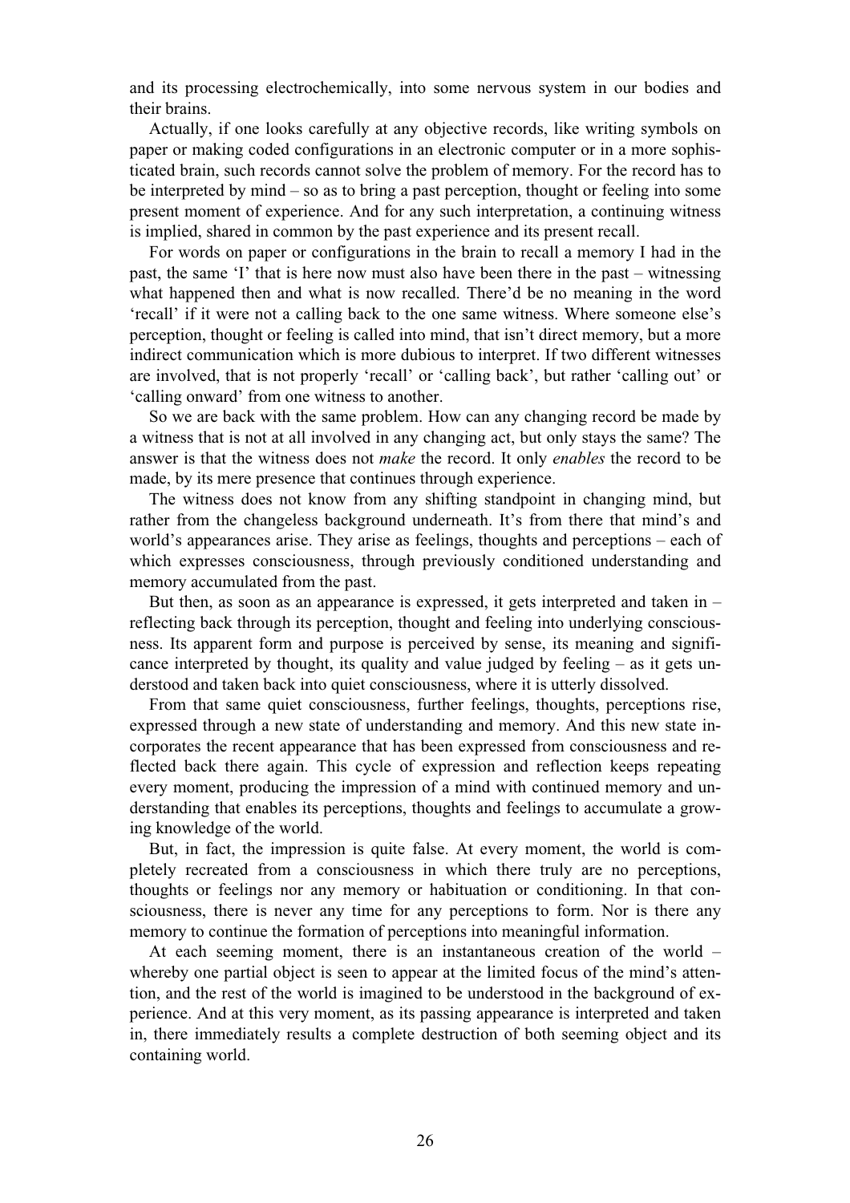and its processing electrochemically, into some nervous system in our bodies and their brains.

Actually, if one looks carefully at any objective records, like writing symbols on paper or making coded configurations in an electronic computer or in a more sophisticated brain, such records cannot solve the problem of memory. For the record has to be interpreted by mind – so as to bring a past perception, thought or feeling into some present moment of experience. And for any such interpretation, a continuing witness is implied, shared in common by the past experience and its present recall.

For words on paper or configurations in the brain to recall a memory I had in the past, the same 'I' that is here now must also have been there in the past – witnessing what happened then and what is now recalled. There'd be no meaning in the word 'recall' if it were not a calling back to the one same witness. Where someone else's perception, thought or feeling is called into mind, that isn't direct memory, but a more indirect communication which is more dubious to interpret. If two different witnesses are involved, that is not properly 'recall' or 'calling back', but rather 'calling out' or 'calling onward' from one witness to another.

So we are back with the same problem. How can any changing record be made by a witness that is not at all involved in any changing act, but only stays the same? The answer is that the witness does not *make* the record. It only *enables* the record to be made, by its mere presence that continues through experience.

The witness does not know from any shifting standpoint in changing mind, but rather from the changeless background underneath. It's from there that mind's and world's appearances arise. They arise as feelings, thoughts and perceptions – each of which expresses consciousness, through previously conditioned understanding and memory accumulated from the past.

But then, as soon as an appearance is expressed, it gets interpreted and taken in – reflecting back through its perception, thought and feeling into underlying consciousness. Its apparent form and purpose is perceived by sense, its meaning and significance interpreted by thought, its quality and value judged by feeling – as it gets understood and taken back into quiet consciousness, where it is utterly dissolved.

From that same quiet consciousness, further feelings, thoughts, perceptions rise, expressed through a new state of understanding and memory. And this new state incorporates the recent appearance that has been expressed from consciousness and reflected back there again. This cycle of expression and reflection keeps repeating every moment, producing the impression of a mind with continued memory and understanding that enables its perceptions, thoughts and feelings to accumulate a growing knowledge of the world.

But, in fact, the impression is quite false. At every moment, the world is completely recreated from a consciousness in which there truly are no perceptions, thoughts or feelings nor any memory or habituation or conditioning. In that consciousness, there is never any time for any perceptions to form. Nor is there any memory to continue the formation of perceptions into meaningful information.

At each seeming moment, there is an instantaneous creation of the world – whereby one partial object is seen to appear at the limited focus of the mind's attention, and the rest of the world is imagined to be understood in the background of experience. And at this very moment, as its passing appearance is interpreted and taken in, there immediately results a complete destruction of both seeming object and its containing world.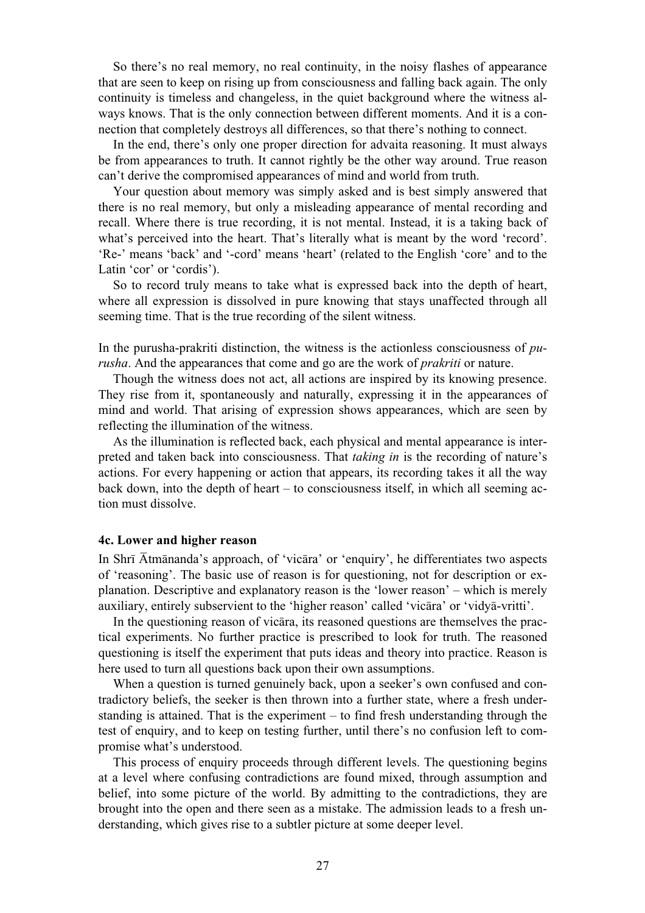So there's no real memory, no real continuity, in the noisy flashes of appearance that are seen to keep on rising up from consciousness and falling back again. The only continuity is timeless and changeless, in the quiet background where the witness always knows. That is the only connection between different moments. And it is a connection that completely destroys all differences, so that there's nothing to connect.

In the end, there's only one proper direction for advaita reasoning. It must always be from appearances to truth. It cannot rightly be the other way around. True reason can't derive the compromised appearances of mind and world from truth.

Your question about memory was simply asked and is best simply answered that there is no real memory, but only a misleading appearance of mental recording and recall. Where there is true recording, it is not mental. Instead, it is a taking back of what's perceived into the heart. That's literally what is meant by the word 'record'. 'Re-' means 'back' and '-cord' means 'heart' (related to the English 'core' and to the Latin 'cor' or 'cordis').

So to record truly means to take what is expressed back into the depth of heart, where all expression is dissolved in pure knowing that stays unaffected through all seeming time. That is the true recording of the silent witness.

In the purusha-prakriti distinction, the witness is the actionless consciousness of *purusha*. And the appearances that come and go are the work of *prakriti* or nature.

Though the witness does not act, all actions are inspired by its knowing presence. They rise from it, spontaneously and naturally, expressing it in the appearances of mind and world. That arising of expression shows appearances, which are seen by reflecting the illumination of the witness.

As the illumination is reflected back, each physical and mental appearance is interpreted and taken back into consciousness. That *taking in* is the recording of nature's actions. For every happening or action that appears, its recording takes it all the way back down, into the depth of heart – to consciousness itself, in which all seeming action must dissolve.

#### 4c. Lower and higher reason

In Shrī Ātmānanda's approach, of 'vicāra' or 'enquiry', he differentiates two aspects of 'reasoning'. The basic use of reason is for questioning, not for description or explanation. Descriptive and explanatory reason is the 'lower reason' – which is merely auxiliary, entirely subservient to the 'higher reason' called 'vicāra' or 'vidyā-vritti'.

In the questioning reason of vicāra, its reasoned questions are themselves the practical experiments. No further practice is prescribed to look for truth. The reasoned questioning is itself the experiment that puts ideas and theory into practice. Reason is here used to turn all questions back upon their own assumptions.

When a question is turned genuinely back, upon a seeker's own confused and contradictory beliefs, the seeker is then thrown into a further state, where a fresh understanding is attained. That is the experiment – to find fresh understanding through the test of enquiry, and to keep on testing further, until there's no confusion left to compromise what's understood.

This process of enquiry proceeds through different levels. The questioning begins at a level where confusing contradictions are found mixed, through assumption and belief, into some picture of the world. By admitting to the contradictions, they are brought into the open and there seen as a mistake. The admission leads to a fresh understanding, which gives rise to a subtler picture at some deeper level.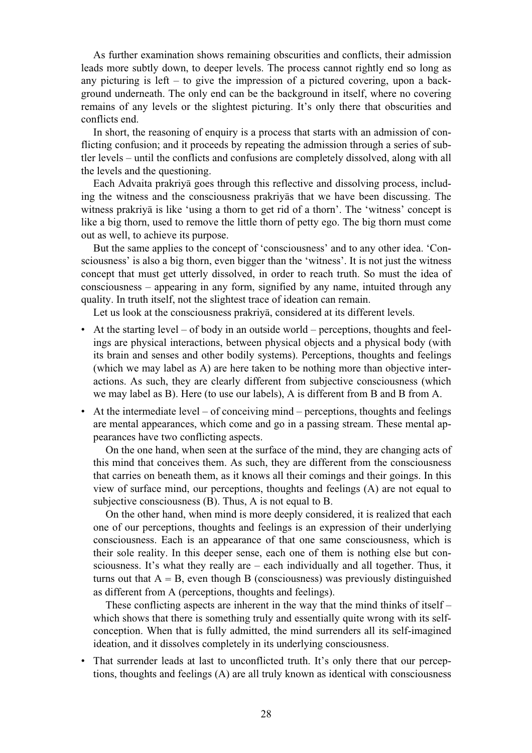As further examination shows remaining obscurities and conflicts, their admission leads more subtly down, to deeper levels. The process cannot rightly end so long as any picturing is left – to give the impression of a pictured covering, upon a background underneath. The only end can be the background in itself, where no covering remains of any levels or the slightest picturing. It's only there that obscurities and conflicts end.

In short, the reasoning of enquiry is a process that starts with an admission of conflicting confusion; and it proceeds by repeating the admission through a series of subtler levels – until the conflicts and confusions are completely dissolved, along with all the levels and the questioning.

Each Advaita prakriyā goes through this reflective and dissolving process, including the witness and the consciousness prakriyās that we have been discussing. The witness prakriyā is like 'using a thorn to get rid of a thorn'. The 'witness' concept is like a big thorn, used to remove the little thorn of petty ego. The big thorn must come out as well, to achieve its purpose.

But the same applies to the concept of 'consciousness' and to any other idea. 'Consciousness' is also a big thorn, even bigger than the 'witness'. It is not just the witness concept that must get utterly dissolved, in order to reach truth. So must the idea of consciousness – appearing in any form, signified by any name, intuited through any quality. In truth itself, not the slightest trace of ideation can remain.

Let us look at the consciousness prakriyā, considered at its different levels.

- At the starting level – of body in an outside world – perceptions, thoughts and feelings are physical interactions, between physical objects and a physical body (with its brain and senses and other bodily systems). Perceptions, thoughts and feelings (which we may label as A) are here taken to be nothing more than objective interactions. As such, they are clearly different from subjective consciousness (which we may label as B). Here (to use our labels), A is different from B and B from A.

- At the intermediate level – of conceiving mind – perceptions, thoughts and feelings are mental appearances, which come and go in a passing stream. These mental appearances have two conflicting aspects.

  On the one hand, when seen at the surface of the mind, they are changing acts of this mind that conceives them. As such, they are different from the consciousness that carries on beneath them, as it knows all their comings and their goings. In this view of surface mind, our perceptions, thoughts and feelings (A) are not equal to subjective consciousness (B). Thus, A is not equal to B.

  On the other hand, when mind is more deeply considered, it is realized that each one of our perceptions, thoughts and feelings is an expression of their underlying consciousness. Each is an appearance of that one same consciousness, which is their sole reality. In this deeper sense, each one of them is nothing else but consciousness. It's what they really are – each individually and all together. Thus, it turns out that A = B, even though B (consciousness) was previously distinguished as different from A (perceptions, thoughts and feelings).

  These conflicting aspects are inherent in the way that the mind thinks of itself – which shows that there is something truly and essentially quite wrong with its self-conception. When that is fully admitted, the mind surrenders all its self-imagined ideation, and it dissolves completely in its underlying consciousness.

- That surrender leads at last to unconflicted truth. It's only there that our perceptions, thoughts and feelings (A) are all truly known as identical with consciousness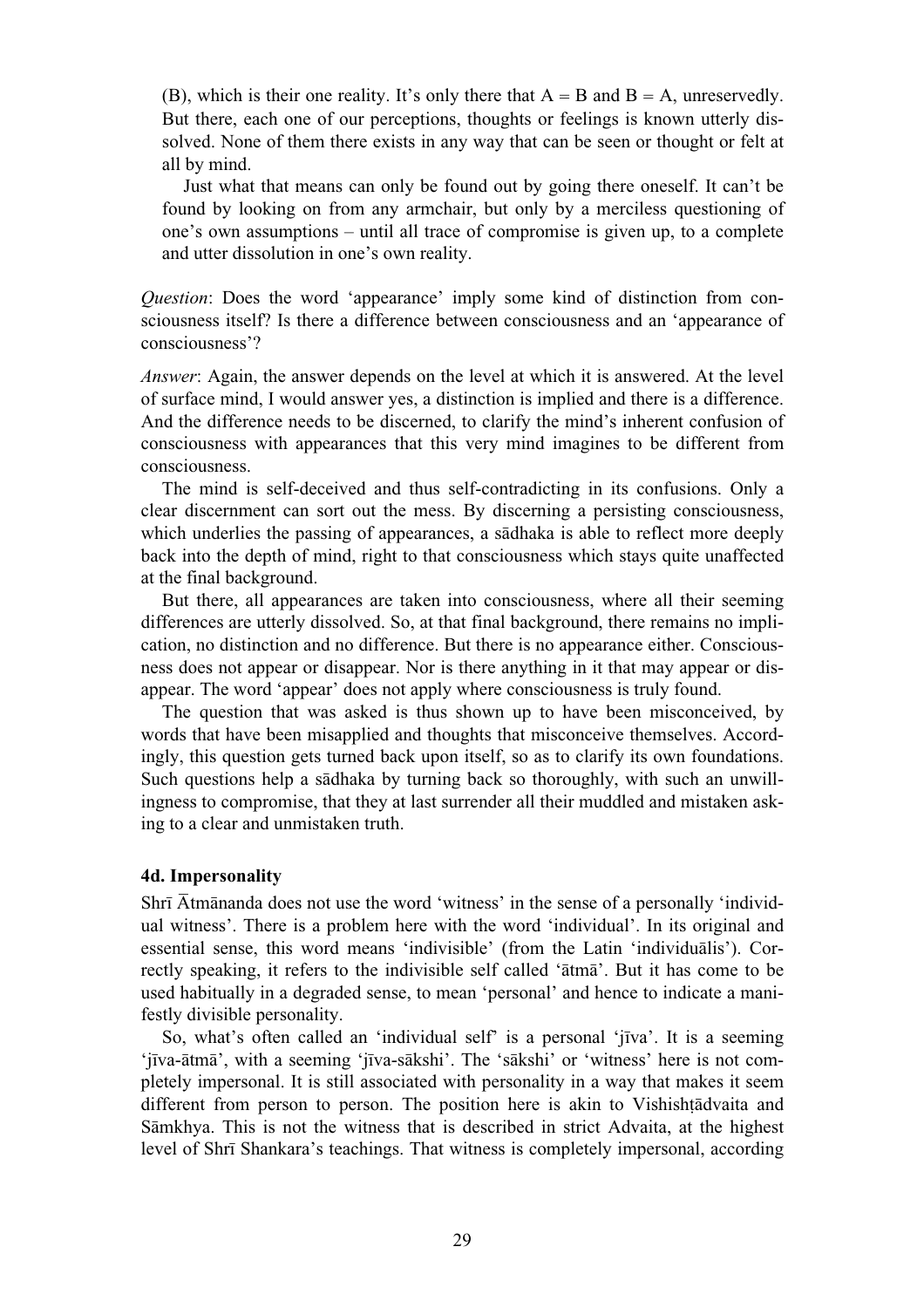(B), which is their one reality. It's only there that A = B and B = A, unreservedly. But there, each one of our perceptions, thoughts or feelings is known utterly dissolved. None of them there exists in any way that can be seen or thought or felt at all by mind.

Just what that means can only be found out by going there oneself. It can't be found by looking on from any armchair, but only by a merciless questioning of one's own assumptions – until all trace of compromise is given up, to a complete and utter dissolution in one's own reality.

*Question*: Does the word 'appearance' imply some kind of distinction from consciousness itself? Is there a difference between consciousness and an 'appearance of consciousness'?

*Answer*: Again, the answer depends on the level at which it is answered. At the level of surface mind, I would answer yes, a distinction is implied and there is a difference. And the difference needs to be discerned, to clarify the mind's inherent confusion of consciousness with appearances that this very mind imagines to be different from consciousness.

The mind is self-deceived and thus self-contradicting in its confusions. Only a clear discernment can sort out the mess. By discerning a persisting consciousness, which underlies the passing of appearances, a sādhaka is able to reflect more deeply back into the depth of mind, right to that consciousness which stays quite unaffected at the final background.

But there, all appearances are taken into consciousness, where all their seeming differences are utterly dissolved. So, at that final background, there remains no implication, no distinction and no difference. But there is no appearance either. Consciousness does not appear or disappear. Nor is there anything in it that may appear or disappear. The word 'appear' does not apply where consciousness is truly found.

The question that was asked is thus shown up to have been misconceived, by words that have been misapplied and thoughts that misconceive themselves. Accordingly, this question gets turned back upon itself, so as to clarify its own foundations. Such questions help a sādhaka by turning back so thoroughly, with such an unwillingness to compromise, that they at last surrender all their muddled and mistaken asking to a clear and unmistaken truth.

### 4d. Impersonality

Shrī Ātmānanda does not use the word 'witness' in the sense of a personally 'individual witness'. There is a problem here with the word 'individual'. In its original and essential sense, this word means 'indivisible' (from the Latin 'individuālis'). Correctly speaking, it refers to the indivisible self called 'ātmā'. But it has come to be used habitually in a degraded sense, to mean 'personal' and hence to indicate a manifestly divisible personality.

So, what's often called an 'individual self' is a personal 'jīva'. It is a seeming 'jīva-ātmā', with a seeming 'jīva-sākshi'. The 'sākshi' or 'witness' here is not completely impersonal. It is still associated with personality in a way that makes it seem different from person to person. The position here is akin to Vishishṭādvaita and Sāmkhya. This is not the witness that is described in strict Advaita, at the highest level of Shrī Shankara's teachings. That witness is completely impersonal, according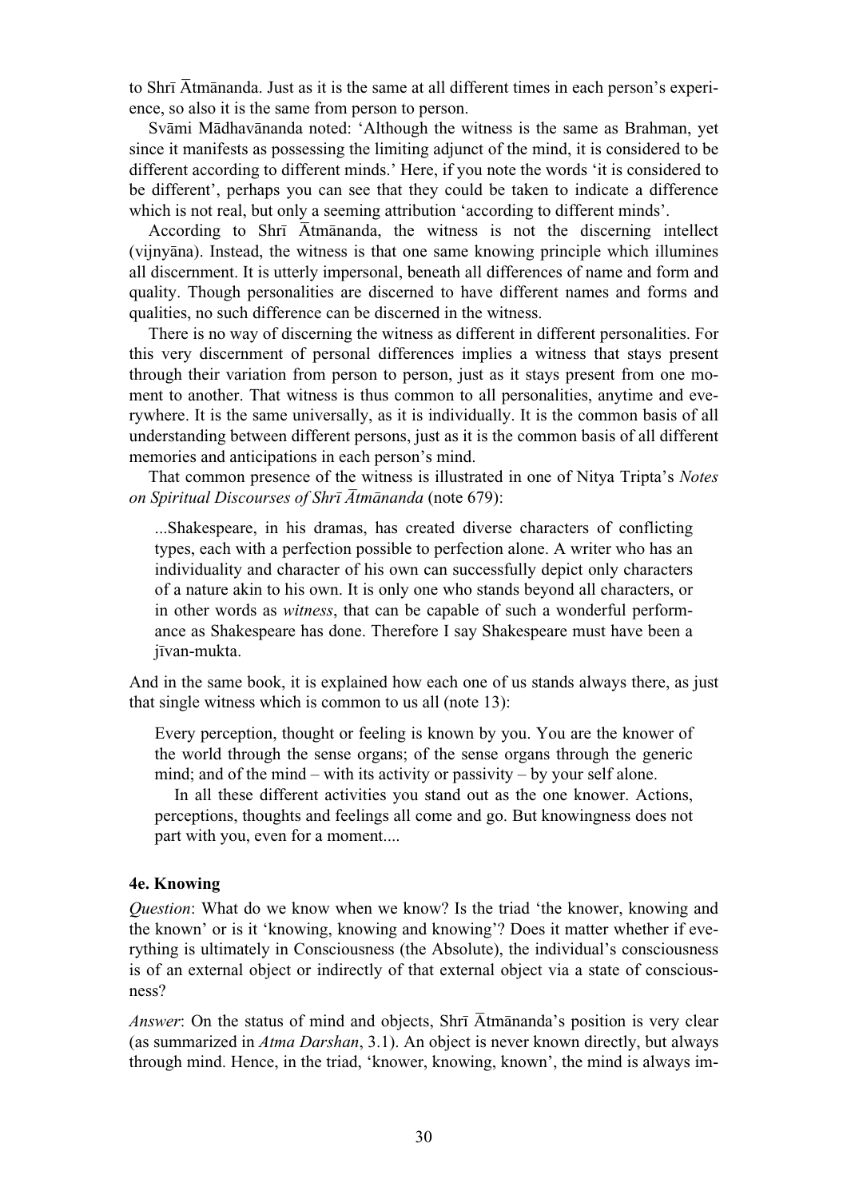to Shrī Ātmānanda. Just as it is the same at all different times in each person's experience, so also it is the same from person to person.

Svāmi Mādhavānanda noted: 'Although the witness is the same as Brahman, yet since it manifests as possessing the limiting adjunct of the mind, it is considered to be different according to different minds.' Here, if you note the words 'it is considered to be different', perhaps you can see that they could be taken to indicate a difference which is not real, but only a seeming attribution 'according to different minds'.

According to Shrī Ātmānanda, the witness is not the discerning intellect (vijnyāna). Instead, the witness is that one same knowing principle which illumines all discernment. It is utterly impersonal, beneath all differences of name and form and quality. Though personalities are discerned to have different names and forms and qualities, no such difference can be discerned in the witness.

There is no way of discerning the witness as different in different personalities. For this very discernment of personal differences implies a witness that stays present through their variation from person to person, just as it stays present from one moment to another. That witness is thus common to all personalities, anytime and everywhere. It is the same universally, as it is individually. It is the common basis of all understanding between different persons, just as it is the common basis of all different memories and anticipations in each person's mind.

That common presence of the witness is illustrated in one of Nitya Tripta's *Notes on Spiritual Discourses of Shrī Ātmānanda* (note 679):

> ...Shakespeare, in his dramas, has created diverse characters of conflicting types, each with a perfection possible to perfection alone. A writer who has an individuality and character of his own can successfully depict only characters of a nature akin to his own. It is only one who stands beyond all characters, or in other words as *witness*, that can be capable of such a wonderful performance as Shakespeare has done. Therefore I say Shakespeare must have been a jīvan-mukta.

And in the same book, it is explained how each one of us stands always there, as just that single witness which is common to us all (note 13):

> Every perception, thought or feeling is known by you. You are the knower of the world through the sense organs; of the sense organs through the generic mind; and of the mind – with its activity or passivity – by your self alone.
>
> In all these different activities you stand out as the one knower. Actions, perceptions, thoughts and feelings all come and go. But knowingness does not part with you, even for a moment....

#### 4e. Knowing

*Question*: What do we know when we know? Is the triad 'the knower, knowing and the known' or is it 'knowing, knowing and knowing'? Does it matter whether if everything is ultimately in Consciousness (the Absolute), the individual's consciousness is of an external object or indirectly of that external object via a state of consciousness?

*Answer*: On the status of mind and objects, Shrī Ātmānanda's position is very clear (as summarized in *Atma Darshan*, 3.1). An object is never known directly, but always through mind. Hence, in the triad, 'knower, knowing, known', the mind is always im-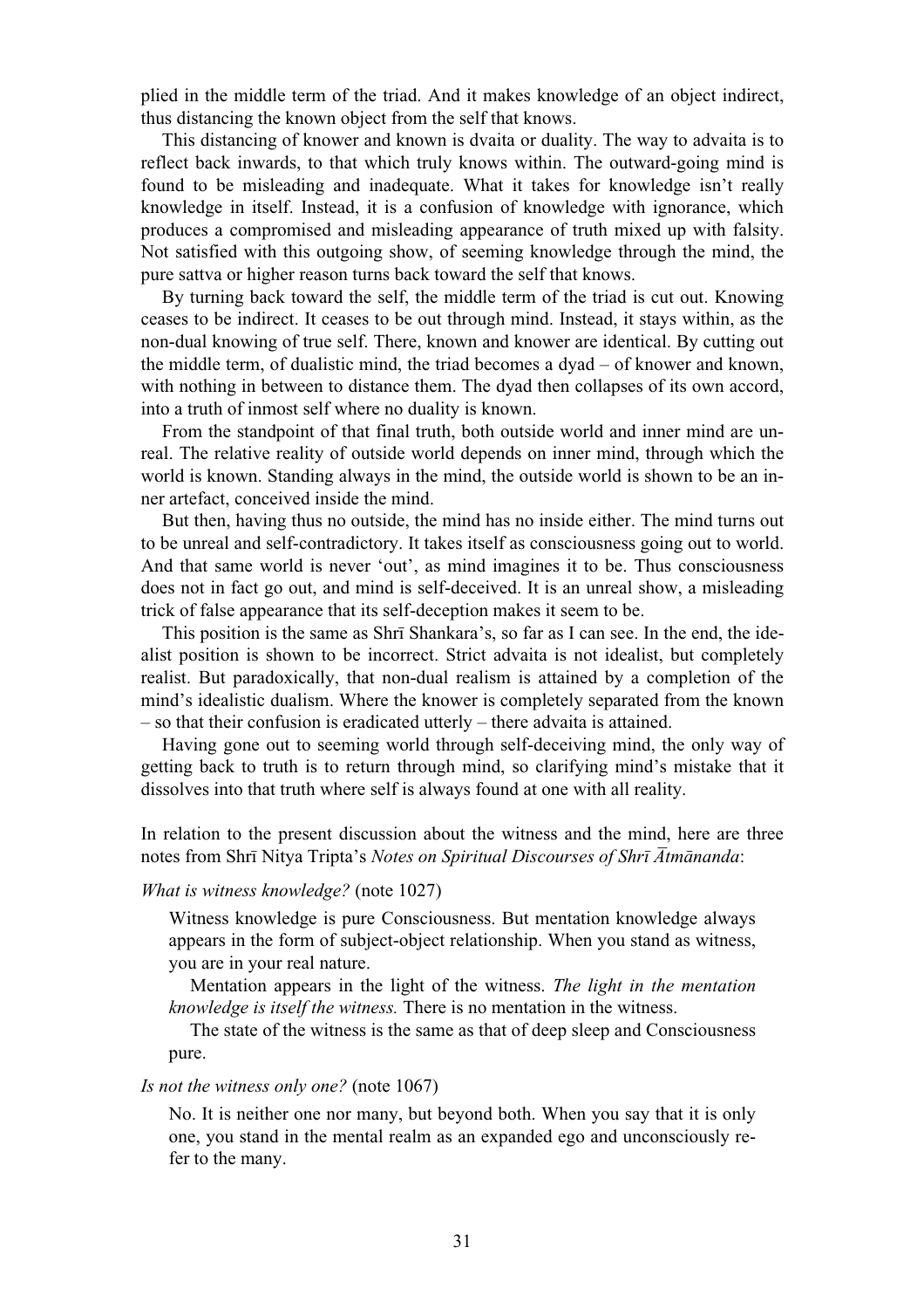plied in the middle term of the triad. And it makes knowledge of an object indirect, thus distancing the known object from the self that knows.

This distancing of knower and known is dvaita or duality. The way to advaita is to reflect back inwards, to that which truly knows within. The outward-going mind is found to be misleading and inadequate. What it takes for knowledge isn't really knowledge in itself. Instead, it is a confusion of knowledge with ignorance, which produces a compromised and misleading appearance of truth mixed up with falsity. Not satisfied with this outgoing show, of seeming knowledge through the mind, the pure sattva or higher reason turns back toward the self that knows.

By turning back toward the self, the middle term of the triad is cut out. Knowing ceases to be indirect. It ceases to be out through mind. Instead, it stays within, as the non-dual knowing of true self. There, known and knower are identical. By cutting out the middle term, of dualistic mind, the triad becomes a dyad – of knower and known, with nothing in between to distance them. The dyad then collapses of its own accord, into a truth of inmost self where no duality is known.

From the standpoint of that final truth, both outside world and inner mind are unreal. The relative reality of outside world depends on inner mind, through which the world is known. Standing always in the mind, the outside world is shown to be an inner artefact, conceived inside the mind.

But then, having thus no outside, the mind has no inside either. The mind turns out to be unreal and self-contradictory. It takes itself as consciousness going out to world. And that same world is never 'out', as mind imagines it to be. Thus consciousness does not in fact go out, and mind is self-deceived. It is an unreal show, a misleading trick of false appearance that its self-deception makes it seem to be.

This position is the same as Shrī Shankara's, so far as I can see. In the end, the idealist position is shown to be incorrect. Strict advaita is not idealist, but completely realist. But paradoxically, that non-dual realism is attained by a completion of the mind's idealistic dualism. Where the knower is completely separated from the known – so that their confusion is eradicated utterly – there advaita is attained.

Having gone out to seeming world through self-deceiving mind, the only way of getting back to truth is to return through mind, so clarifying mind's mistake that it dissolves into that truth where self is always found at one with all reality.

In relation to the present discussion about the witness and the mind, here are three notes from Shrī Nitya Tripta's *Notes on Spiritual Discourses of Shrī Ātmānanda*:

*What is witness knowledge?* (note 1027)

> Witness knowledge is pure Consciousness. But mentation knowledge always appears in the form of subject-object relationship. When you stand as witness, you are in your real nature.
>
> Mentation appears in the light of the witness. *The light in the mentation knowledge is itself the witness.* There is no mentation in the witness.
>
> The state of the witness is the same as that of deep sleep and Consciousness pure.

*Is not the witness only one?* (note 1067)

> No. It is neither one nor many, but beyond both. When you say that it is only one, you stand in the mental realm as an expanded ego and unconsciously refer to the many.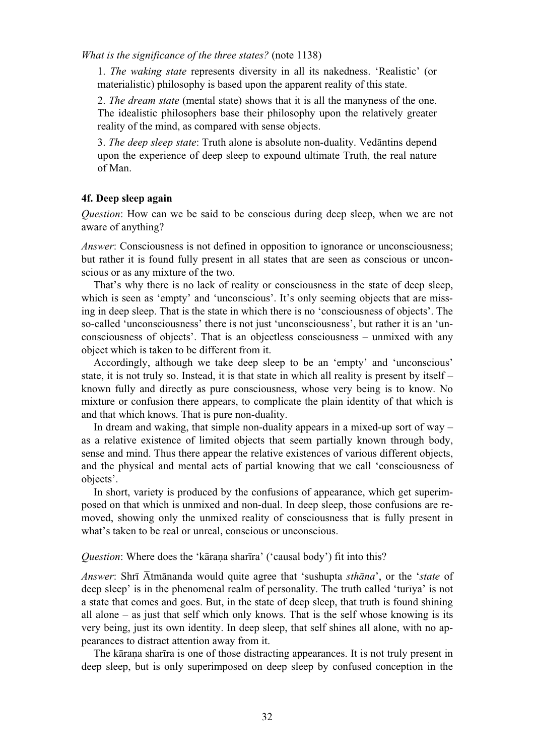*What is the significance of the three states?* (note 1138)

1. *The waking state* represents diversity in all its nakedness. 'Realistic' (or materialistic) philosophy is based upon the apparent reality of this state.

2. *The dream state* (mental state) shows that it is all the manyness of the one. The idealistic philosophers base their philosophy upon the relatively greater reality of the mind, as compared with sense objects.

3. *The deep sleep state*: Truth alone is absolute non-duality. Vedāntins depend upon the experience of deep sleep to expound ultimate Truth, the real nature of Man.

#### 4f. Deep sleep again

*Question*: How can we be said to be conscious during deep sleep, when we are not aware of anything?

*Answer*: Consciousness is not defined in opposition to ignorance or unconsciousness; but rather it is found fully present in all states that are seen as conscious or unconscious or as any mixture of the two.

That's why there is no lack of reality or consciousness in the state of deep sleep, which is seen as 'empty' and 'unconscious'. It's only seeming objects that are missing in deep sleep. That is the state in which there is no 'consciousness of objects'. The so-called 'unconsciousness' there is not just 'unconsciousness', but rather it is an 'unconsciousness of objects'. That is an objectless consciousness – unmixed with any object which is taken to be different from it.

Accordingly, although we take deep sleep to be an 'empty' and 'unconscious' state, it is not truly so. Instead, it is that state in which all reality is present by itself – known fully and directly as pure consciousness, whose very being is to know. No mixture or confusion there appears, to complicate the plain identity of that which is and that which knows. That is pure non-duality.

In dream and waking, that simple non-duality appears in a mixed-up sort of way – as a relative existence of limited objects that seem partially known through body, sense and mind. Thus there appear the relative existences of various different objects, and the physical and mental acts of partial knowing that we call 'consciousness of objects'.

In short, variety is produced by the confusions of appearance, which get superimposed on that which is unmixed and non-dual. In deep sleep, those confusions are removed, showing only the unmixed reality of consciousness that is fully present in what's taken to be real or unreal, conscious or unconscious.

*Question*: Where does the 'kāraṇa sharīra' ('causal body') fit into this?

*Answer*: Shrī Ātmānanda would quite agree that 'sushupta *sthāna*', or the '*state* of deep sleep' is in the phenomenal realm of personality. The truth called 'turīya' is not a state that comes and goes. But, in the state of deep sleep, that truth is found shining all alone – as just that self which only knows. That is the self whose knowing is its very being, just its own identity. In deep sleep, that self shines all alone, with no appearances to distract attention away from it.

The kāraṇa sharīra is one of those distracting appearances. It is not truly present in deep sleep, but is only superimposed on deep sleep by confused conception in the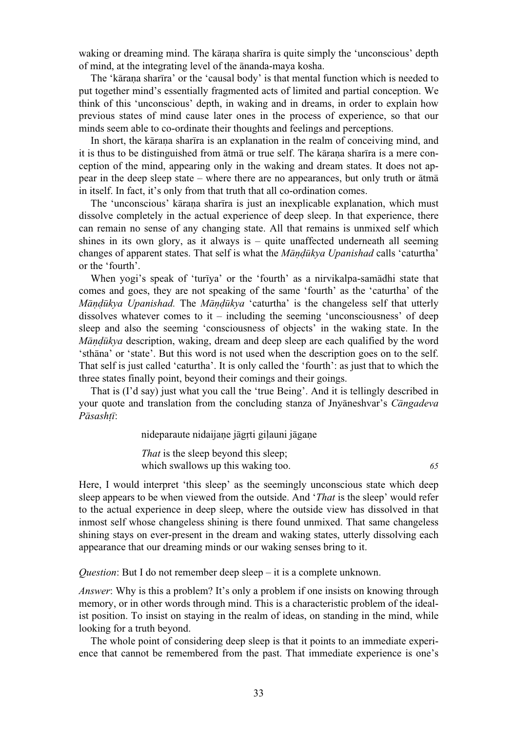waking or dreaming mind. The kāraṇa sharīra is quite simply the 'unconscious' depth of mind, at the integrating level of the ānanda-maya kosha.

The 'kāraṇa sharīra' or the 'causal body' is that mental function which is needed to put together mind's essentially fragmented acts of limited and partial conception. We think of this 'unconscious' depth, in waking and in dreams, in order to explain how previous states of mind cause later ones in the process of experience, so that our minds seem able to co-ordinate their thoughts and feelings and perceptions.

In short, the kāraṇa sharīra is an explanation in the realm of conceiving mind, and it is thus to be distinguished from ātmā or true self. The kāraṇa sharīra is a mere conception of the mind, appearing only in the waking and dream states. It does not appear in the deep sleep state – where there are no appearances, but only truth or ātmā in itself. In fact, it's only from that truth that all co-ordination comes.

The 'unconscious' kāraṇa sharīra is just an inexplicable explanation, which must dissolve completely in the actual experience of deep sleep. In that experience, there can remain no sense of any changing state. All that remains is unmixed self which shines in its own glory, as it always is – quite unaffected underneath all seeming changes of apparent states. That self is what the *Māṇḍūkya Upanishad* calls 'caturtha' or the 'fourth'.

When yogi's speak of 'turīya' or the 'fourth' as a nirvikalpa-samādhi state that comes and goes, they are not speaking of the same 'fourth' as the 'caturtha' of the *Māṇḍūkya Upanishad.* The *Māṇḍūkya* 'caturtha' is the changeless self that utterly dissolves whatever comes to it – including the seeming 'unconsciousness' of deep sleep and also the seeming 'consciousness of objects' in the waking state. In the *Māṇḍūkya* description, waking, dream and deep sleep are each qualified by the word 'sthāna' or 'state'. But this word is not used when the description goes on to the self. That self is just called 'caturtha'. It is only called the 'fourth': as just that to which the three states finally point, beyond their comings and their goings.

That is (I'd say) just what you call the 'true Being'. And it is tellingly described in your quote and translation from the concluding stanza of Jnyāneshvar's *Cāngadeva Pāsashṭī*:

> nideparaute nidaijaṇe jāgṛti giḷauni jāgaṇe
>
> *That* is the sleep beyond this sleep;
> which swallows up this waking too. *65*

Here, I would interpret 'this sleep' as the seemingly unconscious state which deep sleep appears to be when viewed from the outside. And '*That* is the sleep' would refer to the actual experience in deep sleep, where the outside view has dissolved in that inmost self whose changeless shining is there found unmixed. That same changeless shining stays on ever-present in the dream and waking states, utterly dissolving each appearance that our dreaming minds or our waking senses bring to it.

*Question*: But I do not remember deep sleep – it is a complete unknown.

*Answer*: Why is this a problem? It's only a problem if one insists on knowing through memory, or in other words through mind. This is a characteristic problem of the idealist position. To insist on staying in the realm of ideas, on standing in the mind, while looking for a truth beyond.

The whole point of considering deep sleep is that it points to an immediate experience that cannot be remembered from the past. That immediate experience is one's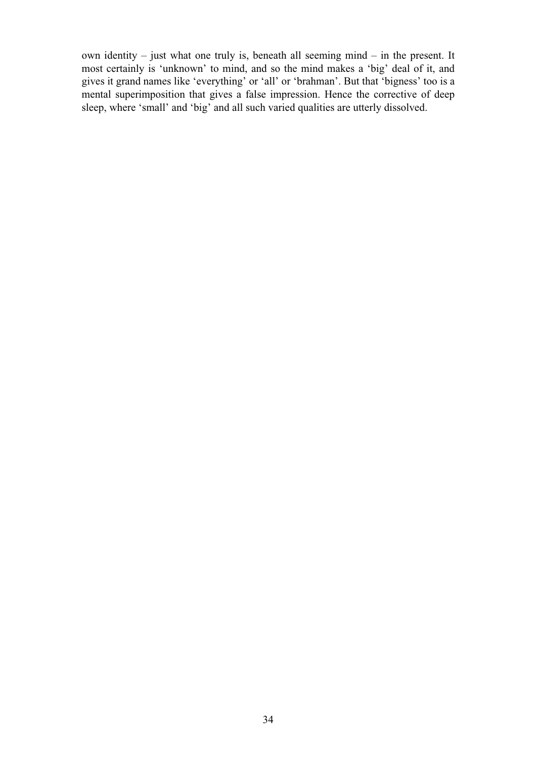own identity – just what one truly is, beneath all seeming mind – in the present. It most certainly is 'unknown' to mind, and so the mind makes a 'big' deal of it, and gives it grand names like 'everything' or 'all' or 'brahman'. But that 'bigness' too is a mental superimposition that gives a false impression. Hence the corrective of deep sleep, where 'small' and 'big' and all such varied qualities are utterly dissolved.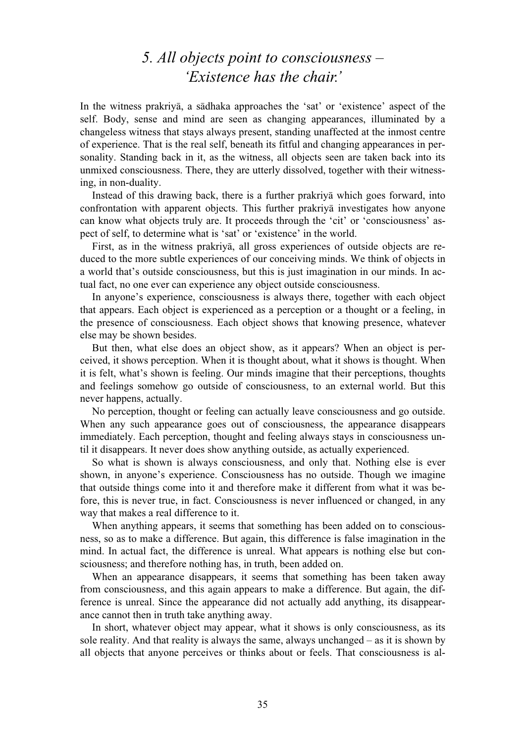# *5. All objects point to consciousness – 'Existence has the chair.'*

In the witness prakriyā, a sādhaka approaches the 'sat' or 'existence' aspect of the self. Body, sense and mind are seen as changing appearances, illuminated by a changeless witness that stays always present, standing unaffected at the inmost centre of experience. That is the real self, beneath its fitful and changing appearances in personality. Standing back in it, as the witness, all objects seen are taken back into its unmixed consciousness. There, they are utterly dissolved, together with their witnessing, in non-duality.

Instead of this drawing back, there is a further prakriyā which goes forward, into confrontation with apparent objects. This further prakriyā investigates how anyone can know what objects truly are. It proceeds through the 'cit' or 'consciousness' aspect of self, to determine what is 'sat' or 'existence' in the world.

First, as in the witness prakriyā, all gross experiences of outside objects are reduced to the more subtle experiences of our conceiving minds. We think of objects in a world that's outside consciousness, but this is just imagination in our minds. In actual fact, no one ever can experience any object outside consciousness.

In anyone's experience, consciousness is always there, together with each object that appears. Each object is experienced as a perception or a thought or a feeling, in the presence of consciousness. Each object shows that knowing presence, whatever else may be shown besides.

But then, what else does an object show, as it appears? When an object is perceived, it shows perception. When it is thought about, what it shows is thought. When it is felt, what's shown is feeling. Our minds imagine that their perceptions, thoughts and feelings somehow go outside of consciousness, to an external world. But this never happens, actually.

No perception, thought or feeling can actually leave consciousness and go outside. When any such appearance goes out of consciousness, the appearance disappears immediately. Each perception, thought and feeling always stays in consciousness until it disappears. It never does show anything outside, as actually experienced.

So what is shown is always consciousness, and only that. Nothing else is ever shown, in anyone's experience. Consciousness has no outside. Though we imagine that outside things come into it and therefore make it different from what it was before, this is never true, in fact. Consciousness is never influenced or changed, in any way that makes a real difference to it.

When anything appears, it seems that something has been added on to consciousness, so as to make a difference. But again, this difference is false imagination in the mind. In actual fact, the difference is unreal. What appears is nothing else but consciousness; and therefore nothing has, in truth, been added on.

When an appearance disappears, it seems that something has been taken away from consciousness, and this again appears to make a difference. But again, the difference is unreal. Since the appearance did not actually add anything, its disappearance cannot then in truth take anything away.

In short, whatever object may appear, what it shows is only consciousness, as its sole reality. And that reality is always the same, always unchanged – as it is shown by all objects that anyone perceives or thinks about or feels. That consciousness is al-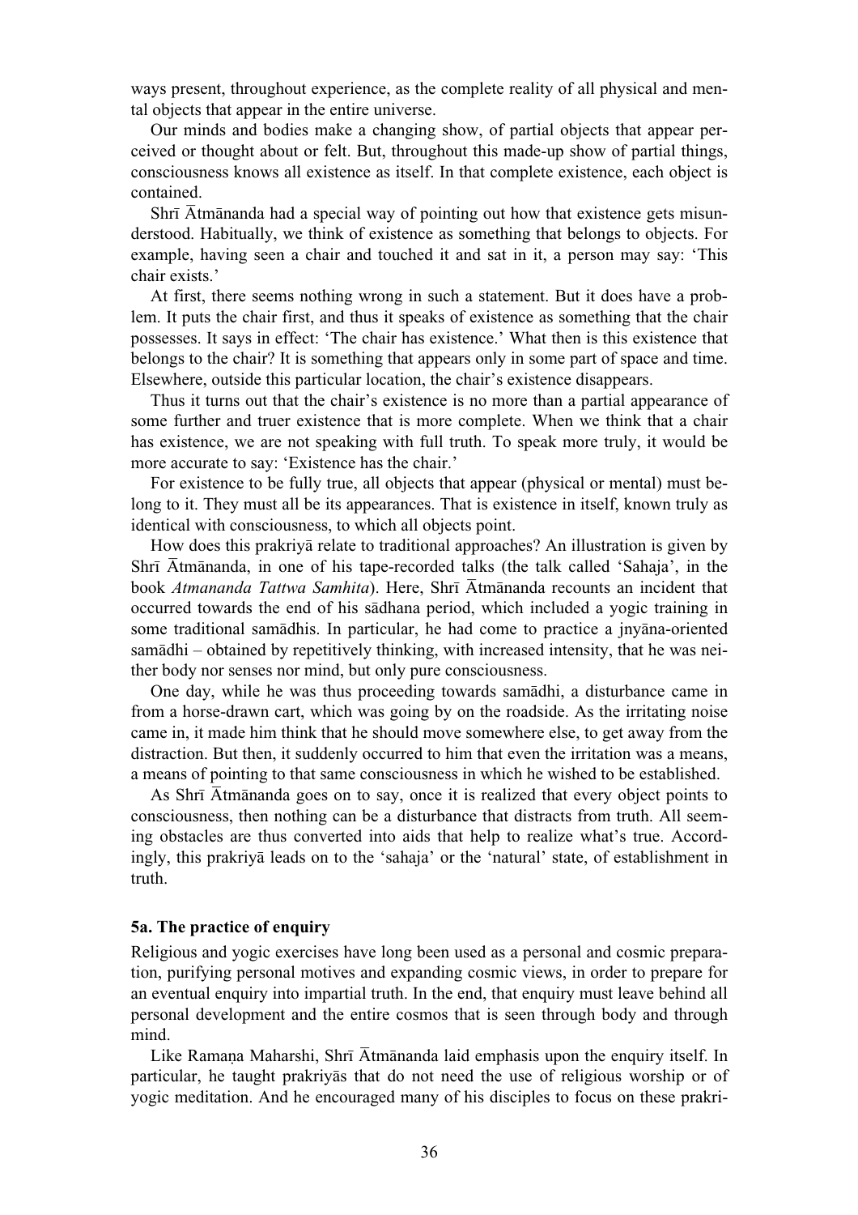ways present, throughout experience, as the complete reality of all physical and mental objects that appear in the entire universe.

Our minds and bodies make a changing show, of partial objects that appear perceived or thought about or felt. But, throughout this made-up show of partial things, consciousness knows all existence as itself. In that complete existence, each object is contained.

Shrī Ātmānanda had a special way of pointing out how that existence gets misunderstood. Habitually, we think of existence as something that belongs to objects. For example, having seen a chair and touched it and sat in it, a person may say: 'This chair exists.'

At first, there seems nothing wrong in such a statement. But it does have a problem. It puts the chair first, and thus it speaks of existence as something that the chair possesses. It says in effect: 'The chair has existence.' What then is this existence that belongs to the chair? It is something that appears only in some part of space and time. Elsewhere, outside this particular location, the chair's existence disappears.

Thus it turns out that the chair's existence is no more than a partial appearance of some further and truer existence that is more complete. When we think that a chair has existence, we are not speaking with full truth. To speak more truly, it would be more accurate to say: 'Existence has the chair.'

For existence to be fully true, all objects that appear (physical or mental) must belong to it. They must all be its appearances. That is existence in itself, known truly as identical with consciousness, to which all objects point.

How does this prakriyā relate to traditional approaches? An illustration is given by Shrī Ātmānanda, in one of his tape-recorded talks (the talk called 'Sahaja', in the book *Atmananda Tattwa Samhita*). Here, Shrī Ātmānanda recounts an incident that occurred towards the end of his sādhana period, which included a yogic training in some traditional samādhis. In particular, he had come to practice a jnyāna-oriented samādhi – obtained by repetitively thinking, with increased intensity, that he was neither body nor senses nor mind, but only pure consciousness.

One day, while he was thus proceeding towards samādhi, a disturbance came in from a horse-drawn cart, which was going by on the roadside. As the irritating noise came in, it made him think that he should move somewhere else, to get away from the distraction. But then, it suddenly occurred to him that even the irritation was a means, a means of pointing to that same consciousness in which he wished to be established.

As Shrī Ātmānanda goes on to say, once it is realized that every object points to consciousness, then nothing can be a disturbance that distracts from truth. All seeming obstacles are thus converted into aids that help to realize what's true. Accordingly, this prakriyā leads on to the 'sahaja' or the 'natural' state, of establishment in truth.

### 5a. The practice of enquiry

Religious and yogic exercises have long been used as a personal and cosmic preparation, purifying personal motives and expanding cosmic views, in order to prepare for an eventual enquiry into impartial truth. In the end, that enquiry must leave behind all personal development and the entire cosmos that is seen through body and through mind.

Like Ramaṇa Maharshi, Shrī Ātmānanda laid emphasis upon the enquiry itself. In particular, he taught prakriyās that do not need the use of religious worship or of yogic meditation. And he encouraged many of his disciples to focus on these prakri-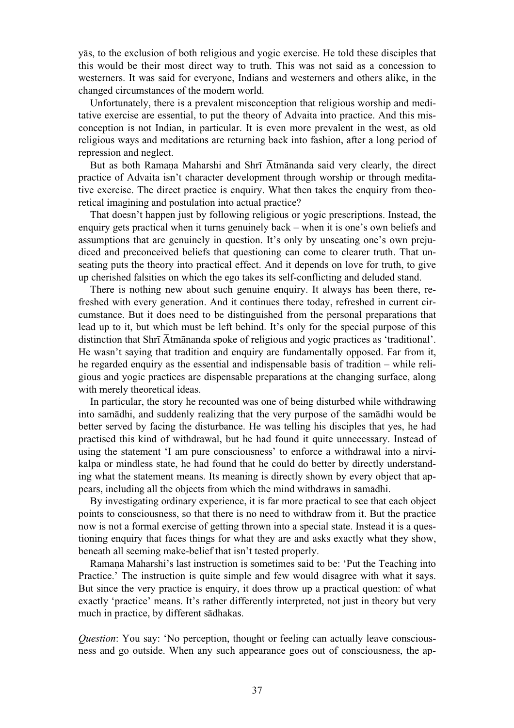yās, to the exclusion of both religious and yogic exercise. He told these disciples that this would be their most direct way to truth. This was not said as a concession to westerners. It was said for everyone, Indians and westerners and others alike, in the changed circumstances of the modern world.

Unfortunately, there is a prevalent misconception that religious worship and meditative exercise are essential, to put the theory of Advaita into practice. And this misconception is not Indian, in particular. It is even more prevalent in the west, as old religious ways and meditations are returning back into fashion, after a long period of repression and neglect.

But as both Ramaṇa Maharshi and Shrī Ātmānanda said very clearly, the direct practice of Advaita isn't character development through worship or through meditative exercise. The direct practice is enquiry. What then takes the enquiry from theoretical imagining and postulation into actual practice?

That doesn't happen just by following religious or yogic prescriptions. Instead, the enquiry gets practical when it turns genuinely back – when it is one's own beliefs and assumptions that are genuinely in question. It's only by unseating one's own prejudiced and preconceived beliefs that questioning can come to clearer truth. That unseating puts the theory into practical effect. And it depends on love for truth, to give up cherished falsities on which the ego takes its self-conflicting and deluded stand.

There is nothing new about such genuine enquiry. It always has been there, refreshed with every generation. And it continues there today, refreshed in current circumstance. But it does need to be distinguished from the personal preparations that lead up to it, but which must be left behind. It's only for the special purpose of this distinction that Shrī Ātmānanda spoke of religious and yogic practices as 'traditional'. He wasn't saying that tradition and enquiry are fundamentally opposed. Far from it, he regarded enquiry as the essential and indispensable basis of tradition – while religious and yogic practices are dispensable preparations at the changing surface, along with merely theoretical ideas.

In particular, the story he recounted was one of being disturbed while withdrawing into samādhi, and suddenly realizing that the very purpose of the samādhi would be better served by facing the disturbance. He was telling his disciples that yes, he had practised this kind of withdrawal, but he had found it quite unnecessary. Instead of using the statement 'I am pure consciousness' to enforce a withdrawal into a nirvikalpa or mindless state, he had found that he could do better by directly understanding what the statement means. Its meaning is directly shown by every object that appears, including all the objects from which the mind withdraws in samādhi.

By investigating ordinary experience, it is far more practical to see that each object points to consciousness, so that there is no need to withdraw from it. But the practice now is not a formal exercise of getting thrown into a special state. Instead it is a questioning enquiry that faces things for what they are and asks exactly what they show, beneath all seeming make-belief that isn't tested properly.

Ramaṇa Maharshi's last instruction is sometimes said to be: 'Put the Teaching into Practice.' The instruction is quite simple and few would disagree with what it says. But since the very practice is enquiry, it does throw up a practical question: of what exactly 'practice' means. It's rather differently interpreted, not just in theory but very much in practice, by different sādhakas.

*Question*: You say: 'No perception, thought or feeling can actually leave consciousness and go outside. When any such appearance goes out of consciousness, the ap-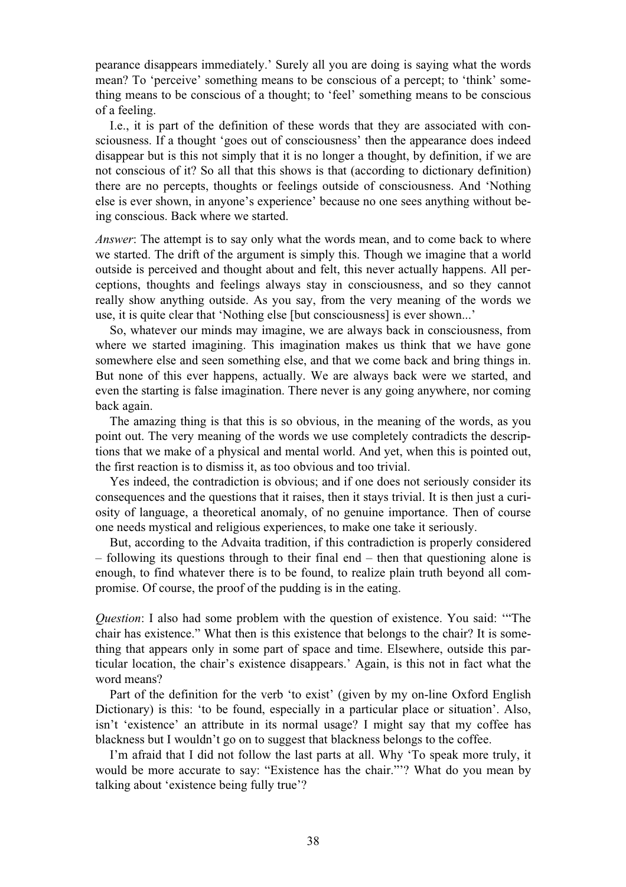pearance disappears immediately.' Surely all you are doing is saying what the words mean? To 'perceive' something means to be conscious of a percept; to 'think' something means to be conscious of a thought; to 'feel' something means to be conscious of a feeling.

I.e., it is part of the definition of these words that they are associated with consciousness. If a thought 'goes out of consciousness' then the appearance does indeed disappear but is this not simply that it is no longer a thought, by definition, if we are not conscious of it? So all that this shows is that (according to dictionary definition) there are no percepts, thoughts or feelings outside of consciousness. And 'Nothing else is ever shown, in anyone's experience' because no one sees anything without being conscious. Back where we started.

*Answer*: The attempt is to say only what the words mean, and to come back to where we started. The drift of the argument is simply this. Though we imagine that a world outside is perceived and thought about and felt, this never actually happens. All perceptions, thoughts and feelings always stay in consciousness, and so they cannot really show anything outside. As you say, from the very meaning of the words we use, it is quite clear that 'Nothing else [but consciousness] is ever shown...'

So, whatever our minds may imagine, we are always back in consciousness, from where we started imagining. This imagination makes us think that we have gone somewhere else and seen something else, and that we come back and bring things in. But none of this ever happens, actually. We are always back were we started, and even the starting is false imagination. There never is any going anywhere, nor coming back again.

The amazing thing is that this is so obvious, in the meaning of the words, as you point out. The very meaning of the words we use completely contradicts the descriptions that we make of a physical and mental world. And yet, when this is pointed out, the first reaction is to dismiss it, as too obvious and too trivial.

Yes indeed, the contradiction is obvious; and if one does not seriously consider its consequences and the questions that it raises, then it stays trivial. It is then just a curiosity of language, a theoretical anomaly, of no genuine importance. Then of course one needs mystical and religious experiences, to make one take it seriously.

But, according to the Advaita tradition, if this contradiction is properly considered – following its questions through to their final end – then that questioning alone is enough, to find whatever there is to be found, to realize plain truth beyond all compromise. Of course, the proof of the pudding is in the eating.

*Question*: I also had some problem with the question of existence. You said: '"The chair has existence." What then is this existence that belongs to the chair? It is something that appears only in some part of space and time. Elsewhere, outside this particular location, the chair's existence disappears.' Again, is this not in fact what the word means?

Part of the definition for the verb 'to exist' (given by my on-line Oxford English Dictionary) is this: 'to be found, especially in a particular place or situation'. Also, isn't 'existence' an attribute in its normal usage? I might say that my coffee has blackness but I wouldn't go on to suggest that blackness belongs to the coffee.

I'm afraid that I did not follow the last parts at all. Why 'To speak more truly, it would be more accurate to say: "Existence has the chair."'? What do you mean by talking about 'existence being fully true'?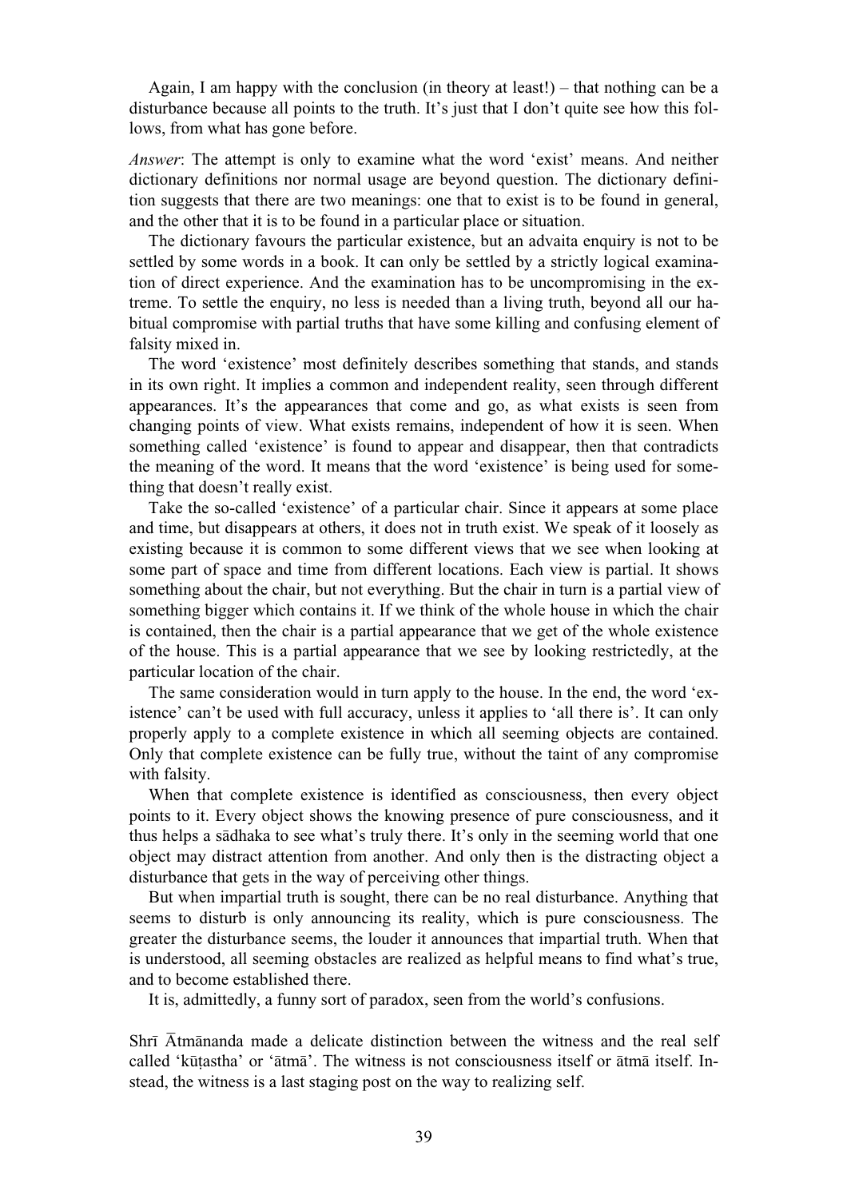Again, I am happy with the conclusion (in theory at least!) – that nothing can be a disturbance because all points to the truth. It's just that I don't quite see how this follows, from what has gone before.

*Answer*: The attempt is only to examine what the word 'exist' means. And neither dictionary definitions nor normal usage are beyond question. The dictionary definition suggests that there are two meanings: one that to exist is to be found in general, and the other that it is to be found in a particular place or situation.

The dictionary favours the particular existence, but an advaita enquiry is not to be settled by some words in a book. It can only be settled by a strictly logical examination of direct experience. And the examination has to be uncompromising in the extreme. To settle the enquiry, no less is needed than a living truth, beyond all our habitual compromise with partial truths that have some killing and confusing element of falsity mixed in.

The word 'existence' most definitely describes something that stands, and stands in its own right. It implies a common and independent reality, seen through different appearances. It's the appearances that come and go, as what exists is seen from changing points of view. What exists remains, independent of how it is seen. When something called 'existence' is found to appear and disappear, then that contradicts the meaning of the word. It means that the word 'existence' is being used for something that doesn't really exist.

Take the so-called 'existence' of a particular chair. Since it appears at some place and time, but disappears at others, it does not in truth exist. We speak of it loosely as existing because it is common to some different views that we see when looking at some part of space and time from different locations. Each view is partial. It shows something about the chair, but not everything. But the chair in turn is a partial view of something bigger which contains it. If we think of the whole house in which the chair is contained, then the chair is a partial appearance that we get of the whole existence of the house. This is a partial appearance that we see by looking restrictedly, at the particular location of the chair.

The same consideration would in turn apply to the house. In the end, the word 'existence' can't be used with full accuracy, unless it applies to 'all there is'. It can only properly apply to a complete existence in which all seeming objects are contained. Only that complete existence can be fully true, without the taint of any compromise with falsity.

When that complete existence is identified as consciousness, then every object points to it. Every object shows the knowing presence of pure consciousness, and it thus helps a sādhaka to see what's truly there. It's only in the seeming world that one object may distract attention from another. And only then is the distracting object a disturbance that gets in the way of perceiving other things.

But when impartial truth is sought, there can be no real disturbance. Anything that seems to disturb is only announcing its reality, which is pure consciousness. The greater the disturbance seems, the louder it announces that impartial truth. When that is understood, all seeming obstacles are realized as helpful means to find what's true, and to become established there.

It is, admittedly, a funny sort of paradox, seen from the world's confusions.

Shrī Ātmānanda made a delicate distinction between the witness and the real self called 'kūṭastha' or 'ātmā'. The witness is not consciousness itself or ātmā itself. Instead, the witness is a last staging post on the way to realizing self.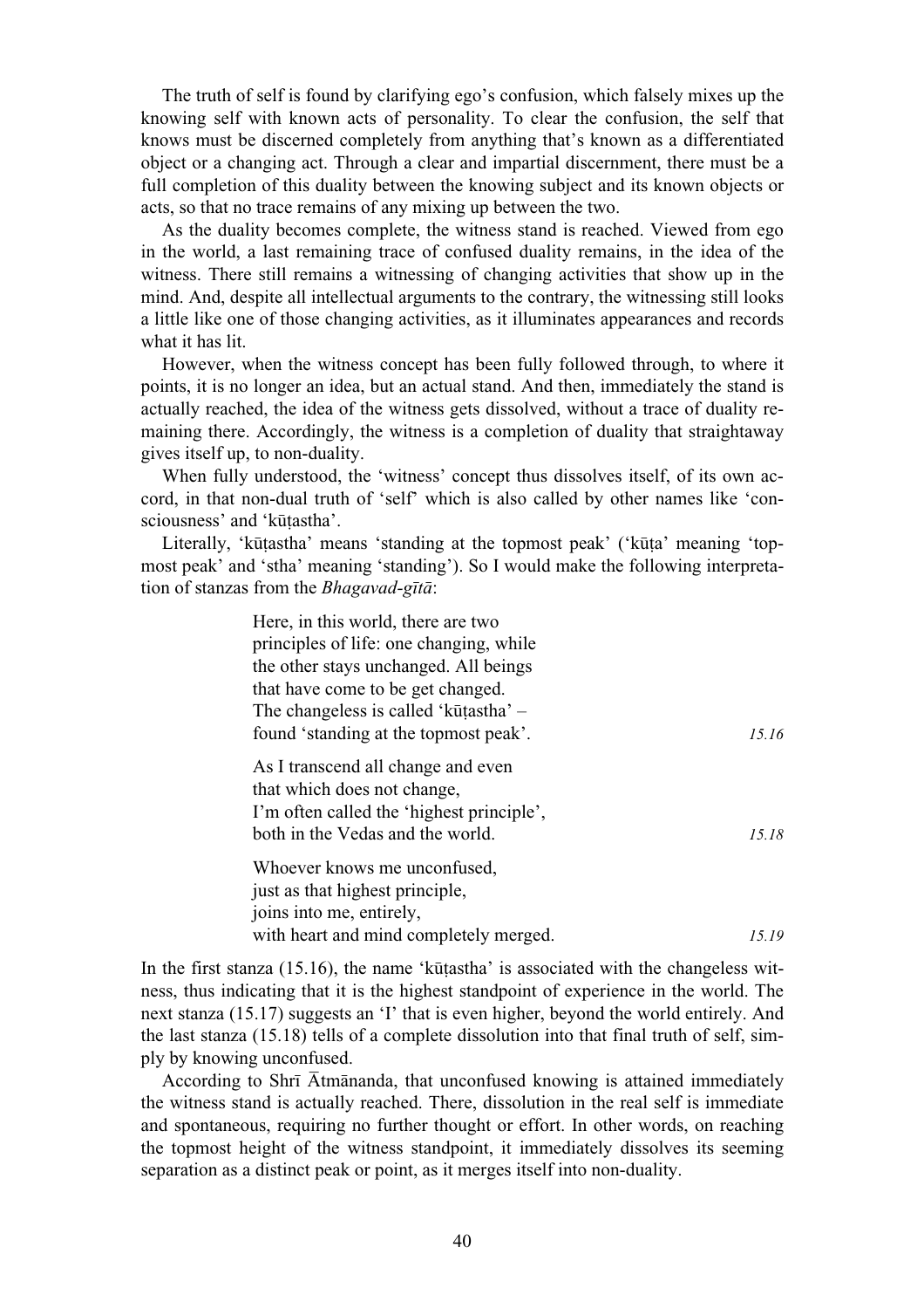The truth of self is found by clarifying ego's confusion, which falsely mixes up the knowing self with known acts of personality. To clear the confusion, the self that knows must be discerned completely from anything that's known as a differentiated object or a changing act. Through a clear and impartial discernment, there must be a full completion of this duality between the knowing subject and its known objects or acts, so that no trace remains of any mixing up between the two.

As the duality becomes complete, the witness stand is reached. Viewed from ego in the world, a last remaining trace of confused duality remains, in the idea of the witness. There still remains a witnessing of changing activities that show up in the mind. And, despite all intellectual arguments to the contrary, the witnessing still looks a little like one of those changing activities, as it illuminates appearances and records what it has lit.

However, when the witness concept has been fully followed through, to where it points, it is no longer an idea, but an actual stand. And then, immediately the stand is actually reached, the idea of the witness gets dissolved, without a trace of duality remaining there. Accordingly, the witness is a completion of duality that straightaway gives itself up, to non-duality.

When fully understood, the 'witness' concept thus dissolves itself, of its own accord, in that non-dual truth of 'self' which is also called by other names like 'consciousness' and 'kūṭastha'.

Literally, 'kūṭastha' means 'standing at the topmost peak' ('kūṭa' meaning 'topmost peak' and 'stha' meaning 'standing'). So I would make the following interpretation of stanzas from the *Bhagavad-gītā*:

> Here, in this world, there are two
> principles of life: one changing, while
> the other stays unchanged. All beings
> that have come to be get changed.
> The changeless is called 'kūṭastha' –
> found 'standing at the topmost peak'. *15.16*
>
> As I transcend all change and even
> that which does not change,
> I'm often called the 'highest principle',
> both in the Vedas and the world. *15.18*
>
> Whoever knows me unconfused,
> just as that highest principle,
> joins into me, entirely,
> with heart and mind completely merged. *15.19*

In the first stanza (15.16), the name 'kūṭastha' is associated with the changeless witness, thus indicating that it is the highest standpoint of experience in the world. The next stanza (15.17) suggests an 'I' that is even higher, beyond the world entirely. And the last stanza (15.18) tells of a complete dissolution into that final truth of self, simply by knowing unconfused.

According to Shrī Ātmānanda, that unconfused knowing is attained immediately the witness stand is actually reached. There, dissolution in the real self is immediate and spontaneous, requiring no further thought or effort. In other words, on reaching the topmost height of the witness standpoint, it immediately dissolves its seeming separation as a distinct peak or point, as it merges itself into non-duality.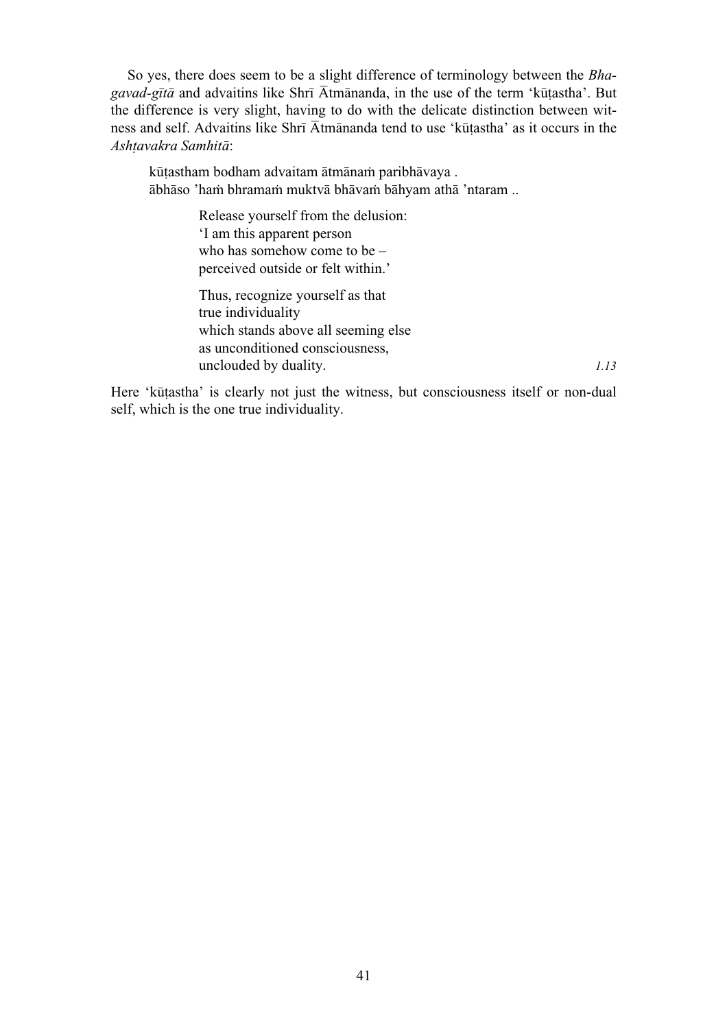So yes, there does seem to be a slight difference of terminology between the *Bhagavad-gītā* and advaitins like Shrī Ātmānanda, in the use of the term 'kūṭastha'. But the difference is very slight, having to do with the delicate distinction between witness and self. Advaitins like Shrī Ātmānanda tend to use 'kūṭastha' as it occurs in the *Ashṭavakra Samhitā*:

> kūṭastham bodham advaitam ātmānaṁ paribhāvaya .
> ābhāso 'haṁ bhramaṁ muktvā bhāvaṁ bāhyam athā 'ntaram ..
>
> > Release yourself from the delusion:
> > 'I am this apparent person
> > who has somehow come to be –
> > perceived outside or felt within.'
> >
> > Thus, recognize yourself as that
> > true individuality
> > which stands above all seeming else
> > as unconditioned consciousness,
> > unclouded by duality. *1.13*

Here 'kūṭastha' is clearly not just the witness, but consciousness itself or non-dual self, which is the one true individuality.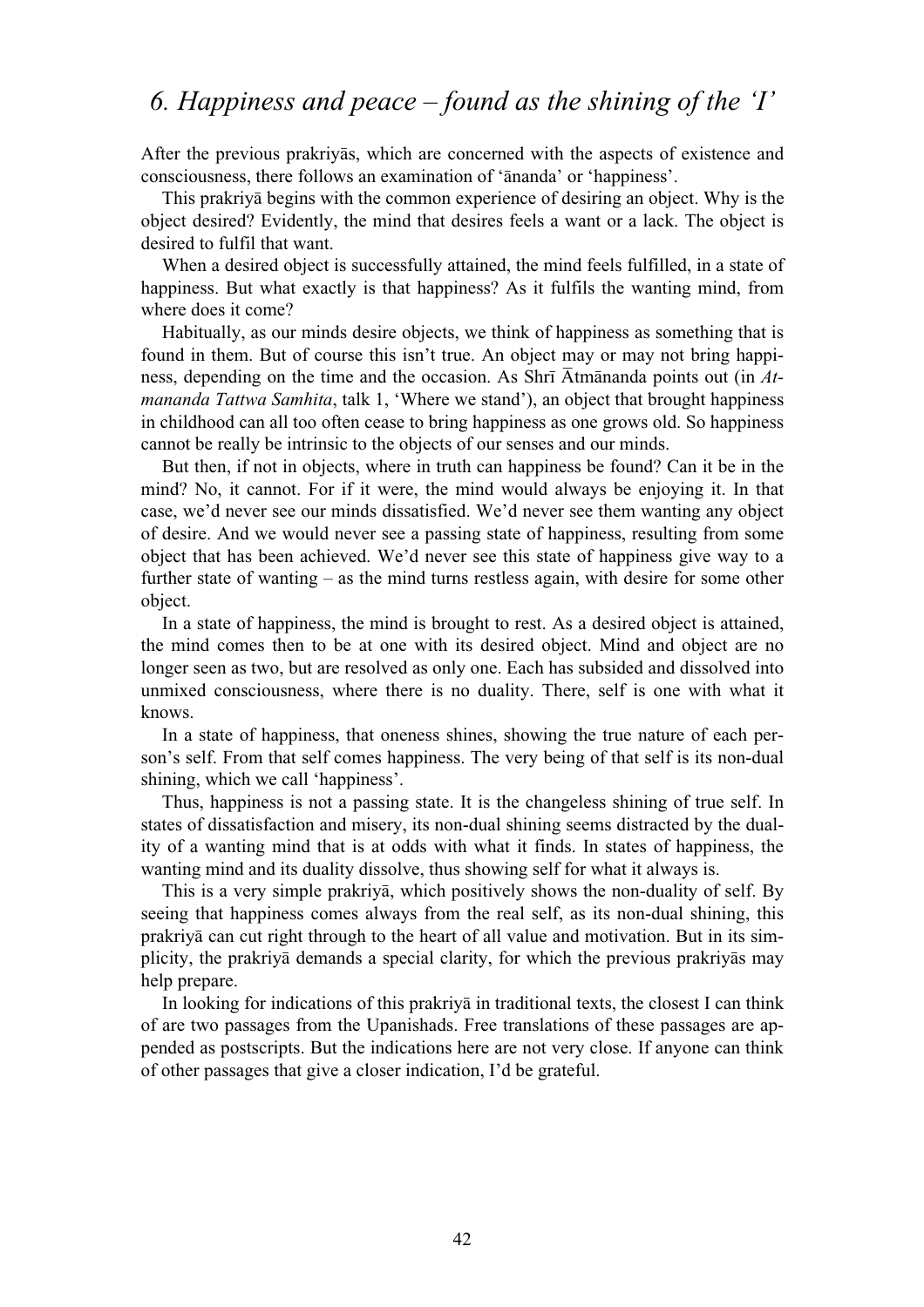# *6. Happiness and peace – found as the shining of the 'I'*

After the previous prakriyās, which are concerned with the aspects of existence and consciousness, there follows an examination of 'ānanda' or 'happiness'.

This prakriyā begins with the common experience of desiring an object. Why is the object desired? Evidently, the mind that desires feels a want or a lack. The object is desired to fulfil that want.

When a desired object is successfully attained, the mind feels fulfilled, in a state of happiness. But what exactly is that happiness? As it fulfils the wanting mind, from where does it come?

Habitually, as our minds desire objects, we think of happiness as something that is found in them. But of course this isn't true. An object may or may not bring happiness, depending on the time and the occasion. As Shrī Ātmānanda points out (in *Atmananda Tattwa Samhita*, talk 1, 'Where we stand'), an object that brought happiness in childhood can all too often cease to bring happiness as one grows old. So happiness cannot be really be intrinsic to the objects of our senses and our minds.

But then, if not in objects, where in truth can happiness be found? Can it be in the mind? No, it cannot. For if it were, the mind would always be enjoying it. In that case, we'd never see our minds dissatisfied. We'd never see them wanting any object of desire. And we would never see a passing state of happiness, resulting from some object that has been achieved. We'd never see this state of happiness give way to a further state of wanting – as the mind turns restless again, with desire for some other object.

In a state of happiness, the mind is brought to rest. As a desired object is attained, the mind comes then to be at one with its desired object. Mind and object are no longer seen as two, but are resolved as only one. Each has subsided and dissolved into unmixed consciousness, where there is no duality. There, self is one with what it knows.

In a state of happiness, that oneness shines, showing the true nature of each person's self. From that self comes happiness. The very being of that self is its non-dual shining, which we call 'happiness'.

Thus, happiness is not a passing state. It is the changeless shining of true self. In states of dissatisfaction and misery, its non-dual shining seems distracted by the duality of a wanting mind that is at odds with what it finds. In states of happiness, the wanting mind and its duality dissolve, thus showing self for what it always is.

This is a very simple prakriyā, which positively shows the non-duality of self. By seeing that happiness comes always from the real self, as its non-dual shining, this prakriyā can cut right through to the heart of all value and motivation. But in its simplicity, the prakriyā demands a special clarity, for which the previous prakriyās may help prepare.

In looking for indications of this prakriyā in traditional texts, the closest I can think of are two passages from the Upanishads. Free translations of these passages are appended as postscripts. But the indications here are not very close. If anyone can think of other passages that give a closer indication, I'd be grateful.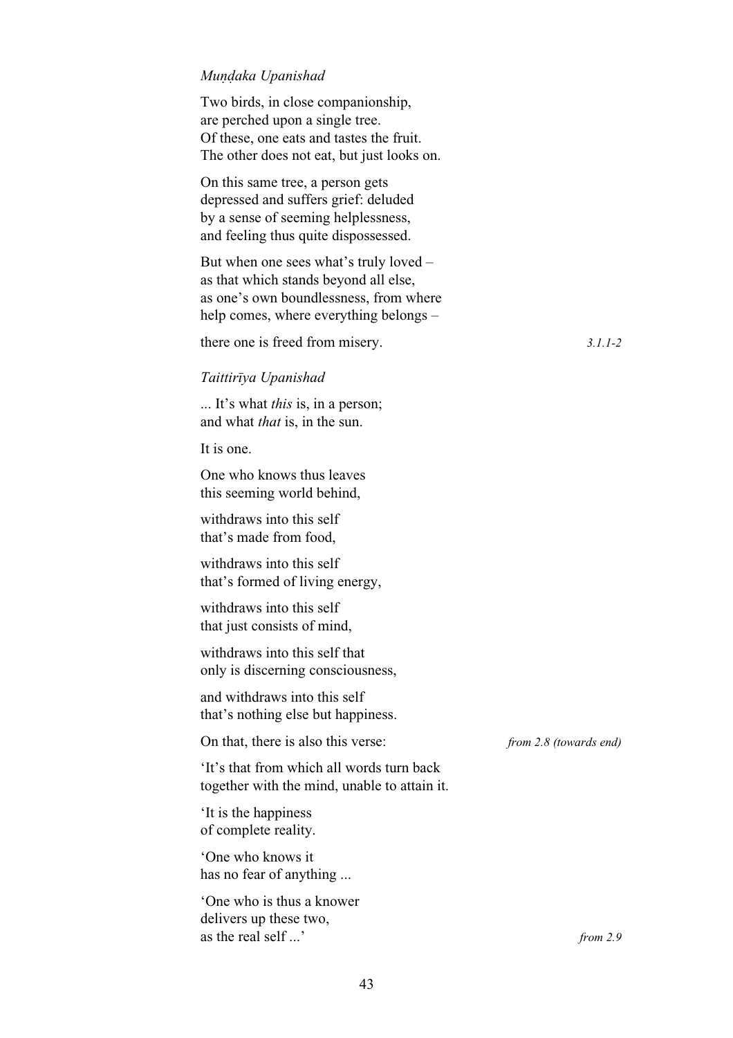*Muṇḍaka Upanishad*

Two birds, in close companionship,  
are perched upon a single tree.  
Of these, one eats and tastes the fruit.  
The other does not eat, but just looks on.

On this same tree, a person gets  
depressed and suffers grief: deluded  
by a sense of seeming helplessness,  
and feeling thus quite dispossessed.

But when one sees what's truly loved –  
as that which stands beyond all else,  
as one's own boundlessness, from where  
help comes, where everything belongs –

there one is freed from misery. *3.1.1-2*

*Taittirīya Upanishad*

... It's what *this* is, in a person;  
and what *that* is, in the sun.

It is one.

One who knows thus leaves  
this seeming world behind,

withdraws into this self  
that's made from food,

withdraws into this self  
that's formed of living energy,

withdraws into this self  
that just consists of mind,

withdraws into this self that  
only is discerning consciousness,

and withdraws into this self  
that's nothing else but happiness.

On that, there is also this verse: *from 2.8 (towards end)*

'It's that from which all words turn back  
together with the mind, unable to attain it.

'It is the happiness  
of complete reality.

'One who knows it  
has no fear of anything ...

'One who is thus a knower  
delivers up these two,  
as the real self ...' *from 2.9*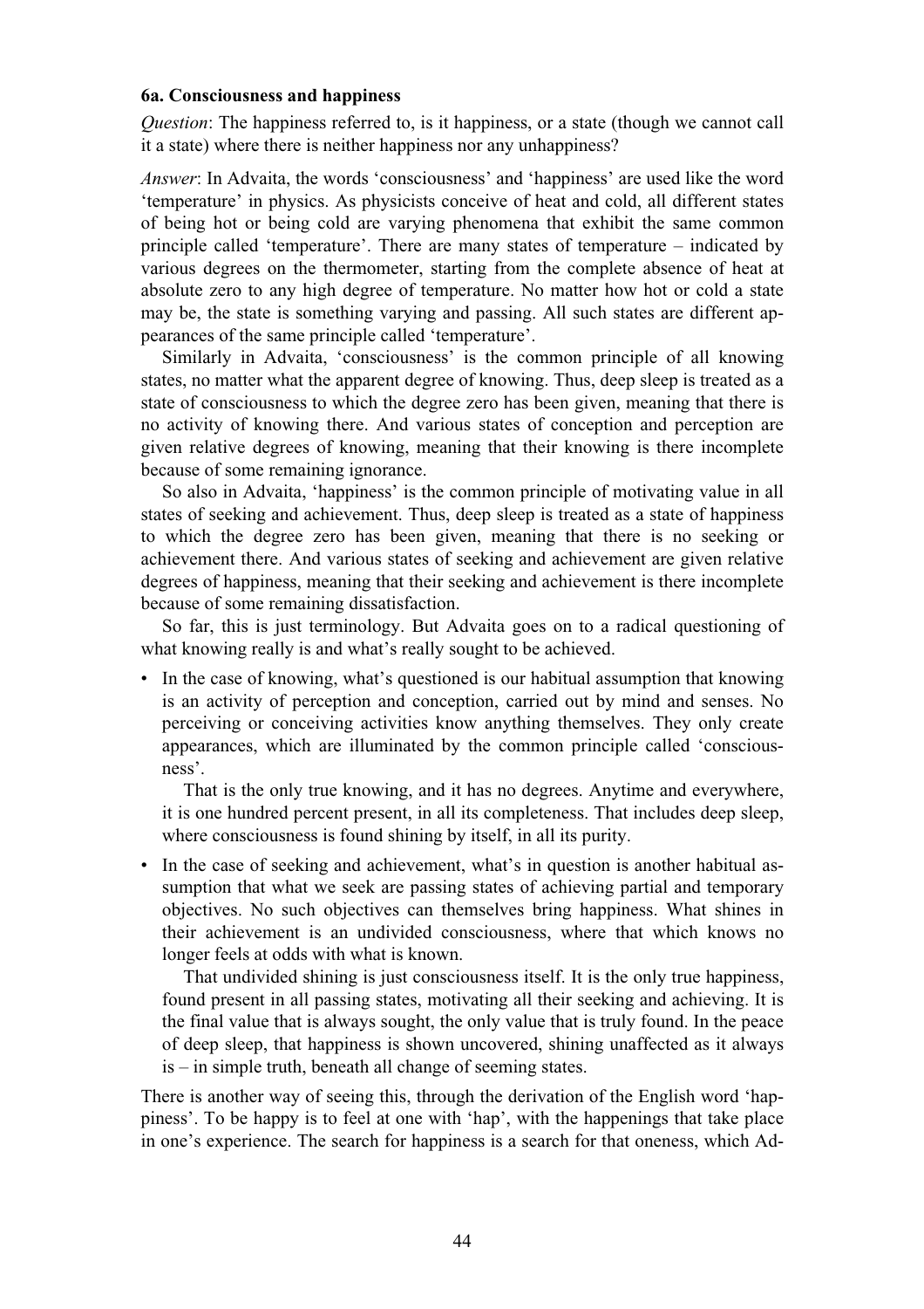#### 6a. Consciousness and happiness

*Question*: The happiness referred to, is it happiness, or a state (though we cannot call it a state) where there is neither happiness nor any unhappiness?

*Answer*: In Advaita, the words 'consciousness' and 'happiness' are used like the word 'temperature' in physics. As physicists conceive of heat and cold, all different states of being hot or being cold are varying phenomena that exhibit the same common principle called 'temperature'. There are many states of temperature – indicated by various degrees on the thermometer, starting from the complete absence of heat at absolute zero to any high degree of temperature. No matter how hot or cold a state may be, the state is something varying and passing. All such states are different appearances of the same principle called 'temperature'.

Similarly in Advaita, 'consciousness' is the common principle of all knowing states, no matter what the apparent degree of knowing. Thus, deep sleep is treated as a state of consciousness to which the degree zero has been given, meaning that there is no activity of knowing there. And various states of conception and perception are given relative degrees of knowing, meaning that their knowing is there incomplete because of some remaining ignorance.

So also in Advaita, 'happiness' is the common principle of motivating value in all states of seeking and achievement. Thus, deep sleep is treated as a state of happiness to which the degree zero has been given, meaning that there is no seeking or achievement there. And various states of seeking and achievement are given relative degrees of happiness, meaning that their seeking and achievement is there incomplete because of some remaining dissatisfaction.

So far, this is just terminology. But Advaita goes on to a radical questioning of what knowing really is and what's really sought to be achieved.

- In the case of knowing, what's questioned is our habitual assumption that knowing is an activity of perception and conception, carried out by mind and senses. No perceiving or conceiving activities know anything themselves. They only create appearances, which are illuminated by the common principle called 'consciousness'.

  That is the only true knowing, and it has no degrees. Anytime and everywhere, it is one hundred percent present, in all its completeness. That includes deep sleep, where consciousness is found shining by itself, in all its purity.

- In the case of seeking and achievement, what's in question is another habitual assumption that what we seek are passing states of achieving partial and temporary objectives. No such objectives can themselves bring happiness. What shines in their achievement is an undivided consciousness, where that which knows no longer feels at odds with what is known.

  That undivided shining is just consciousness itself. It is the only true happiness, found present in all passing states, motivating all their seeking and achieving. It is the final value that is always sought, the only value that is truly found. In the peace of deep sleep, that happiness is shown uncovered, shining unaffected as it always is – in simple truth, beneath all change of seeming states.

There is another way of seeing this, through the derivation of the English word 'happiness'. To be happy is to feel at one with 'hap', with the happenings that take place in one's experience. The search for happiness is a search for that oneness, which Ad-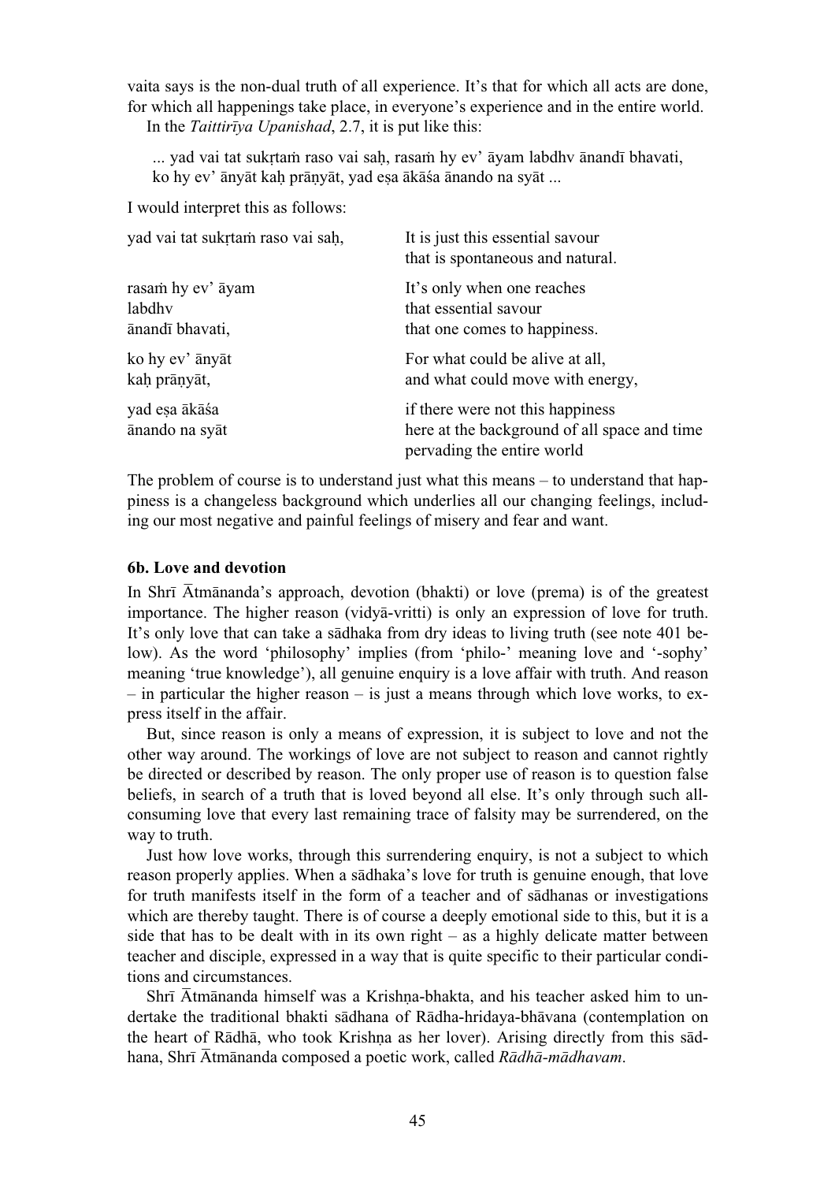vaita says is the non-dual truth of all experience. It's that for which all acts are done, for which all happenings take place, in everyone's experience and in the entire world.

In the *Taittirīya Upanishad*, 2.7, it is put like this:

> ... yad vai tat sukṛtaṁ raso vai saḥ, rasaṁ hy ev' āyam labdhv ānandī bhavati,
> ko hy ev' ānyāt kaḥ prāṇyāt, yad eṣa ākāśa ānando na syāt ...

I would interpret this as follows:

| | |
|---|---|
| yad vai tat sukṛtaṁ raso vai saḥ, | It is just this essential savour that is spontaneous and natural. |
| rasaṁ hy ev' āyam labdhv ānandī bhavati, | It's only when one reaches that essential savour that one comes to happiness. |
| ko hy ev' ānyāt kaḥ prāṇyāt, | For what could be alive at all, and what could move with energy, |
| yad eṣa ākāśa ānando na syāt | if there were not this happiness here at the background of all space and time pervading the entire world |

The problem of course is to understand just what this means – to understand that happiness is a changeless background which underlies all our changing feelings, including our most negative and painful feelings of misery and fear and want.

### 6b. Love and devotion

In Shrī Ātmānanda's approach, devotion (bhakti) or love (prema) is of the greatest importance. The higher reason (vidyā-vritti) is only an expression of love for truth. It's only love that can take a sādhaka from dry ideas to living truth (see note 401 below). As the word 'philosophy' implies (from 'philo-' meaning love and '-sophy' meaning 'true knowledge'), all genuine enquiry is a love affair with truth. And reason – in particular the higher reason – is just a means through which love works, to express itself in the affair.

But, since reason is only a means of expression, it is subject to love and not the other way around. The workings of love are not subject to reason and cannot rightly be directed or described by reason. The only proper use of reason is to question false beliefs, in search of a truth that is loved beyond all else. It's only through such all-consuming love that every last remaining trace of falsity may be surrendered, on the way to truth.

Just how love works, through this surrendering enquiry, is not a subject to which reason properly applies. When a sādhaka's love for truth is genuine enough, that love for truth manifests itself in the form of a teacher and of sādhanas or investigations which are thereby taught. There is of course a deeply emotional side to this, but it is a side that has to be dealt with in its own right – as a highly delicate matter between teacher and disciple, expressed in a way that is quite specific to their particular conditions and circumstances.

Shrī Ātmānanda himself was a Krishṇa-bhakta, and his teacher asked him to undertake the traditional bhakti sādhana of Rādha-hridaya-bhāvana (contemplation on the heart of Rādhā, who took Krishṇa as her lover). Arising directly from this sādhana, Shrī Ātmānanda composed a poetic work, called *Rādhā-mādhavam*.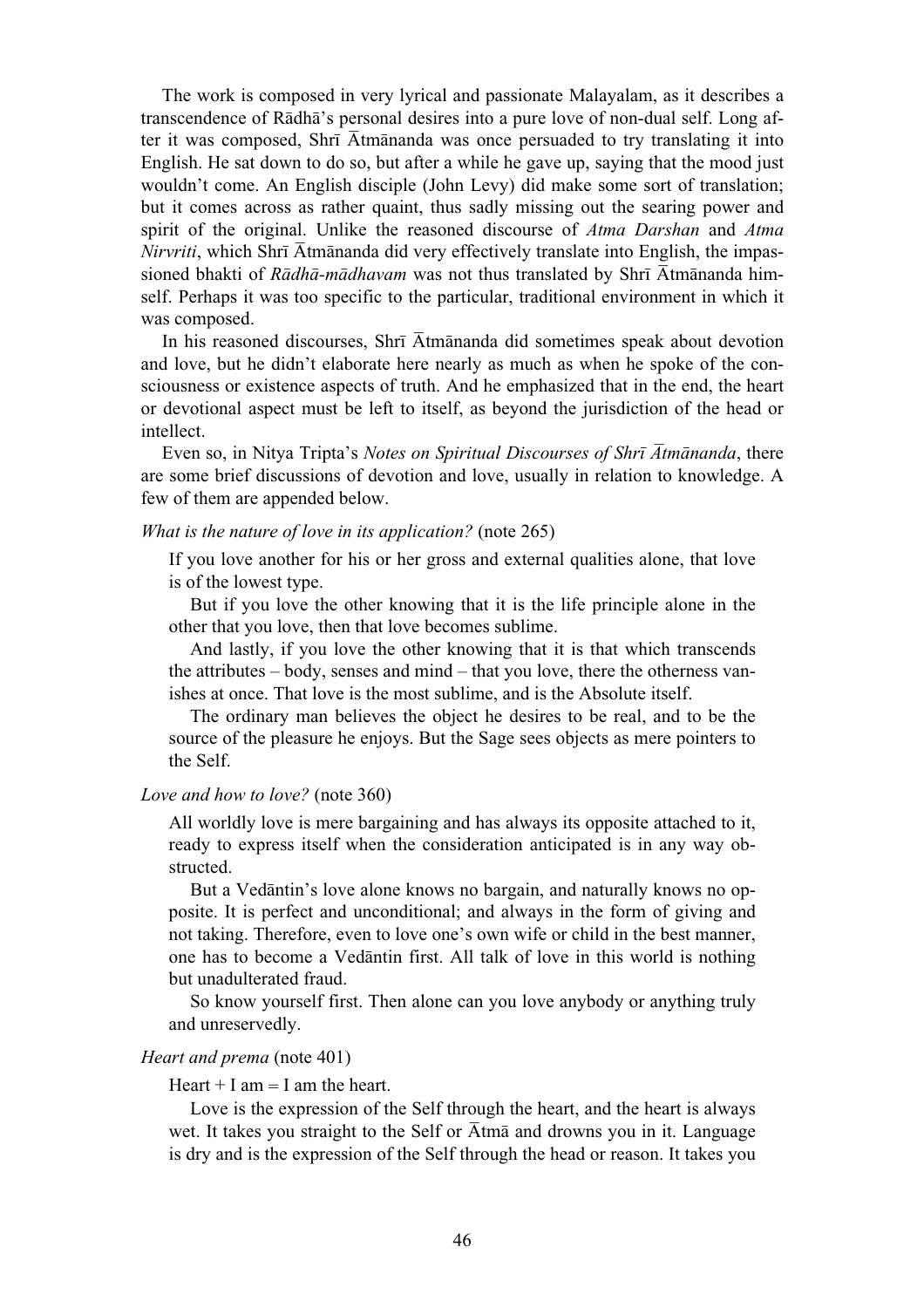The work is composed in very lyrical and passionate Malayalam, as it describes a transcendence of Rādhā's personal desires into a pure love of non-dual self. Long after it was composed, Shrī Ātmānanda was once persuaded to try translating it into English. He sat down to do so, but after a while he gave up, saying that the mood just wouldn't come. An English disciple (John Levy) did make some sort of translation; but it comes across as rather quaint, thus sadly missing out the searing power and spirit of the original. Unlike the reasoned discourse of *Atma Darshan* and *Atma Nirvriti*, which Shrī Ātmānanda did very effectively translate into English, the impassioned bhakti of *Rādhā-mādhavam* was not thus translated by Shrī Ātmānanda himself. Perhaps it was too specific to the particular, traditional environment in which it was composed.

In his reasoned discourses, Shrī Ātmānanda did sometimes speak about devotion and love, but he didn't elaborate here nearly as much as when he spoke of the consciousness or existence aspects of truth. And he emphasized that in the end, the heart or devotional aspect must be left to itself, as beyond the jurisdiction of the head or intellect.

Even so, in Nitya Tripta's *Notes on Spiritual Discourses of Shrī Ātmānanda*, there are some brief discussions of devotion and love, usually in relation to knowledge. A few of them are appended below.

*What is the nature of love in its application?* (note 265)

> If you love another for his or her gross and external qualities alone, that love is of the lowest type.
>
> But if you love the other knowing that it is the life principle alone in the other that you love, then that love becomes sublime.
>
> And lastly, if you love the other knowing that it is that which transcends the attributes – body, senses and mind – that you love, there the otherness vanishes at once. That love is the most sublime, and is the Absolute itself.
>
> The ordinary man believes the object he desires to be real, and to be the source of the pleasure he enjoys. But the Sage sees objects as mere pointers to the Self.

*Love and how to love?* (note 360)

> All worldly love is mere bargaining and has always its opposite attached to it, ready to express itself when the consideration anticipated is in any way obstructed.
>
> But a Vedāntin's love alone knows no bargain, and naturally knows no opposite. It is perfect and unconditional; and always in the form of giving and not taking. Therefore, even to love one's own wife or child in the best manner, one has to become a Vedāntin first. All talk of love in this world is nothing but unadulterated fraud.
>
> So know yourself first. Then alone can you love anybody or anything truly and unreservedly.

*Heart and prema* (note 401)

> Heart + I am = I am the heart.
>
> Love is the expression of the Self through the heart, and the heart is always wet. It takes you straight to the Self or Ātmā and drowns you in it. Language is dry and is the expression of the Self through the head or reason. It takes you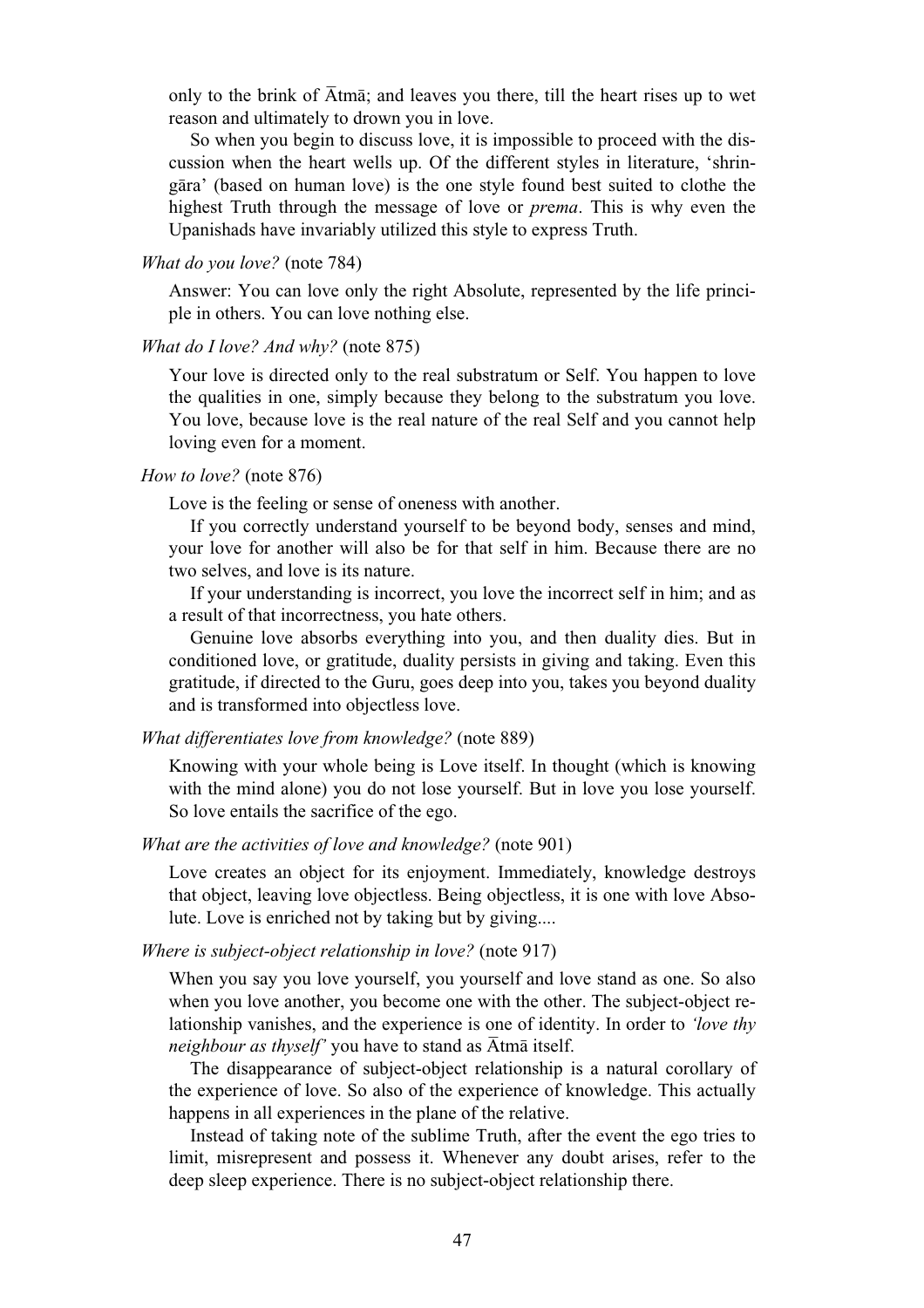only to the brink of Ātmā; and leaves you there, till the heart rises up to wet reason and ultimately to drown you in love.

So when you begin to discuss love, it is impossible to proceed with the discussion when the heart wells up. Of the different styles in literature, 'shringāra' (based on human love) is the one style found best suited to clothe the highest Truth through the message of love or *prema*. This is why even the Upanishads have invariably utilized this style to express Truth.

*What do you love?* (note 784)

Answer: You can love only the right Absolute, represented by the life principle in others. You can love nothing else.

*What do I love? And why?* (note 875)

Your love is directed only to the real substratum or Self. You happen to love the qualities in one, simply because they belong to the substratum you love. You love, because love is the real nature of the real Self and you cannot help loving even for a moment.

*How to love?* (note 876)

Love is the feeling or sense of oneness with another.

If you correctly understand yourself to be beyond body, senses and mind, your love for another will also be for that self in him. Because there are no two selves, and love is its nature.

If your understanding is incorrect, you love the incorrect self in him; and as a result of that incorrectness, you hate others.

Genuine love absorbs everything into you, and then duality dies. But in conditioned love, or gratitude, duality persists in giving and taking. Even this gratitude, if directed to the Guru, goes deep into you, takes you beyond duality and is transformed into objectless love.

*What differentiates love from knowledge?* (note 889)

Knowing with your whole being is Love itself. In thought (which is knowing with the mind alone) you do not lose yourself. But in love you lose yourself. So love entails the sacrifice of the ego.

*What are the activities of love and knowledge?* (note 901)

Love creates an object for its enjoyment. Immediately, knowledge destroys that object, leaving love objectless. Being objectless, it is one with love Absolute. Love is enriched not by taking but by giving....

*Where is subject-object relationship in love?* (note 917)

When you say you love yourself, you yourself and love stand as one. So also when you love another, you become one with the other. The subject-object relationship vanishes, and the experience is one of identity. In order to *'love thy neighbour as thyself'* you have to stand as Ātmā itself.

The disappearance of subject-object relationship is a natural corollary of the experience of love. So also of the experience of knowledge. This actually happens in all experiences in the plane of the relative.

Instead of taking note of the sublime Truth, after the event the ego tries to limit, misrepresent and possess it. Whenever any doubt arises, refer to the deep sleep experience. There is no subject-object relationship there.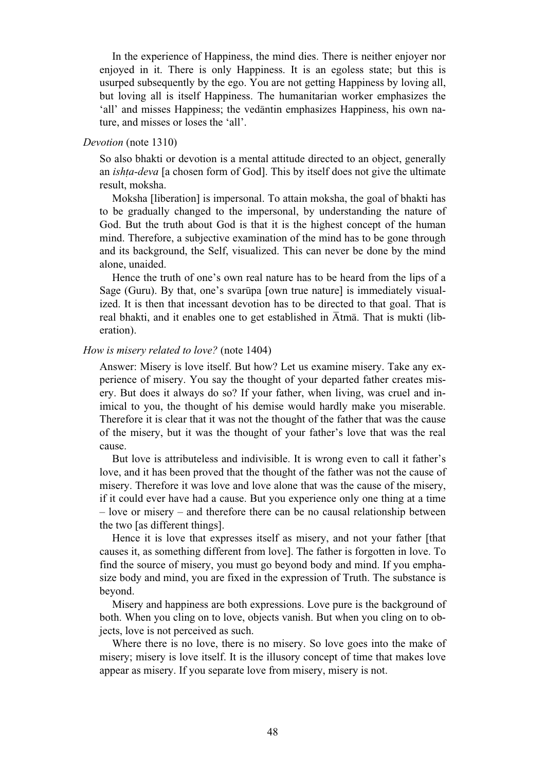In the experience of Happiness, the mind dies. There is neither enjoyer nor enjoyed in it. There is only Happiness. It is an egoless state; but this is usurped subsequently by the ego. You are not getting Happiness by loving all, but loving all is itself Happiness. The humanitarian worker emphasizes the 'all' and misses Happiness; the vedāntin emphasizes Happiness, his own nature, and misses or loses the 'all'.

*Devotion* (note 1310)

So also bhakti or devotion is a mental attitude directed to an object, generally an *ishṭa-deva* [a chosen form of God]. This by itself does not give the ultimate result, moksha.

Moksha [liberation] is impersonal. To attain moksha, the goal of bhakti has to be gradually changed to the impersonal, by understanding the nature of God. But the truth about God is that it is the highest concept of the human mind. Therefore, a subjective examination of the mind has to be gone through and its background, the Self, visualized. This can never be done by the mind alone, unaided.

Hence the truth of one's own real nature has to be heard from the lips of a Sage (Guru). By that, one's svarūpa [own true nature] is immediately visualized. It is then that incessant devotion has to be directed to that goal. That is real bhakti, and it enables one to get established in Ātmā. That is mukti (liberation).

*How is misery related to love?* (note 1404)

Answer: Misery is love itself. But how? Let us examine misery. Take any experience of misery. You say the thought of your departed father creates misery. But does it always do so? If your father, when living, was cruel and inimical to you, the thought of his demise would hardly make you miserable. Therefore it is clear that it was not the thought of the father that was the cause of the misery, but it was the thought of your father's love that was the real cause.

But love is attributeless and indivisible. It is wrong even to call it father's love, and it has been proved that the thought of the father was not the cause of misery. Therefore it was love and love alone that was the cause of the misery, if it could ever have had a cause. But you experience only one thing at a time – love or misery – and therefore there can be no causal relationship between the two [as different things].

Hence it is love that expresses itself as misery, and not your father [that causes it, as something different from love]. The father is forgotten in love. To find the source of misery, you must go beyond body and mind. If you emphasize body and mind, you are fixed in the expression of Truth. The substance is beyond.

Misery and happiness are both expressions. Love pure is the background of both. When you cling on to love, objects vanish. But when you cling on to objects, love is not perceived as such.

Where there is no love, there is no misery. So love goes into the make of misery; misery is love itself. It is the illusory concept of time that makes love appear as misery. If you separate love from misery, misery is not.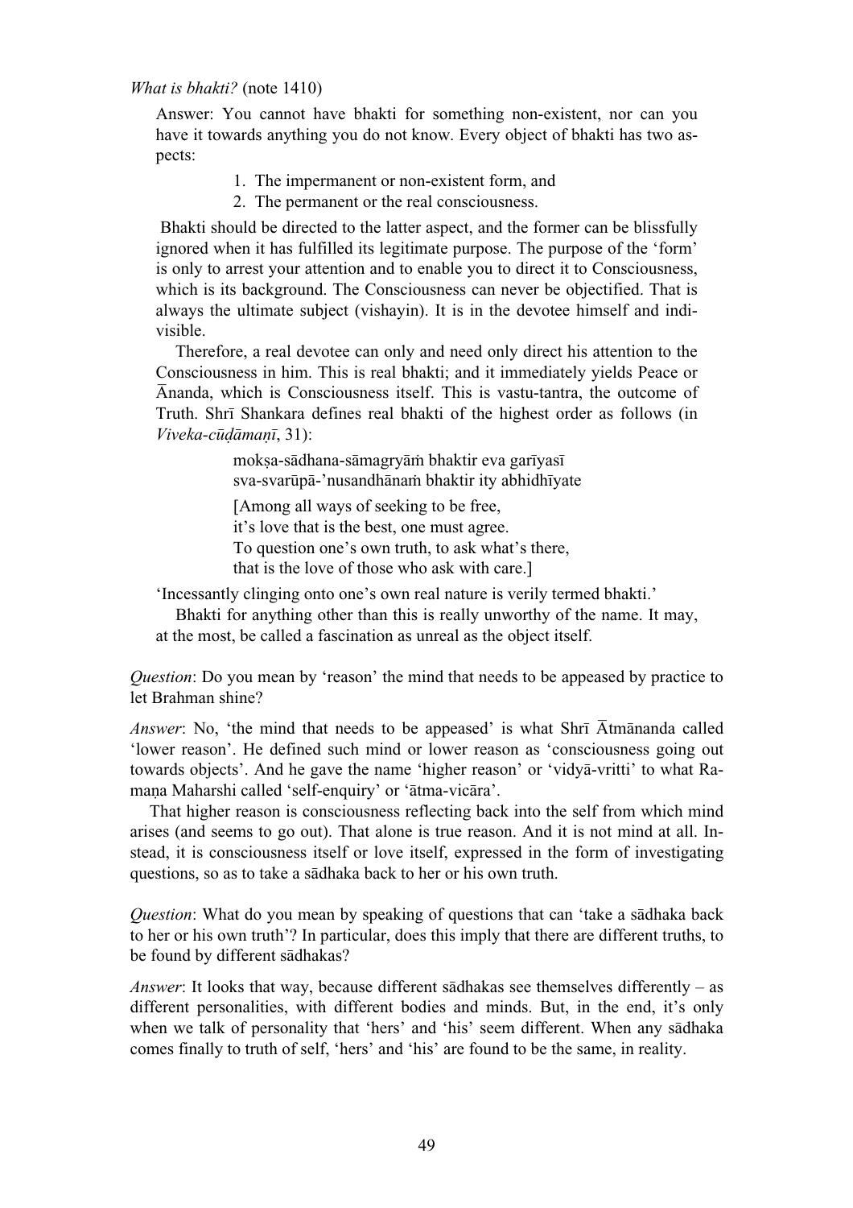*What is bhakti?* (note 1410)

> Answer: You cannot have bhakti for something non-existent, nor can you have it towards anything you do not know. Every object of bhakti has two aspects:
>
> 1. The impermanent or non-existent form, and
> 2. The permanent or the real consciousness.
>
> Bhakti should be directed to the latter aspect, and the former can be blissfully ignored when it has fulfilled its legitimate purpose. The purpose of the 'form' is only to arrest your attention and to enable you to direct it to Consciousness, which is its background. The Consciousness can never be objectified. That is always the ultimate subject (vishayin). It is in the devotee himself and indivisible.
>
> Therefore, a real devotee can only and need only direct his attention to the Consciousness in him. This is real bhakti; and it immediately yields Peace or Ānanda, which is Consciousness itself. This is vastu-tantra, the outcome of Truth. Shrī Shankara defines real bhakti of the highest order as follows (in *Viveka-cūḍāmaṇī*, 31):
>
> > mokṣa-sādhana-sāmagryāṁ bhaktir eva garīyasī
> > sva-svarūpā-'nusandhānaṁ bhaktir ity abhidhīyate
> >
> > [Among all ways of seeking to be free,
> > it's love that is the best, one must agree.
> > To question one's own truth, to ask what's there,
> > that is the love of those who ask with care.]
>
> 'Incessantly clinging onto one's own real nature is verily termed bhakti.'
>
> Bhakti for anything other than this is really unworthy of the name. It may, at the most, be called a fascination as unreal as the object itself.

*Question*: Do you mean by 'reason' the mind that needs to be appeased by practice to let Brahman shine?

*Answer*: No, 'the mind that needs to be appeased' is what Shrī Ātmānanda called 'lower reason'. He defined such mind or lower reason as 'consciousness going out towards objects'. And he gave the name 'higher reason' or 'vidyā-vritti' to what Ramaṇa Maharshi called 'self-enquiry' or 'ātma-vicāra'.

That higher reason is consciousness reflecting back into the self from which mind arises (and seems to go out). That alone is true reason. And it is not mind at all. Instead, it is consciousness itself or love itself, expressed in the form of investigating questions, so as to take a sādhaka back to her or his own truth.

*Question*: What do you mean by speaking of questions that can 'take a sādhaka back to her or his own truth'? In particular, does this imply that there are different truths, to be found by different sādhakas?

*Answer*: It looks that way, because different sādhakas see themselves differently – as different personalities, with different bodies and minds. But, in the end, it's only when we talk of personality that 'hers' and 'his' seem different. When any sādhaka comes finally to truth of self, 'hers' and 'his' are found to be the same, in reality.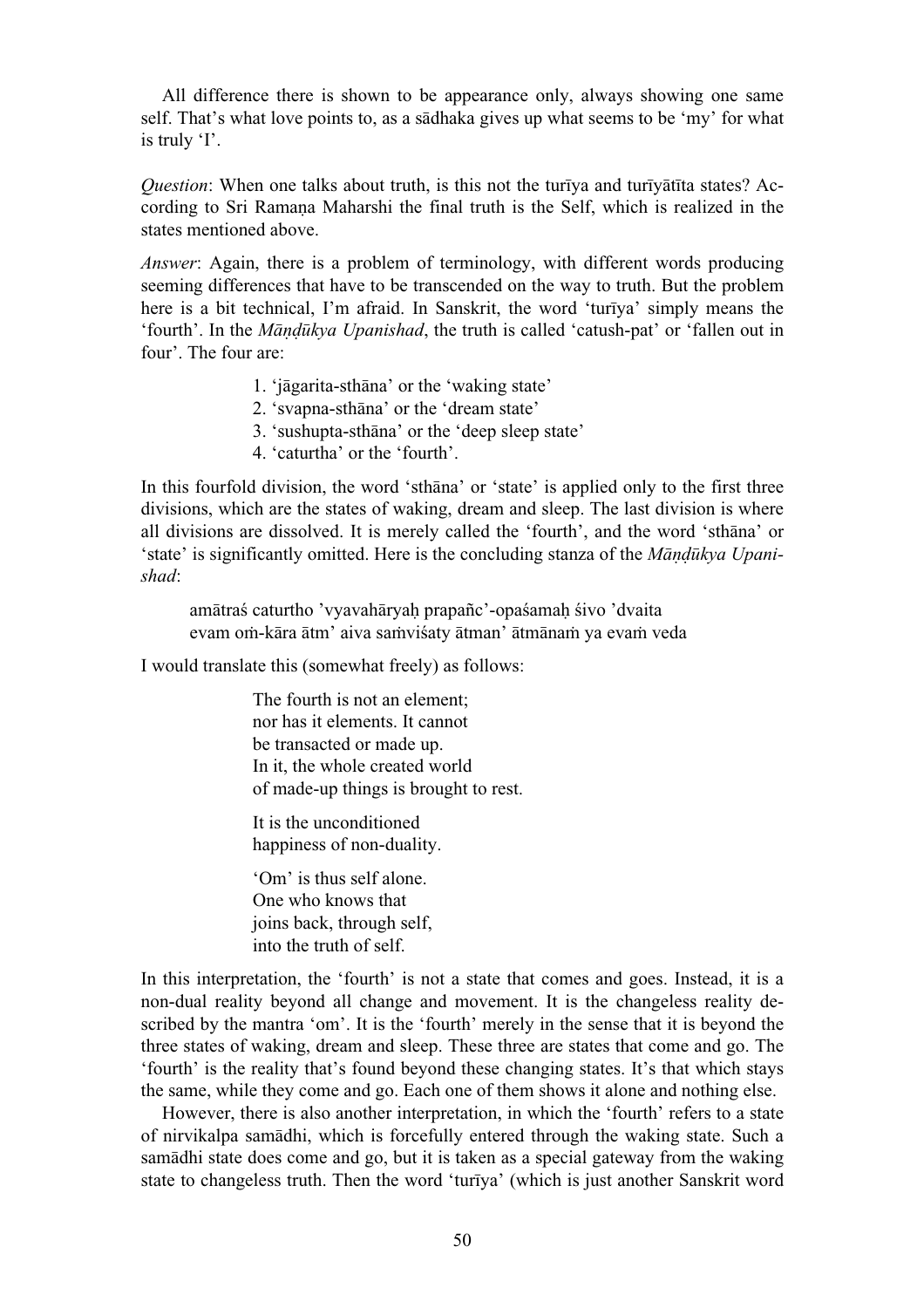All difference there is shown to be appearance only, always showing one same self. That's what love points to, as a sādhaka gives up what seems to be 'my' for what is truly 'I'.

*Question*: When one talks about truth, is this not the turīya and turīyātīta states? According to Sri Ramaṇa Maharshi the final truth is the Self, which is realized in the states mentioned above.

*Answer*: Again, there is a problem of terminology, with different words producing seeming differences that have to be transcended on the way to truth. But the problem here is a bit technical, I'm afraid. In Sanskrit, the word 'turīya' simply means the 'fourth'. In the *Māṇḍūkya Upanishad*, the truth is called 'catush-pat' or 'fallen out in four'. The four are:

1. 'jāgarita-sthāna' or the 'waking state'
2. 'svapna-sthāna' or the 'dream state'
3. 'sushupta-sthāna' or the 'deep sleep state'
4. 'caturtha' or the 'fourth'.

In this fourfold division, the word 'sthāna' or 'state' is applied only to the first three divisions, which are the states of waking, dream and sleep. The last division is where all divisions are dissolved. It is merely called the 'fourth', and the word 'sthāna' or 'state' is significantly omitted. Here is the concluding stanza of the *Māṇḍūkya Upanishad*:

> amātraś caturtho 'vyavahāryaḥ prapañc'-opaśamaḥ śivo 'dvaita
> evam oṁ-kāra ātm' aiva saṁviśaty ātman' ātmānaṁ ya evaṁ veda

I would translate this (somewhat freely) as follows:

> The fourth is not an element;
> nor has it elements. It cannot
> be transacted or made up.
> In it, the whole created world
> of made-up things is brought to rest.
>
> It is the unconditioned
> happiness of non-duality.
>
> 'Om' is thus self alone.
> One who knows that
> joins back, through self,
> into the truth of self.

In this interpretation, the 'fourth' is not a state that comes and goes. Instead, it is a non-dual reality beyond all change and movement. It is the changeless reality described by the mantra 'om'. It is the 'fourth' merely in the sense that it is beyond the three states of waking, dream and sleep. These three are states that come and go. The 'fourth' is the reality that's found beyond these changing states. It's that which stays the same, while they come and go. Each one of them shows it alone and nothing else.

However, there is also another interpretation, in which the 'fourth' refers to a state of nirvikalpa samādhi, which is forcefully entered through the waking state. Such a samādhi state does come and go, but it is taken as a special gateway from the waking state to changeless truth. Then the word 'turīya' (which is just another Sanskrit word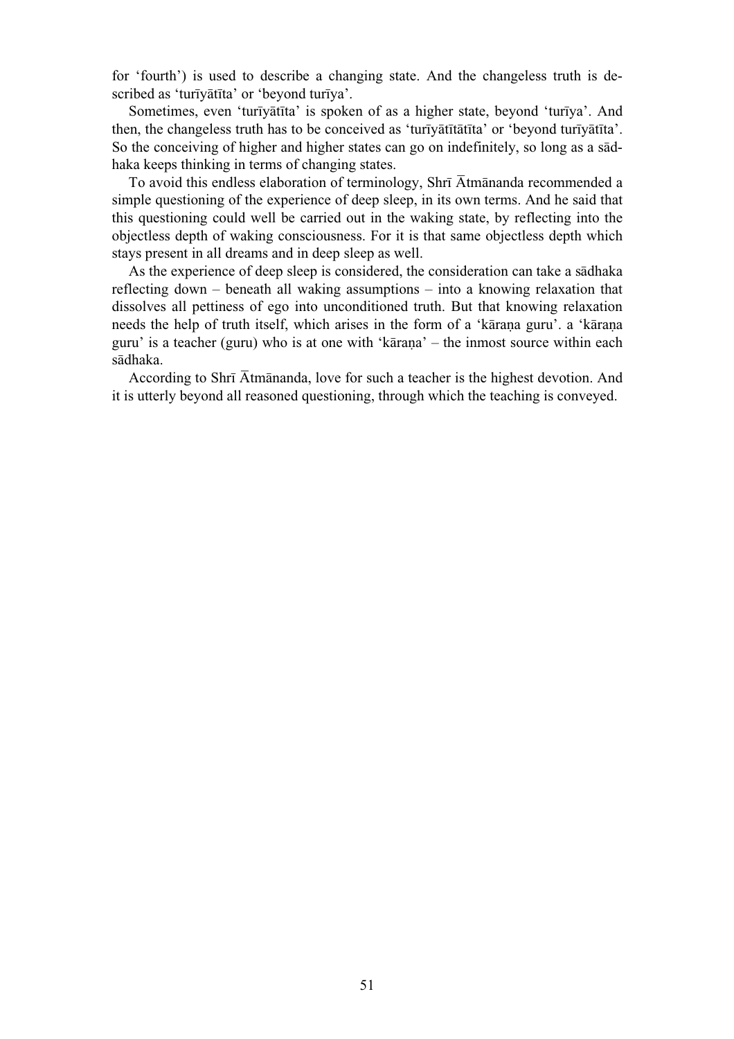for 'fourth') is used to describe a changing state. And the changeless truth is described as 'turīyātīta' or 'beyond turīya'.

Sometimes, even 'turīyātīta' is spoken of as a higher state, beyond 'turīya'. And then, the changeless truth has to be conceived as 'turīyātītātīta' or 'beyond turīyātīta'. So the conceiving of higher and higher states can go on indefinitely, so long as a sādhaka keeps thinking in terms of changing states.

To avoid this endless elaboration of terminology, Shrī Ātmānanda recommended a simple questioning of the experience of deep sleep, in its own terms. And he said that this questioning could well be carried out in the waking state, by reflecting into the objectless depth of waking consciousness. For it is that same objectless depth which stays present in all dreams and in deep sleep as well.

As the experience of deep sleep is considered, the consideration can take a sādhaka reflecting down – beneath all waking assumptions – into a knowing relaxation that dissolves all pettiness of ego into unconditioned truth. But that knowing relaxation needs the help of truth itself, which arises in the form of a 'kāraṇa guru'. a 'kāraṇa guru' is a teacher (guru) who is at one with 'kāraṇa' – the inmost source within each sādhaka.

According to Shrī Ātmānanda, love for such a teacher is the highest devotion. And it is utterly beyond all reasoned questioning, through which the teaching is conveyed.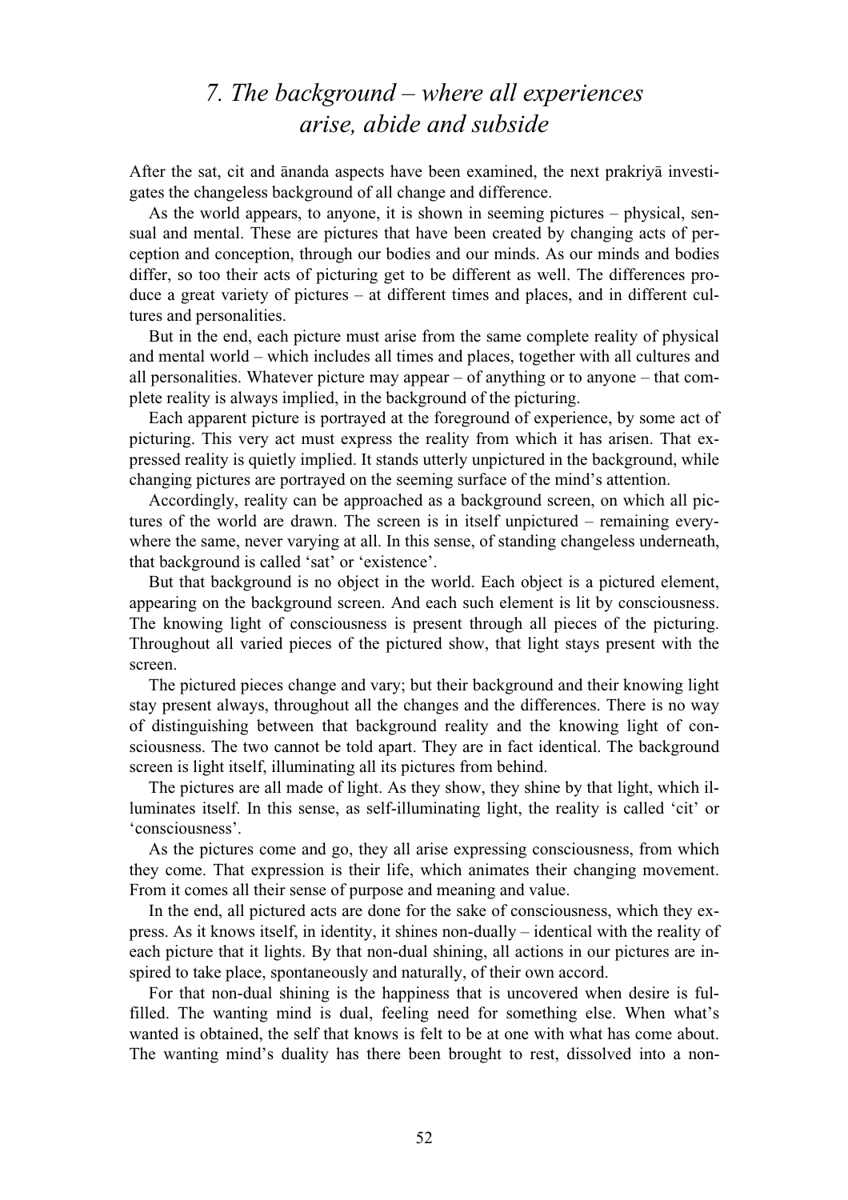# *7. The background – where all experiences arise, abide and subside*

After the sat, cit and ānanda aspects have been examined, the next prakriyā investigates the changeless background of all change and difference.

As the world appears, to anyone, it is shown in seeming pictures – physical, sensual and mental. These are pictures that have been created by changing acts of perception and conception, through our bodies and our minds. As our minds and bodies differ, so too their acts of picturing get to be different as well. The differences produce a great variety of pictures – at different times and places, and in different cultures and personalities.

But in the end, each picture must arise from the same complete reality of physical and mental world – which includes all times and places, together with all cultures and all personalities. Whatever picture may appear – of anything or to anyone – that complete reality is always implied, in the background of the picturing.

Each apparent picture is portrayed at the foreground of experience, by some act of picturing. This very act must express the reality from which it has arisen. That expressed reality is quietly implied. It stands utterly unpictured in the background, while changing pictures are portrayed on the seeming surface of the mind's attention.

Accordingly, reality can be approached as a background screen, on which all pictures of the world are drawn. The screen is in itself unpictured – remaining everywhere the same, never varying at all. In this sense, of standing changeless underneath, that background is called 'sat' or 'existence'.

But that background is no object in the world. Each object is a pictured element, appearing on the background screen. And each such element is lit by consciousness. The knowing light of consciousness is present through all pieces of the picturing. Throughout all varied pieces of the pictured show, that light stays present with the screen.

The pictured pieces change and vary; but their background and their knowing light stay present always, throughout all the changes and the differences. There is no way of distinguishing between that background reality and the knowing light of consciousness. The two cannot be told apart. They are in fact identical. The background screen is light itself, illuminating all its pictures from behind.

The pictures are all made of light. As they show, they shine by that light, which illuminates itself. In this sense, as self-illuminating light, the reality is called 'cit' or 'consciousness'.

As the pictures come and go, they all arise expressing consciousness, from which they come. That expression is their life, which animates their changing movement. From it comes all their sense of purpose and meaning and value.

In the end, all pictured acts are done for the sake of consciousness, which they express. As it knows itself, in identity, it shines non-dually – identical with the reality of each picture that it lights. By that non-dual shining, all actions in our pictures are inspired to take place, spontaneously and naturally, of their own accord.

For that non-dual shining is the happiness that is uncovered when desire is fulfilled. The wanting mind is dual, feeling need for something else. When what's wanted is obtained, the self that knows is felt to be at one with what has come about. The wanting mind's duality has there been brought to rest, dissolved into a non-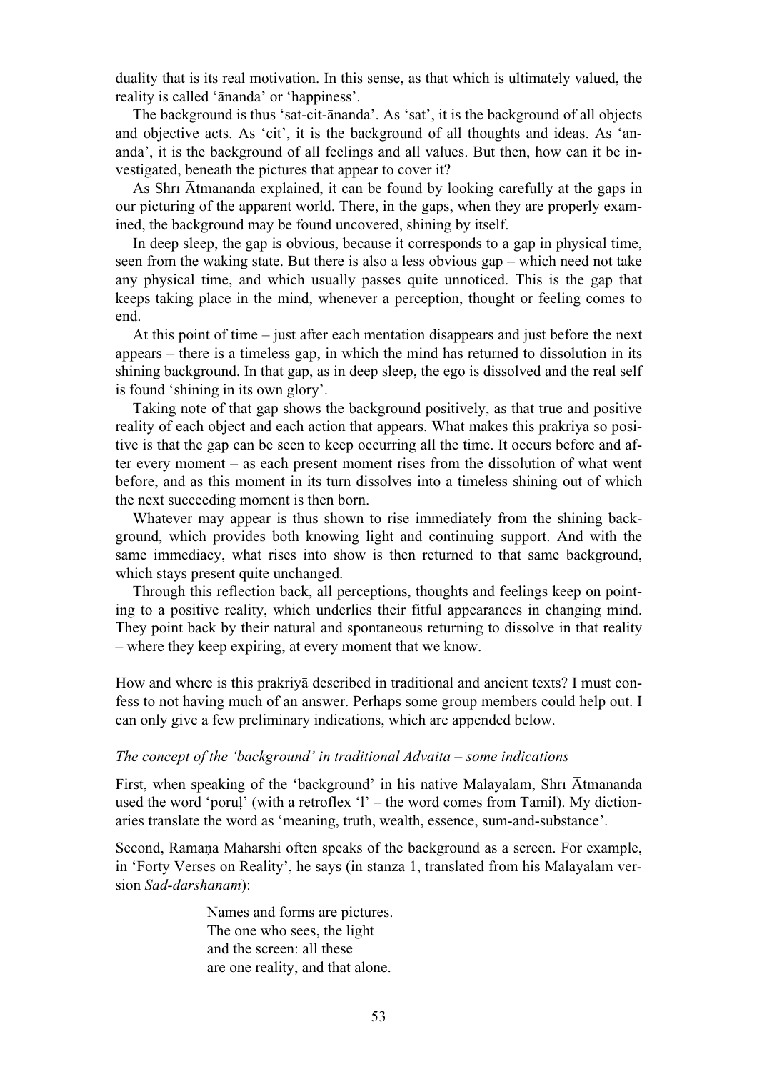duality that is its real motivation. In this sense, as that which is ultimately valued, the reality is called 'ānanda' or 'happiness'.

The background is thus 'sat-cit-ānanda'. As 'sat', it is the background of all objects and objective acts. As 'cit', it is the background of all thoughts and ideas. As 'ānanda', it is the background of all feelings and all values. But then, how can it be investigated, beneath the pictures that appear to cover it?

As Shrī Ātmānanda explained, it can be found by looking carefully at the gaps in our picturing of the apparent world. There, in the gaps, when they are properly examined, the background may be found uncovered, shining by itself.

In deep sleep, the gap is obvious, because it corresponds to a gap in physical time, seen from the waking state. But there is also a less obvious gap – which need not take any physical time, and which usually passes quite unnoticed. This is the gap that keeps taking place in the mind, whenever a perception, thought or feeling comes to end.

At this point of time – just after each mentation disappears and just before the next appears – there is a timeless gap, in which the mind has returned to dissolution in its shining background. In that gap, as in deep sleep, the ego is dissolved and the real self is found 'shining in its own glory'.

Taking note of that gap shows the background positively, as that true and positive reality of each object and each action that appears. What makes this prakriyā so positive is that the gap can be seen to keep occurring all the time. It occurs before and after every moment – as each present moment rises from the dissolution of what went before, and as this moment in its turn dissolves into a timeless shining out of which the next succeeding moment is then born.

Whatever may appear is thus shown to rise immediately from the shining background, which provides both knowing light and continuing support. And with the same immediacy, what rises into show is then returned to that same background, which stays present quite unchanged.

Through this reflection back, all perceptions, thoughts and feelings keep on pointing to a positive reality, which underlies their fitful appearances in changing mind. They point back by their natural and spontaneous returning to dissolve in that reality – where they keep expiring, at every moment that we know.

How and where is this prakriyā described in traditional and ancient texts? I must confess to not having much of an answer. Perhaps some group members could help out. I can only give a few preliminary indications, which are appended below.

*The concept of the 'background' in traditional Advaita – some indications*

First, when speaking of the 'background' in his native Malayalam, Shrī Ātmānanda used the word 'poruḷ' (with a retroflex 'l' – the word comes from Tamil). My dictionaries translate the word as 'meaning, truth, wealth, essence, sum-and-substance'.

Second, Ramaṇa Maharshi often speaks of the background as a screen. For example, in 'Forty Verses on Reality', he says (in stanza 1, translated from his Malayalam version *Sad-darshanam*):

> Names and forms are pictures.
> The one who sees, the light
> and the screen: all these
> are one reality, and that alone.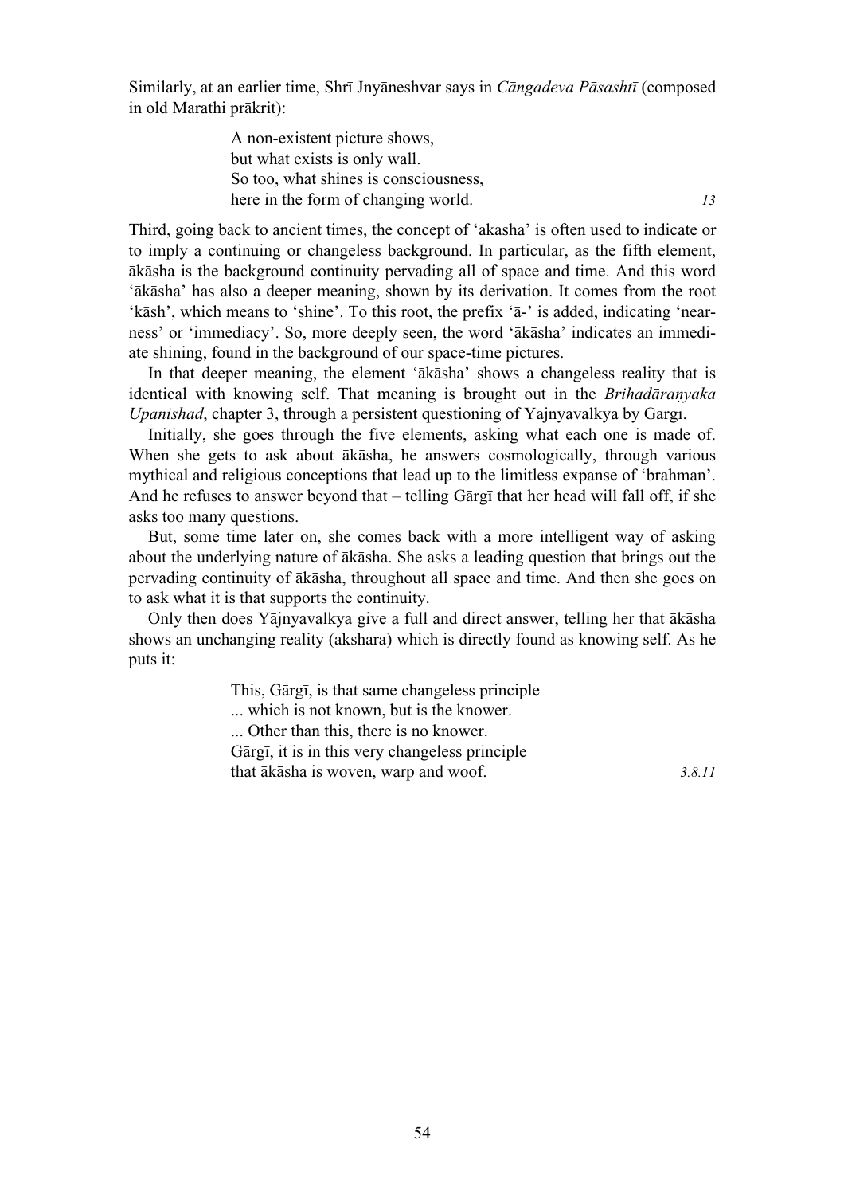Similarly, at an earlier time, Shrī Jnyāneshvar says in *Cāngadeva Pāsashtī* (composed in old Marathi prākrit):

> A non-existent picture shows,
> but what exists is only wall.
> So too, what shines is consciousness,
> here in the form of changing world. *13*

Third, going back to ancient times, the concept of 'ākāsha' is often used to indicate or to imply a continuing or changeless background. In particular, as the fifth element, ākāsha is the background continuity pervading all of space and time. And this word 'ākāsha' has also a deeper meaning, shown by its derivation. It comes from the root 'kāsh', which means to 'shine'. To this root, the prefix 'ā-' is added, indicating 'nearness' or 'immediacy'. So, more deeply seen, the word 'ākāsha' indicates an immediate shining, found in the background of our space-time pictures.

In that deeper meaning, the element 'ākāsha' shows a changeless reality that is identical with knowing self. That meaning is brought out in the *Brihadāraṇyaka Upanishad*, chapter 3, through a persistent questioning of Yājnyavalkya by Gārgī.

Initially, she goes through the five elements, asking what each one is made of. When she gets to ask about ākāsha, he answers cosmologically, through various mythical and religious conceptions that lead up to the limitless expanse of 'brahman'. And he refuses to answer beyond that – telling Gārgī that her head will fall off, if she asks too many questions.

But, some time later on, she comes back with a more intelligent way of asking about the underlying nature of ākāsha. She asks a leading question that brings out the pervading continuity of ākāsha, throughout all space and time. And then she goes on to ask what it is that supports the continuity.

Only then does Yājnyavalkya give a full and direct answer, telling her that ākāsha shows an unchanging reality (akshara) which is directly found as knowing self. As he puts it:

> This, Gārgī, is that same changeless principle
> ... which is not known, but is the knower.
> ... Other than this, there is no knower.
> Gārgī, it is in this very changeless principle
> that ākāsha is woven, warp and woof. *3.8.11*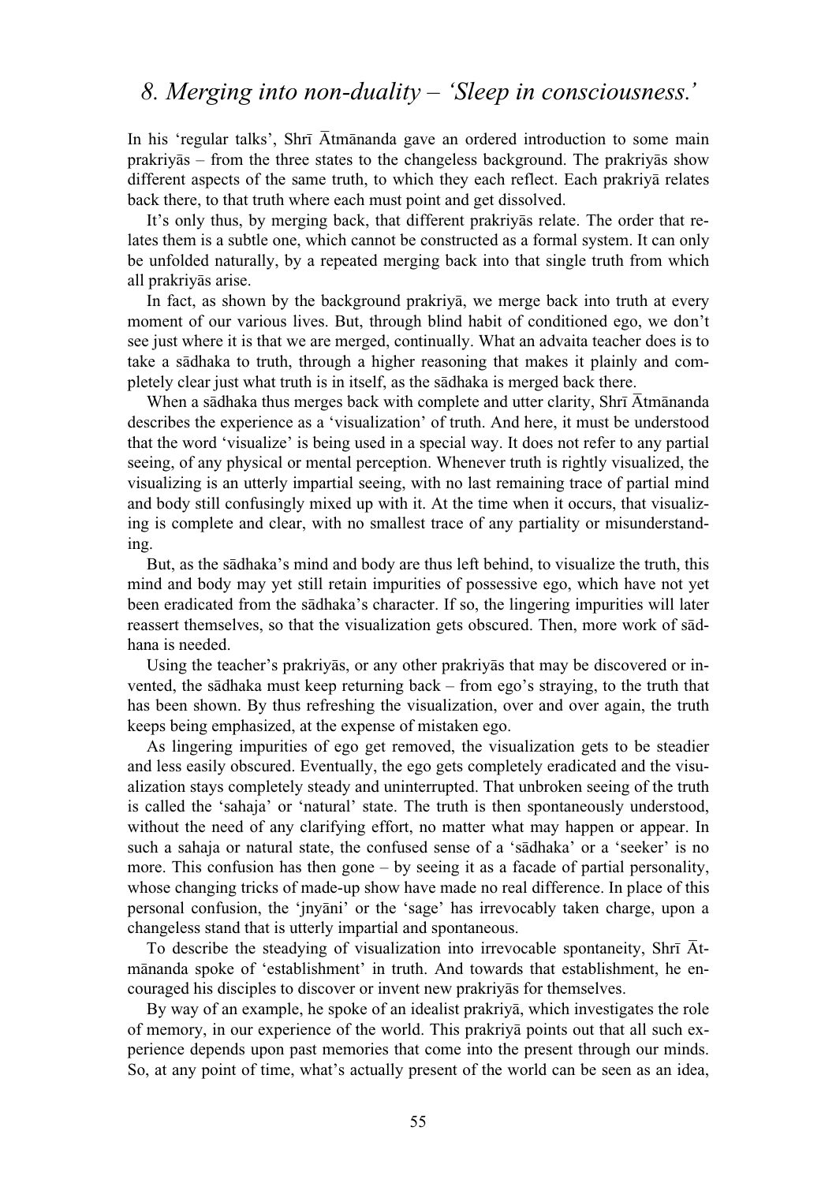# *8. Merging into non-duality – 'Sleep in consciousness.'*

In his 'regular talks', Shrī Ātmānanda gave an ordered introduction to some main prakriyās – from the three states to the changeless background. The prakriyās show different aspects of the same truth, to which they each reflect. Each prakriyā relates back there, to that truth where each must point and get dissolved.

It's only thus, by merging back, that different prakriyās relate. The order that relates them is a subtle one, which cannot be constructed as a formal system. It can only be unfolded naturally, by a repeated merging back into that single truth from which all prakriyās arise.

In fact, as shown by the background prakriyā, we merge back into truth at every moment of our various lives. But, through blind habit of conditioned ego, we don't see just where it is that we are merged, continually. What an advaita teacher does is to take a sādhaka to truth, through a higher reasoning that makes it plainly and completely clear just what truth is in itself, as the sādhaka is merged back there.

When a sādhaka thus merges back with complete and utter clarity, Shrī Ātmānanda describes the experience as a 'visualization' of truth. And here, it must be understood that the word 'visualize' is being used in a special way. It does not refer to any partial seeing, of any physical or mental perception. Whenever truth is rightly visualized, the visualizing is an utterly impartial seeing, with no last remaining trace of partial mind and body still confusingly mixed up with it. At the time when it occurs, that visualizing is complete and clear, with no smallest trace of any partiality or misunderstanding.

But, as the sādhaka's mind and body are thus left behind, to visualize the truth, this mind and body may yet still retain impurities of possessive ego, which have not yet been eradicated from the sādhaka's character. If so, the lingering impurities will later reassert themselves, so that the visualization gets obscured. Then, more work of sādhana is needed.

Using the teacher's prakriyās, or any other prakriyās that may be discovered or invented, the sādhaka must keep returning back – from ego's straying, to the truth that has been shown. By thus refreshing the visualization, over and over again, the truth keeps being emphasized, at the expense of mistaken ego.

As lingering impurities of ego get removed, the visualization gets to be steadier and less easily obscured. Eventually, the ego gets completely eradicated and the visualization stays completely steady and uninterrupted. That unbroken seeing of the truth is called the 'sahaja' or 'natural' state. The truth is then spontaneously understood, without the need of any clarifying effort, no matter what may happen or appear. In such a sahaja or natural state, the confused sense of a 'sādhaka' or a 'seeker' is no more. This confusion has then gone – by seeing it as a facade of partial personality, whose changing tricks of made-up show have made no real difference. In place of this personal confusion, the 'jnyāni' or the 'sage' has irrevocably taken charge, upon a changeless stand that is utterly impartial and spontaneous.

To describe the steadying of visualization into irrevocable spontaneity, Shrī Ātmānanda spoke of 'establishment' in truth. And towards that establishment, he encouraged his disciples to discover or invent new prakriyās for themselves.

By way of an example, he spoke of an idealist prakriyā, which investigates the role of memory, in our experience of the world. This prakriyā points out that all such experience depends upon past memories that come into the present through our minds. So, at any point of time, what's actually present of the world can be seen as an idea,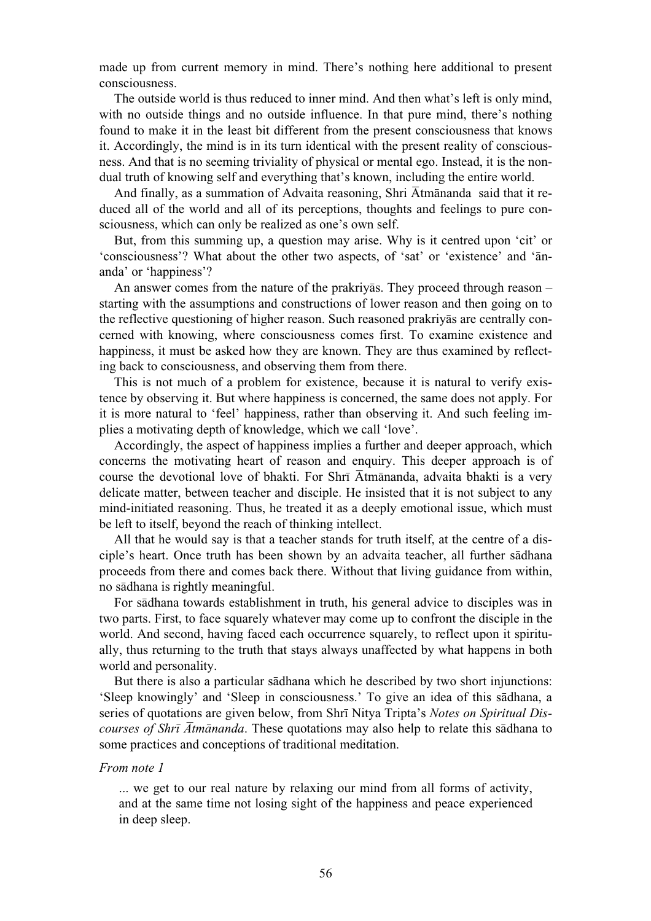made up from current memory in mind. There's nothing here additional to present consciousness.

The outside world is thus reduced to inner mind. And then what's left is only mind, with no outside things and no outside influence. In that pure mind, there's nothing found to make it in the least bit different from the present consciousness that knows it. Accordingly, the mind is in its turn identical with the present reality of consciousness. And that is no seeming triviality of physical or mental ego. Instead, it is the non-dual truth of knowing self and everything that's known, including the entire world.

And finally, as a summation of Advaita reasoning, Shri Ātmānanda said that it reduced all of the world and all of its perceptions, thoughts and feelings to pure consciousness, which can only be realized as one's own self.

But, from this summing up, a question may arise. Why is it centred upon 'cit' or 'consciousness'? What about the other two aspects, of 'sat' or 'existence' and 'ānanda' or 'happiness'?

An answer comes from the nature of the prakriyās. They proceed through reason – starting with the assumptions and constructions of lower reason and then going on to the reflective questioning of higher reason. Such reasoned prakriyās are centrally concerned with knowing, where consciousness comes first. To examine existence and happiness, it must be asked how they are known. They are thus examined by reflecting back to consciousness, and observing them from there.

This is not much of a problem for existence, because it is natural to verify existence by observing it. But where happiness is concerned, the same does not apply. For it is more natural to 'feel' happiness, rather than observing it. And such feeling implies a motivating depth of knowledge, which we call 'love'.

Accordingly, the aspect of happiness implies a further and deeper approach, which concerns the motivating heart of reason and enquiry. This deeper approach is of course the devotional love of bhakti. For Shrī Ātmānanda, advaita bhakti is a very delicate matter, between teacher and disciple. He insisted that it is not subject to any mind-initiated reasoning. Thus, he treated it as a deeply emotional issue, which must be left to itself, beyond the reach of thinking intellect.

All that he would say is that a teacher stands for truth itself, at the centre of a disciple's heart. Once truth has been shown by an advaita teacher, all further sādhana proceeds from there and comes back there. Without that living guidance from within, no sādhana is rightly meaningful.

For sādhana towards establishment in truth, his general advice to disciples was in two parts. First, to face squarely whatever may come up to confront the disciple in the world. And second, having faced each occurrence squarely, to reflect upon it spiritually, thus returning to the truth that stays always unaffected by what happens in both world and personality.

But there is also a particular sādhana which he described by two short injunctions: 'Sleep knowingly' and 'Sleep in consciousness.' To give an idea of this sādhana, a series of quotations are given below, from Shrī Nitya Tripta's *Notes on Spiritual Discourses of Shrī Ātmānanda*. These quotations may also help to relate this sādhana to some practices and conceptions of traditional meditation.

*From note 1*

> ... we get to our real nature by relaxing our mind from all forms of activity, and at the same time not losing sight of the happiness and peace experienced in deep sleep.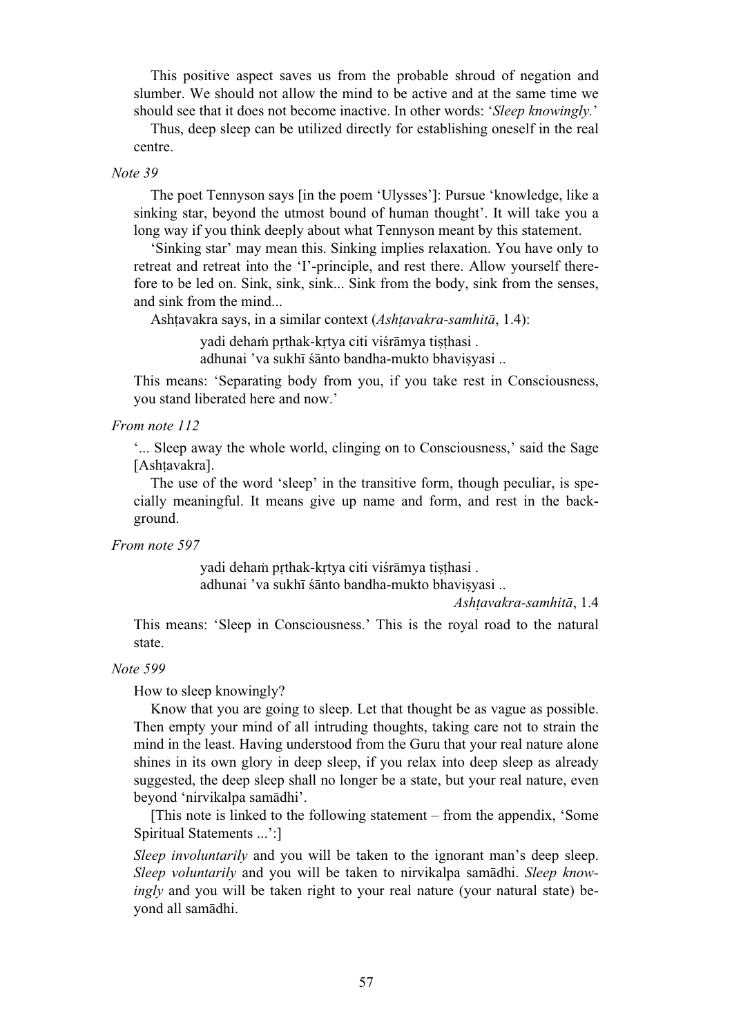This positive aspect saves us from the probable shroud of negation and slumber. We should not allow the mind to be active and at the same time we should see that it does not become inactive. In other words: '*Sleep knowingly.*'

Thus, deep sleep can be utilized directly for establishing oneself in the real centre.

*Note 39*

The poet Tennyson says [in the poem 'Ulysses']: Pursue 'knowledge, like a sinking star, beyond the utmost bound of human thought'. It will take you a long way if you think deeply about what Tennyson meant by this statement.

'Sinking star' may mean this. Sinking implies relaxation. You have only to retreat and retreat into the 'I'-principle, and rest there. Allow yourself therefore to be led on. Sink, sink, sink... Sink from the body, sink from the senses, and sink from the mind...

Ashṭavakra says, in a similar context (*Ashṭavakra-samhitā*, 1.4):

> yadi dehaṁ pṛthak-kṛtya citi viśrāmya tiṣṭhasi .
> adhunai 'va sukhī śānto bandha-mukto bhaviṣyasi ..

This means: 'Separating body from you, if you take rest in Consciousness, you stand liberated here and now.'

*From note 112*

'... Sleep away the whole world, clinging on to Consciousness,' said the Sage [Ashṭavakra].

The use of the word 'sleep' in the transitive form, though peculiar, is specially meaningful. It means give up name and form, and rest in the background.

*From note 597*

> yadi dehaṁ pṛthak-kṛtya citi viśrāmya tiṣṭhasi .
> adhunai 'va sukhī śānto bandha-mukto bhaviṣyasi ..
>
> *Ashṭavakra-samhitā*, 1.4

This means: 'Sleep in Consciousness.' This is the royal road to the natural state.

*Note 599*

How to sleep knowingly?

Know that you are going to sleep. Let that thought be as vague as possible. Then empty your mind of all intruding thoughts, taking care not to strain the mind in the least. Having understood from the Guru that your real nature alone shines in its own glory in deep sleep, if you relax into deep sleep as already suggested, the deep sleep shall no longer be a state, but your real nature, even beyond 'nirvikalpa samādhi'.

[This note is linked to the following statement – from the appendix, 'Some Spiritual Statements ...':]

*Sleep involuntarily* and you will be taken to the ignorant man's deep sleep. *Sleep voluntarily* and you will be taken to nirvikalpa samādhi. *Sleep knowingly* and you will be taken right to your real nature (your natural state) beyond all samādhi.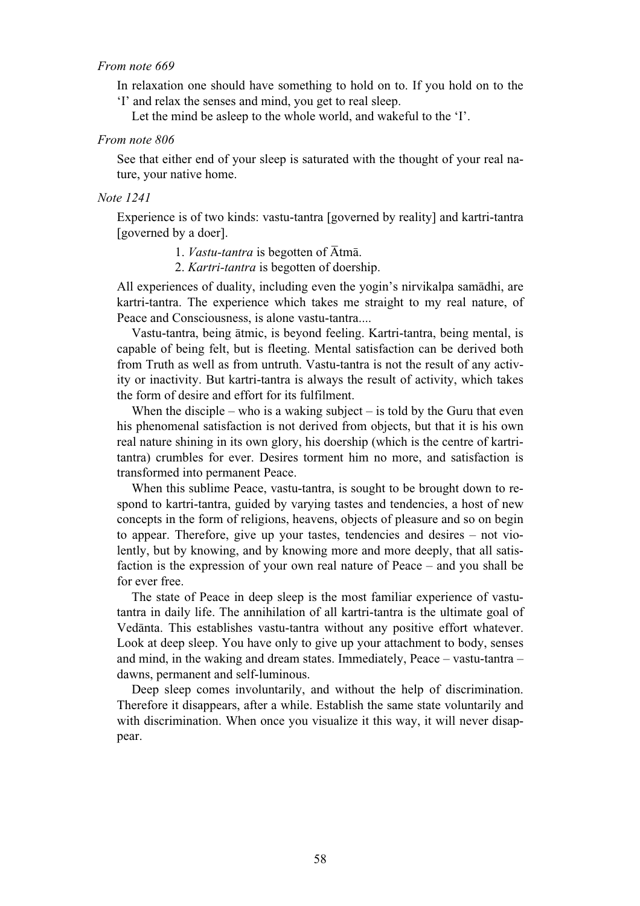*From note 669*

In relaxation one should have something to hold on to. If you hold on to the 'I' and relax the senses and mind, you get to real sleep.

Let the mind be asleep to the whole world, and wakeful to the 'I'.

*From note 806*

See that either end of your sleep is saturated with the thought of your real nature, your native home.

*Note 1241*

Experience is of two kinds: vastu-tantra [governed by reality] and kartri-tantra [governed by a doer].

1. *Vastu-tantra* is begotten of Ātmā.
2. *Kartri-tantra* is begotten of doership.

All experiences of duality, including even the yogin's nirvikalpa samādhi, are kartri-tantra. The experience which takes me straight to my real nature, of Peace and Consciousness, is alone vastu-tantra....

Vastu-tantra, being ātmic, is beyond feeling. Kartri-tantra, being mental, is capable of being felt, but is fleeting. Mental satisfaction can be derived both from Truth as well as from untruth. Vastu-tantra is not the result of any activity or inactivity. But kartri-tantra is always the result of activity, which takes the form of desire and effort for its fulfilment.

When the disciple – who is a waking subject – is told by the Guru that even his phenomenal satisfaction is not derived from objects, but that it is his own real nature shining in its own glory, his doership (which is the centre of kartri-tantra) crumbles for ever. Desires torment him no more, and satisfaction is transformed into permanent Peace.

When this sublime Peace, vastu-tantra, is sought to be brought down to respond to kartri-tantra, guided by varying tastes and tendencies, a host of new concepts in the form of religions, heavens, objects of pleasure and so on begin to appear. Therefore, give up your tastes, tendencies and desires – not violently, but by knowing, and by knowing more and more deeply, that all satisfaction is the expression of your own real nature of Peace – and you shall be for ever free.

The state of Peace in deep sleep is the most familiar experience of vastu-tantra in daily life. The annihilation of all kartri-tantra is the ultimate goal of Vedānta. This establishes vastu-tantra without any positive effort whatever. Look at deep sleep. You have only to give up your attachment to body, senses and mind, in the waking and dream states. Immediately, Peace – vastu-tantra – dawns, permanent and self-luminous.

Deep sleep comes involuntarily, and without the help of discrimination. Therefore it disappears, after a while. Establish the same state voluntarily and with discrimination. When once you visualize it this way, it will never disappear.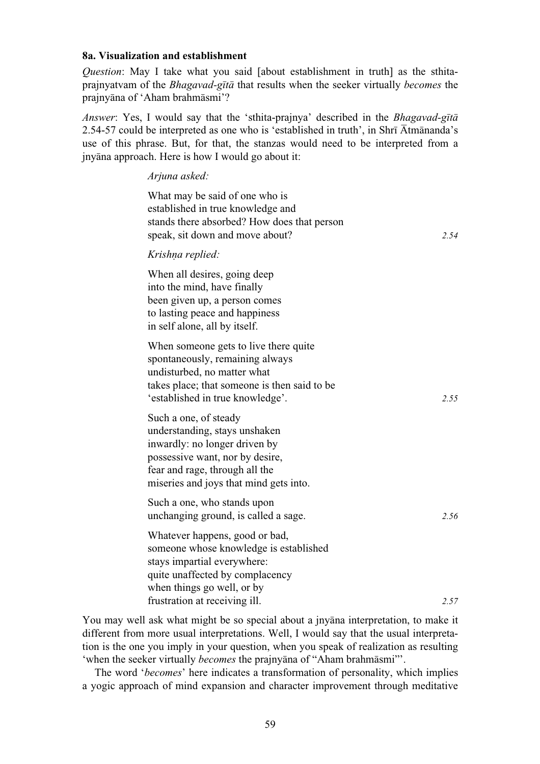### 8a. Visualization and establishment

*Question*: May I take what you said [about establishment in truth] as the sthita-prajnyatvam of the *Bhagavad-gītā* that results when the seeker virtually *becomes* the prajnyāna of 'Aham brahmāsmi'?

*Answer*: Yes, I would say that the 'sthita-prajnya' described in the *Bhagavad-gītā* 2.54-57 could be interpreted as one who is 'established in truth', in Shrī Ātmānanda's use of this phrase. But, for that, the stanzas would need to be interpreted from a jnyāna approach. Here is how I would go about it:

> *Arjuna asked:*
>
> What may be said of one who is
> established in true knowledge and
> stands there absorbed? How does that person
> speak, sit down and move about? *2.54*
>
> *Krishṇa replied:*
>
> When all desires, going deep
> into the mind, have finally
> been given up, a person comes
> to lasting peace and happiness
> in self alone, all by itself.
>
> When someone gets to live there quite
> spontaneously, remaining always
> undisturbed, no matter what
> takes place; that someone is then said to be
> 'established in true knowledge'. *2.55*
>
> Such a one, of steady
> understanding, stays unshaken
> inwardly: no longer driven by
> possessive want, nor by desire,
> fear and rage, through all the
> miseries and joys that mind gets into.
>
> Such a one, who stands upon
> unchanging ground, is called a sage. *2.56*
>
> Whatever happens, good or bad,
> someone whose knowledge is established
> stays impartial everywhere:
> quite unaffected by complacency
> when things go well, or by
> frustration at receiving ill. *2.57*

You may well ask what might be so special about a jnyāna interpretation, to make it different from more usual interpretations. Well, I would say that the usual interpretation is the one you imply in your question, when you speak of realization as resulting 'when the seeker virtually *becomes* the prajnyāna of "Aham brahmāsmi"'.

The word '*becomes*' here indicates a transformation of personality, which implies a yogic approach of mind expansion and character improvement through meditative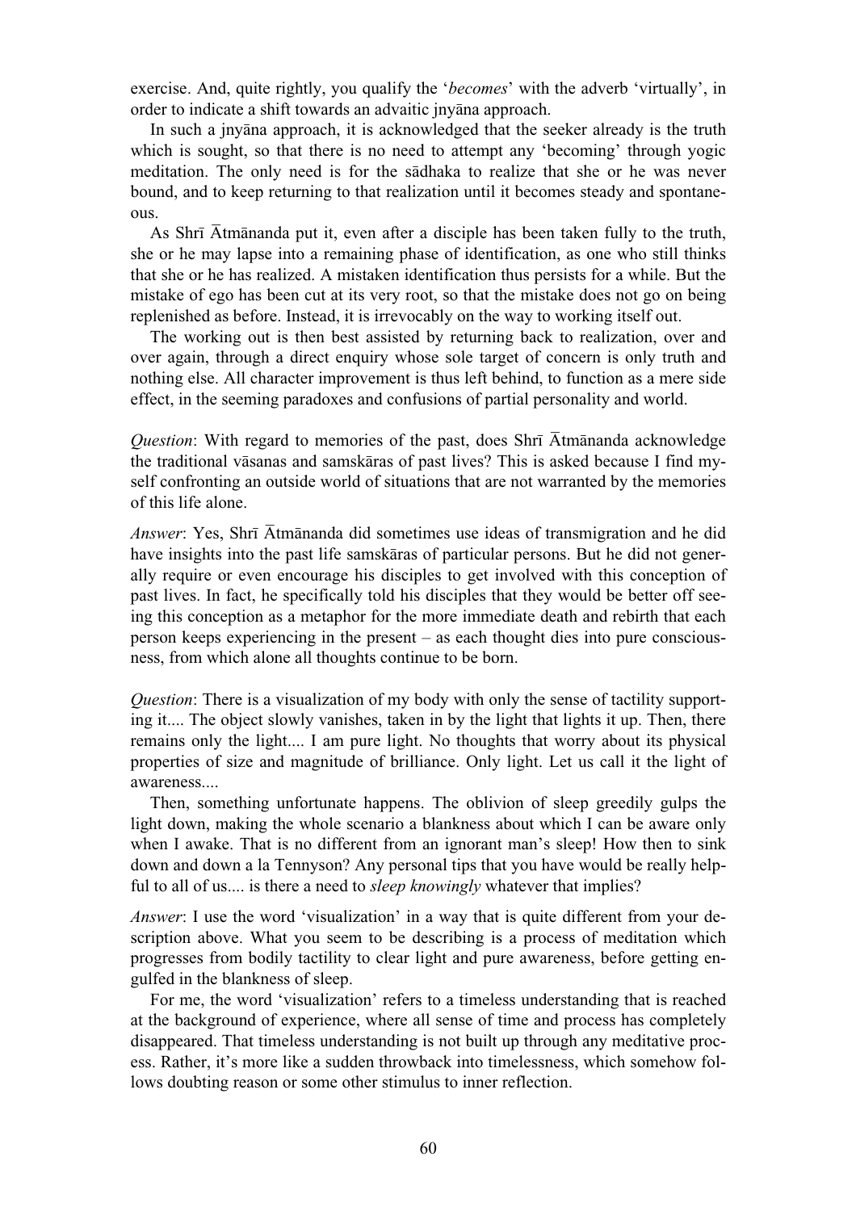exercise. And, quite rightly, you qualify the '*becomes*' with the adverb 'virtually', in order to indicate a shift towards an advaitic jnyāna approach.

In such a jnyāna approach, it is acknowledged that the seeker already is the truth which is sought, so that there is no need to attempt any 'becoming' through yogic meditation. The only need is for the sādhaka to realize that she or he was never bound, and to keep returning to that realization until it becomes steady and spontaneous.

As Shrī Ātmānanda put it, even after a disciple has been taken fully to the truth, she or he may lapse into a remaining phase of identification, as one who still thinks that she or he has realized. A mistaken identification thus persists for a while. But the mistake of ego has been cut at its very root, so that the mistake does not go on being replenished as before. Instead, it is irrevocably on the way to working itself out.

The working out is then best assisted by returning back to realization, over and over again, through a direct enquiry whose sole target of concern is only truth and nothing else. All character improvement is thus left behind, to function as a mere side effect, in the seeming paradoxes and confusions of partial personality and world.

*Question*: With regard to memories of the past, does Shrī Ātmānanda acknowledge the traditional vāsanas and samskāras of past lives? This is asked because I find myself confronting an outside world of situations that are not warranted by the memories of this life alone.

*Answer*: Yes, Shrī Ātmānanda did sometimes use ideas of transmigration and he did have insights into the past life samskāras of particular persons. But he did not generally require or even encourage his disciples to get involved with this conception of past lives. In fact, he specifically told his disciples that they would be better off seeing this conception as a metaphor for the more immediate death and rebirth that each person keeps experiencing in the present – as each thought dies into pure consciousness, from which alone all thoughts continue to be born.

*Question*: There is a visualization of my body with only the sense of tactility supporting it.... The object slowly vanishes, taken in by the light that lights it up. Then, there remains only the light.... I am pure light. No thoughts that worry about its physical properties of size and magnitude of brilliance. Only light. Let us call it the light of awareness....

Then, something unfortunate happens. The oblivion of sleep greedily gulps the light down, making the whole scenario a blankness about which I can be aware only when I awake. That is no different from an ignorant man's sleep! How then to sink down and down a la Tennyson? Any personal tips that you have would be really helpful to all of us.... is there a need to *sleep knowingly* whatever that implies?

*Answer*: I use the word 'visualization' in a way that is quite different from your description above. What you seem to be describing is a process of meditation which progresses from bodily tactility to clear light and pure awareness, before getting engulfed in the blankness of sleep.

For me, the word 'visualization' refers to a timeless understanding that is reached at the background of experience, where all sense of time and process has completely disappeared. That timeless understanding is not built up through any meditative process. Rather, it's more like a sudden throwback into timelessness, which somehow follows doubting reason or some other stimulus to inner reflection.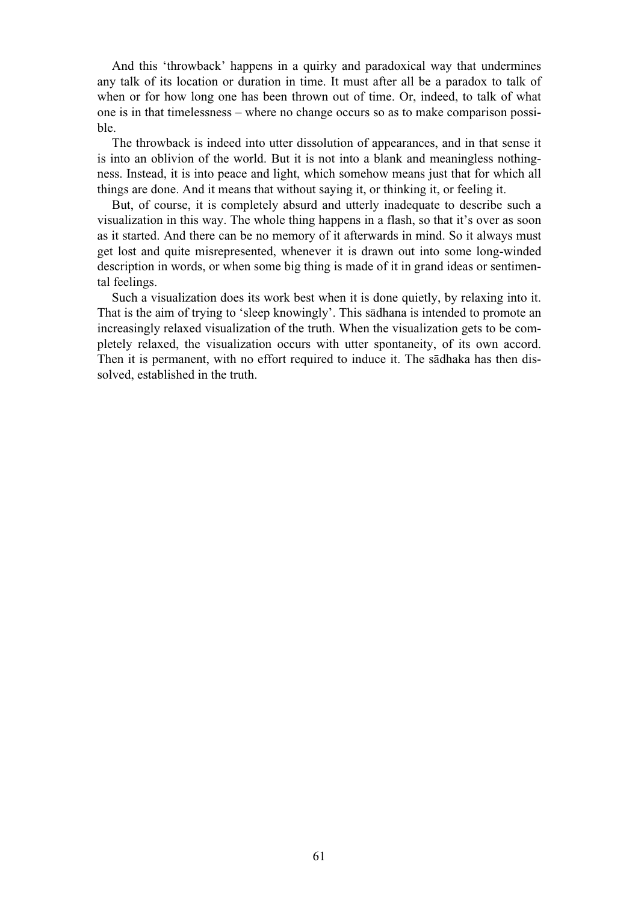And this 'throwback' happens in a quirky and paradoxical way that undermines any talk of its location or duration in time. It must after all be a paradox to talk of when or for how long one has been thrown out of time. Or, indeed, to talk of what one is in that timelessness – where no change occurs so as to make comparison possible.

The throwback is indeed into utter dissolution of appearances, and in that sense it is into an oblivion of the world. But it is not into a blank and meaningless nothingness. Instead, it is into peace and light, which somehow means just that for which all things are done. And it means that without saying it, or thinking it, or feeling it.

But, of course, it is completely absurd and utterly inadequate to describe such a visualization in this way. The whole thing happens in a flash, so that it's over as soon as it started. And there can be no memory of it afterwards in mind. So it always must get lost and quite misrepresented, whenever it is drawn out into some long-winded description in words, or when some big thing is made of it in grand ideas or sentimental feelings.

Such a visualization does its work best when it is done quietly, by relaxing into it. That is the aim of trying to 'sleep knowingly'. This sādhana is intended to promote an increasingly relaxed visualization of the truth. When the visualization gets to be completely relaxed, the visualization occurs with utter spontaneity, of its own accord. Then it is permanent, with no effort required to induce it. The sādhaka has then dissolved, established in the truth.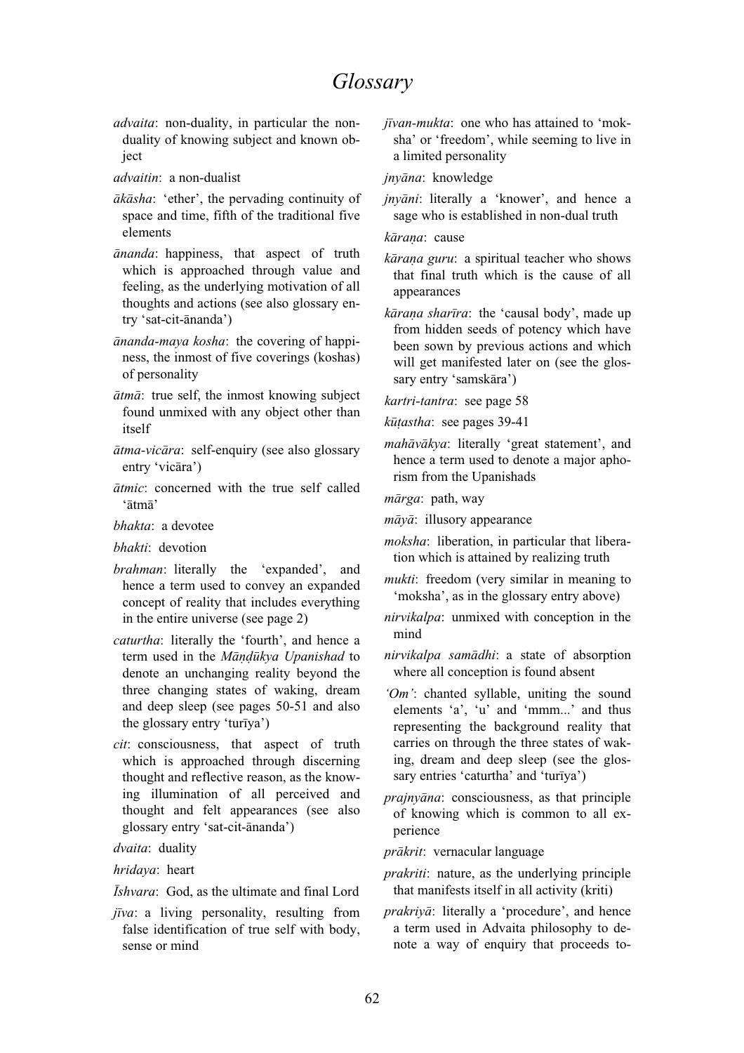# Glossary

*advaita*: non-duality, in particular the non-duality of knowing subject and known object

*advaitin*: a non-dualist

*ākāsha*: 'ether', the pervading continuity of space and time, fifth of the traditional five elements

*ānanda*: happiness, that aspect of truth which is approached through value and feeling, as the underlying motivation of all thoughts and actions (see also glossary entry 'sat-cit-ānanda')

*ānanda-maya kosha*: the covering of happiness, the inmost of five coverings (koshas) of personality

*ātmā*: true self, the inmost knowing subject found unmixed with any object other than itself

*ātma-vicāra*: self-enquiry (see also glossary entry 'vicāra')

*ātmic*: concerned with the true self called 'ātmā'

*bhakta*: a devotee

*bhakti*: devotion

*brahman*: literally the 'expanded', and hence a term used to convey an expanded concept of reality that includes everything in the entire universe (see page 2)

*caturtha*: literally the 'fourth', and hence a term used in the *Māṇḍūkya Upanishad* to denote an unchanging reality beyond the three changing states of waking, dream and deep sleep (see pages 50-51 and also the glossary entry 'turīya')

*cit*: consciousness, that aspect of truth which is approached through discerning thought and reflective reason, as the knowing illumination of all perceived and thought and felt appearances (see also glossary entry 'sat-cit-ānanda')

*dvaita*: duality

*hridaya*: heart

*Īshvara*: God, as the ultimate and final Lord

*jīva*: a living personality, resulting from false identification of true self with body, sense or mind

*jīvan-mukta*: one who has attained to 'moksha' or 'freedom', while seeming to live in a limited personality

*jnyāna*: knowledge

*jnyāni*: literally a 'knower', and hence a sage who is established in non-dual truth

*kāraṇa*: cause

*kāraṇa guru*: a spiritual teacher who shows that final truth which is the cause of all appearances

*kāraṇa sharīra*: the 'causal body', made up from hidden seeds of potency which have been sown by previous actions and which will get manifested later on (see the glossary entry 'samskāra')

*kartri-tantra*: see page 58

*kūṭastha*: see pages 39-41

*mahāvākya*: literally 'great statement', and hence a term used to denote a major aphorism from the Upanishads

*mārga*: path, way

*māyā*: illusory appearance

*moksha*: liberation, in particular that liberation which is attained by realizing truth

*mukti*: freedom (very similar in meaning to 'moksha', as in the glossary entry above)

*nirvikalpa*: unmixed with conception in the mind

*nirvikalpa samādhi*: a state of absorption where all conception is found absent

*'Om'*: chanted syllable, uniting the sound elements 'a', 'u' and 'mmm...' and thus representing the background reality that carries on through the three states of waking, dream and deep sleep (see the glossary entries 'caturtha' and 'turīya')

*prajnyāna*: consciousness, as that principle of knowing which is common to all experience

*prākrit*: vernacular language

*prakriti*: nature, as the underlying principle that manifests itself in all activity (kriti)

*prakriyā*: literally a 'procedure', and hence a term used in Advaita philosophy to denote a way of enquiry that proceeds to-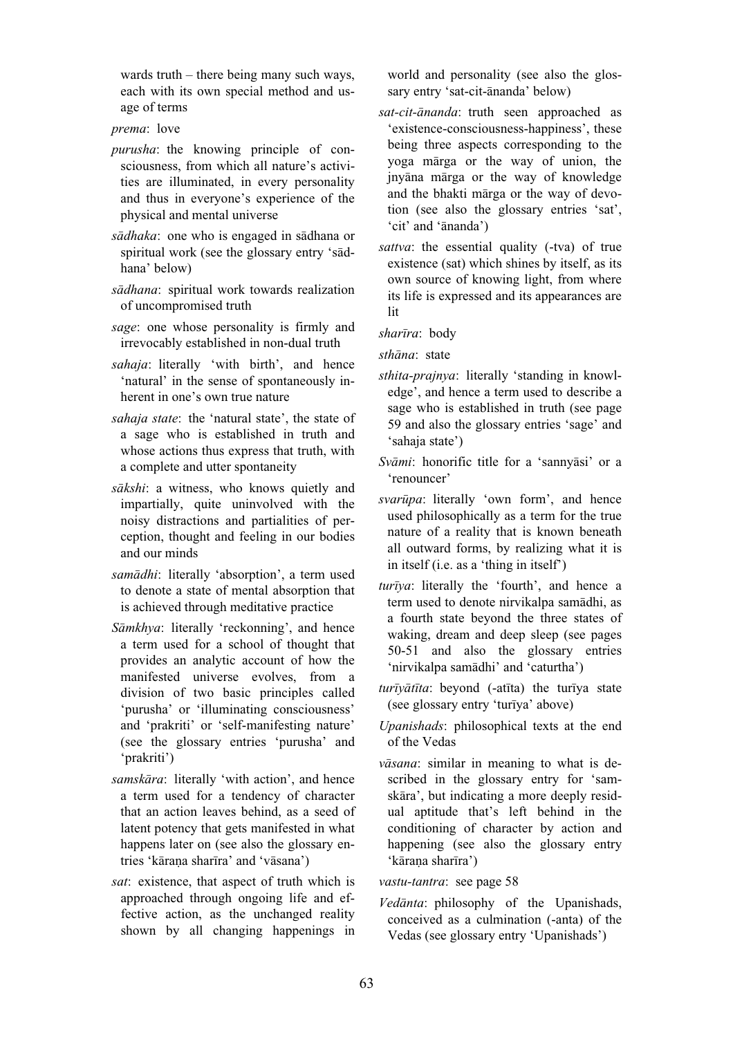wards truth – there being many such ways, each with its own special method and usage of terms

*prema*: love

*purusha*: the knowing principle of consciousness, from which all nature's activities are illuminated, in every personality and thus in everyone's experience of the physical and mental universe

*sādhaka*: one who is engaged in sādhana or spiritual work (see the glossary entry 'sādhana' below)

*sādhana*: spiritual work towards realization of uncompromised truth

*sage*: one whose personality is firmly and irrevocably established in non-dual truth

*sahaja*: literally 'with birth', and hence 'natural' in the sense of spontaneously inherent in one's own true nature

*sahaja state*: the 'natural state', the state of a sage who is established in truth and whose actions thus express that truth, with a complete and utter spontaneity

*sākshi*: a witness, who knows quietly and impartially, quite uninvolved with the noisy distractions and partialities of perception, thought and feeling in our bodies and our minds

*samādhi*: literally 'absorption', a term used to denote a state of mental absorption that is achieved through meditative practice

*Sāmkhya*: literally 'reckonning', and hence a term used for a school of thought that provides an analytic account of how the manifested universe evolves, from a division of two basic principles called 'purusha' or 'illuminating consciousness' and 'prakriti' or 'self-manifesting nature' (see the glossary entries 'purusha' and 'prakriti')

*samskāra*: literally 'with action', and hence a term used for a tendency of character that an action leaves behind, as a seed of latent potency that gets manifested in what happens later on (see also the glossary entries 'kāraṇa sharīra' and 'vāsana')

*sat*: existence, that aspect of truth which is approached through ongoing life and effective action, as the unchanged reality shown by all changing happenings in world and personality (see also the glossary entry 'sat-cit-ānanda' below)

*sat-cit-ānanda*: truth seen approached as 'existence-consciousness-happiness', these being three aspects corresponding to the yoga mārga or the way of union, the jnyāna mārga or the way of knowledge and the bhakti mārga or the way of devotion (see also the glossary entries 'sat', 'cit' and 'ānanda')

*sattva*: the essential quality (-tva) of true existence (sat) which shines by itself, as its own source of knowing light, from where its life is expressed and its appearances are lit

*sharīra*: body

*sthāna*: state

*sthita-prajnya*: literally 'standing in knowledge', and hence a term used to describe a sage who is established in truth (see page 59 and also the glossary entries 'sage' and 'sahaja state')

*Svāmi*: honorific title for a 'sannyāsi' or a 'renouncer'

*svarūpa*: literally 'own form', and hence used philosophically as a term for the true nature of a reality that is known beneath all outward forms, by realizing what it is in itself (i.e. as a 'thing in itself')

*turīya*: literally the 'fourth', and hence a term used to denote nirvikalpa samādhi, as a fourth state beyond the three states of waking, dream and deep sleep (see pages 50-51 and also the glossary entries 'nirvikalpa samādhi' and 'caturtha')

*turīyātīta*: beyond (-atīta) the turīya state (see glossary entry 'turīya' above)

*Upanishads*: philosophical texts at the end of the Vedas

*vāsana*: similar in meaning to what is described in the glossary entry for 'samskāra', but indicating a more deeply residual aptitude that's left behind in the conditioning of character by action and happening (see also the glossary entry 'kāraṇa sharīra')

*vastu-tantra*: see page 58

*Vedānta*: philosophy of the Upanishads, conceived as a culmination (-anta) of the Vedas (see glossary entry 'Upanishads')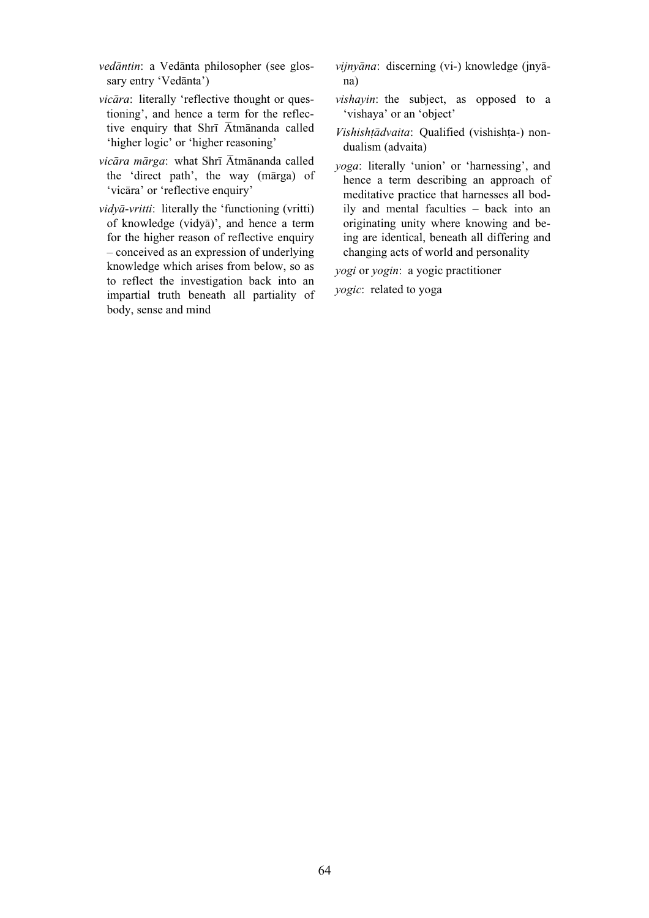*vedāntin*: a Vedānta philosopher (see glossary entry 'Vedānta')

*vicāra*: literally 'reflective thought or questioning', and hence a term for the reflective enquiry that Shrī Ātmānanda called 'higher logic' or 'higher reasoning'

*vicāra mārga*: what Shrī Ātmānanda called the 'direct path', the way (mārga) of 'vicāra' or 'reflective enquiry'

*vidyā-vritti*: literally the 'functioning (vritti) of knowledge (vidyā)', and hence a term for the higher reason of reflective enquiry – conceived as an expression of underlying knowledge which arises from below, so as to reflect the investigation back into an impartial truth beneath all partiality of body, sense and mind

*vijnyāna*: discerning (vi-) knowledge (jnyāna)

*vishayin*: the subject, as opposed to a 'vishaya' or an 'object'

*Vishishṭādvaita*: Qualified (vishishṭa-) non-dualism (advaita)

*yoga*: literally 'union' or 'harnessing', and hence a term describing an approach of meditative practice that harnesses all bodily and mental faculties – back into an originating unity where knowing and being are identical, beneath all differing and changing acts of world and personality

*yogi* or *yogin*: a yogic practitioner

*yogic*: related to yoga